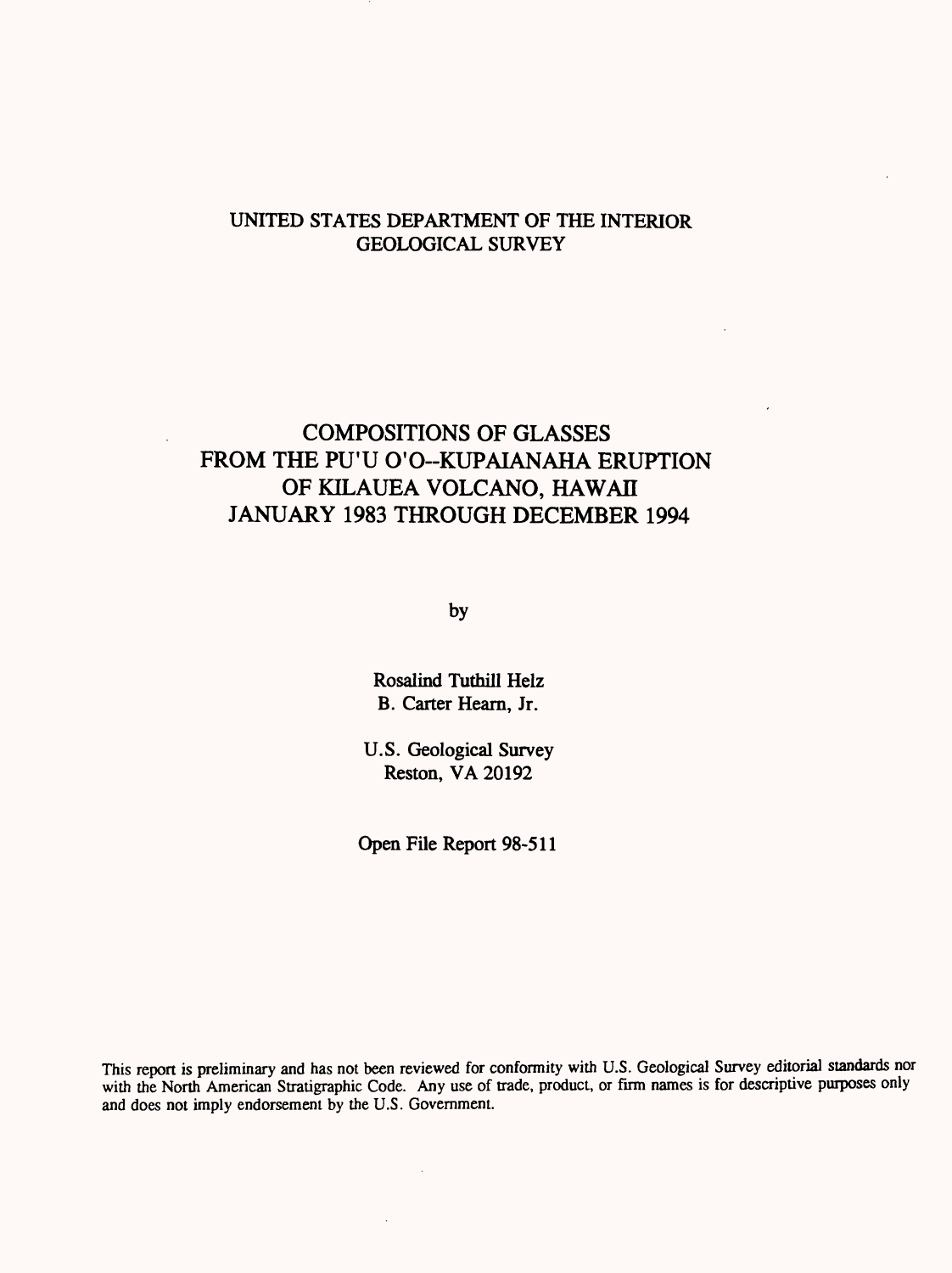UNITED STATES DEPARTMENT OF THE INTERIOR
GEOLOGICAL SURVEY

# COMPOSITIONS OF GLASSES FROM THE PU'U O'O--KUPAIANAHA ERUPTION OF KILAUEA VOLCANO, HAWAII JANUARY 1983 THROUGH DECEMBER 1994

by

Rosalind Tuthill Helz
B. Carter Hearn, Jr.

U.S. Geological Survey
Reston, VA 20192

Open File Report 98-511

This report is preliminary and has not been reviewed for conformity with U.S. Geological Survey editorial standards nor with the North American Stratigraphic Code. Any use of trade, product, or firm names is for descriptive purposes only and does not imply endorsement by the U.S. Government.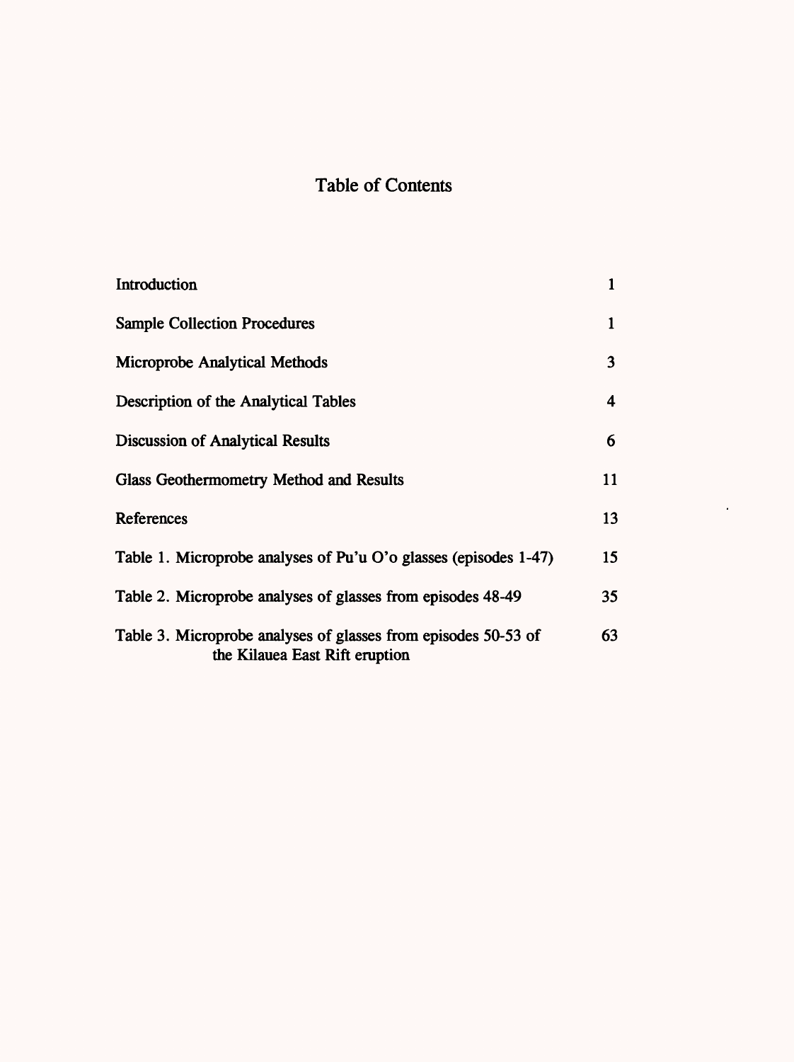# Table of Contents

| | |
|---|---|
| Introduction | 1 |
| Sample Collection Procedures | 1 |
| Microprobe Analytical Methods | 3 |
| Description of the Analytical Tables | 4 |
| Discussion of Analytical Results | 6 |
| Glass Geothermometry Method and Results | 11 |
| References | 13 |
| Table 1. Microprobe analyses of Pu'u O'o glasses (episodes 1-47) | 15 |
| Table 2. Microprobe analyses of glasses from episodes 48-49 | 35 |
| Table 3. Microprobe analyses of glasses from episodes 50-53 of the Kilauea East Rift eruption | 63 |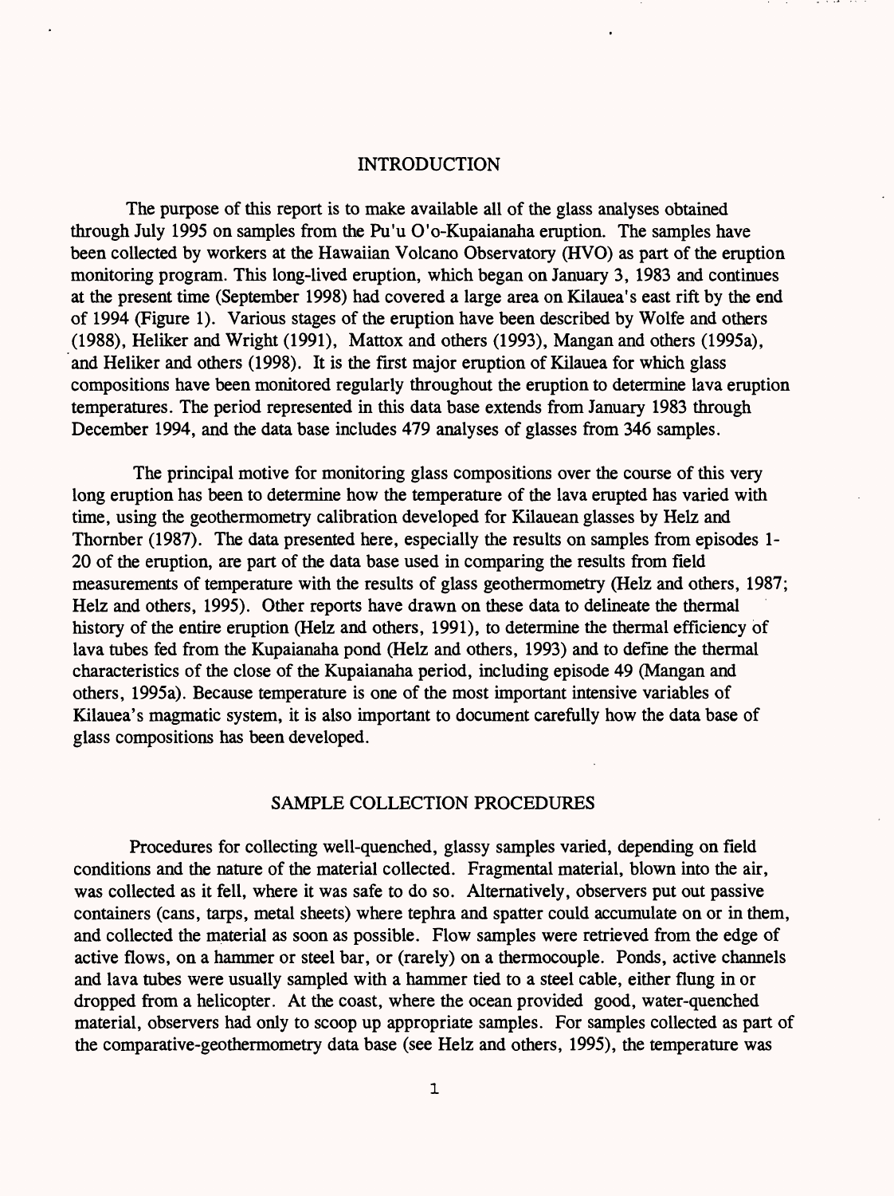## INTRODUCTION

The purpose of this report is to make available all of the glass analyses obtained through July 1995 on samples from the Pu'u O'o-Kupaianaha eruption. The samples have been collected by workers at the Hawaiian Volcano Observatory (HVO) as part of the eruption monitoring program. This long-lived eruption, which began on January 3, 1983 and continues at the present time (September 1998) had covered a large area on Kilauea's east rift by the end of 1994 (Figure 1). Various stages of the eruption have been described by Wolfe and others (1988), Heliker and Wright (1991), Mattox and others (1993), Mangan and others (1995a), and Heliker and others (1998). It is the first major eruption of Kilauea for which glass compositions have been monitored regularly throughout the eruption to determine lava eruption temperatures. The period represented in this data base extends from January 1983 through December 1994, and the data base includes 479 analyses of glasses from 346 samples.

The principal motive for monitoring glass compositions over the course of this very long eruption has been to determine how the temperature of the lava erupted has varied with time, using the geothermometry calibration developed for Kilauean glasses by Helz and Thornber (1987). The data presented here, especially the results on samples from episodes 1-20 of the eruption, are part of the data base used in comparing the results from field measurements of temperature with the results of glass geothermometry (Helz and others, 1987; Helz and others, 1995). Other reports have drawn on these data to delineate the thermal history of the entire eruption (Helz and others, 1991), to determine the thermal efficiency of lava tubes fed from the Kupaianaha pond (Helz and others, 1993) and to define the thermal characteristics of the close of the Kupaianaha period, including episode 49 (Mangan and others, 1995a). Because temperature is one of the most important intensive variables of Kilauea's magmatic system, it is also important to document carefully how the data base of glass compositions has been developed.

## SAMPLE COLLECTION PROCEDURES

Procedures for collecting well-quenched, glassy samples varied, depending on field conditions and the nature of the material collected. Fragmental material, blown into the air, was collected as it fell, where it was safe to do so. Alternatively, observers put out passive containers (cans, tarps, metal sheets) where tephra and spatter could accumulate on or in them, and collected the material as soon as possible. Flow samples were retrieved from the edge of active flows, on a hammer or steel bar, or (rarely) on a thermocouple. Ponds, active channels and lava tubes were usually sampled with a hammer tied to a steel cable, either flung in or dropped from a helicopter. At the coast, where the ocean provided good, water-quenched material, observers had only to scoop up appropriate samples. For samples collected as part of the comparative-geothermometry data base (see Helz and others, 1995), the temperature was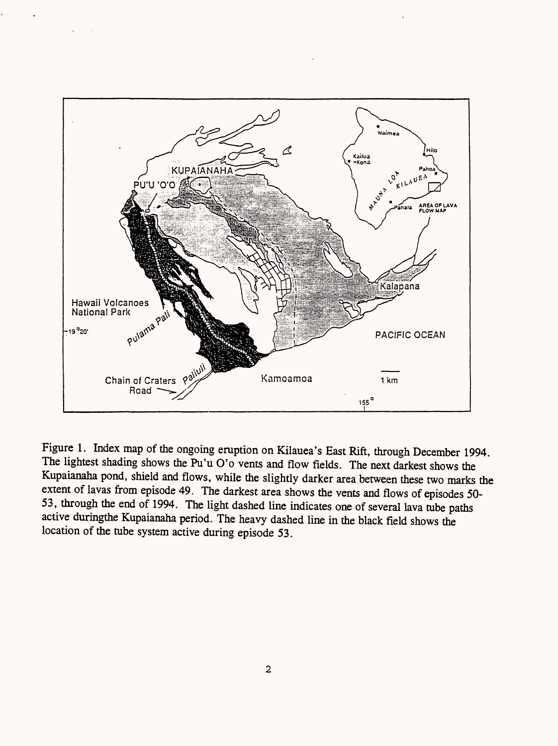Figure 1. Index map of the ongoing eruption on Kilauea's East Rift, through December 1994. The lightest shading shows the Pu'u O'o vents and flow fields. The next darkest shows the Kupaianaha pond, shield and flows, while the slightly darker area between these two marks the extent of lavas from episode 49. The darkest area shows the vents and flows of episodes 50-53, through the end of 1994. The light dashed line indicates one of several lava tube paths active duringthe Kupaianaha period. The heavy dashed line in the black field shows the location of the tube system active during episode 53.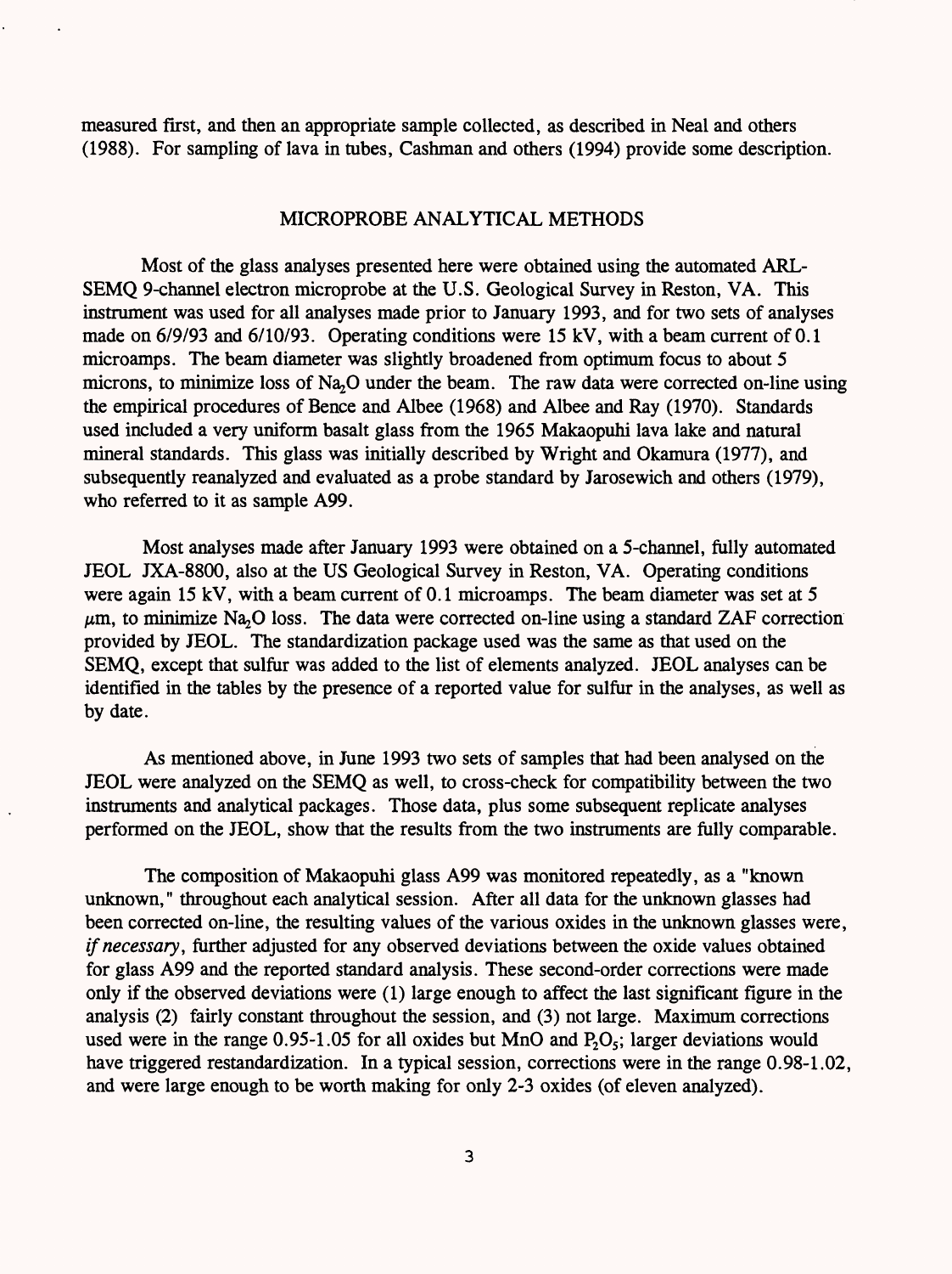measured first, and then an appropriate sample collected, as described in Neal and others (1988). For sampling of lava in tubes, Cashman and others (1994) provide some description.

## MICROPROBE ANALYTICAL METHODS

Most of the glass analyses presented here were obtained using the automated ARL-SEMQ 9-channel electron microprobe at the U.S. Geological Survey in Reston, VA. This instrument was used for all analyses made prior to January 1993, and for two sets of analyses made on 6/9/93 and 6/10/93. Operating conditions were 15 kV, with a beam current of 0.1 microamps. The beam diameter was slightly broadened from optimum focus to about 5 microns, to minimize loss of $Na_2O$ under the beam. The raw data were corrected on-line using the empirical procedures of Bence and Albee (1968) and Albee and Ray (1970). Standards used included a very uniform basalt glass from the 1965 Makaopuhi lava lake and natural mineral standards. This glass was initially described by Wright and Okamura (1977), and subsequently reanalyzed and evaluated as a probe standard by Jarosewich and others (1979), who referred to it as sample A99.

Most analyses made after January 1993 were obtained on a 5-channel, fully automated JEOL JXA-8800, also at the US Geological Survey in Reston, VA. Operating conditions were again 15 kV, with a beam current of 0.1 microamps. The beam diameter was set at 5 $\mu$m, to minimize $Na_2O$ loss. The data were corrected on-line using a standard ZAF correction provided by JEOL. The standardization package used was the same as that used on the SEMQ, except that sulfur was added to the list of elements analyzed. JEOL analyses can be identified in the tables by the presence of a reported value for sulfur in the analyses, as well as by date.

As mentioned above, in June 1993 two sets of samples that had been analysed on the JEOL were analyzed on the SEMQ as well, to cross-check for compatibility between the two instruments and analytical packages. Those data, plus some subsequent replicate analyses performed on the JEOL, show that the results from the two instruments are fully comparable.

The composition of Makaopuhi glass A99 was monitored repeatedly, as a "known unknown," throughout each analytical session. After all data for the unknown glasses had been corrected on-line, the resulting values of the various oxides in the unknown glasses were, *if necessary*, further adjusted for any observed deviations between the oxide values obtained for glass A99 and the reported standard analysis. These second-order corrections were made only if the observed deviations were (1) large enough to affect the last significant figure in the analysis (2) fairly constant throughout the session, and (3) not large. Maximum corrections used were in the range 0.95-1.05 for all oxides but MnO and $P_2O_5$; larger deviations would have triggered restandardization. In a typical session, corrections were in the range 0.98-1.02, and were large enough to be worth making for only 2-3 oxides (of eleven analyzed).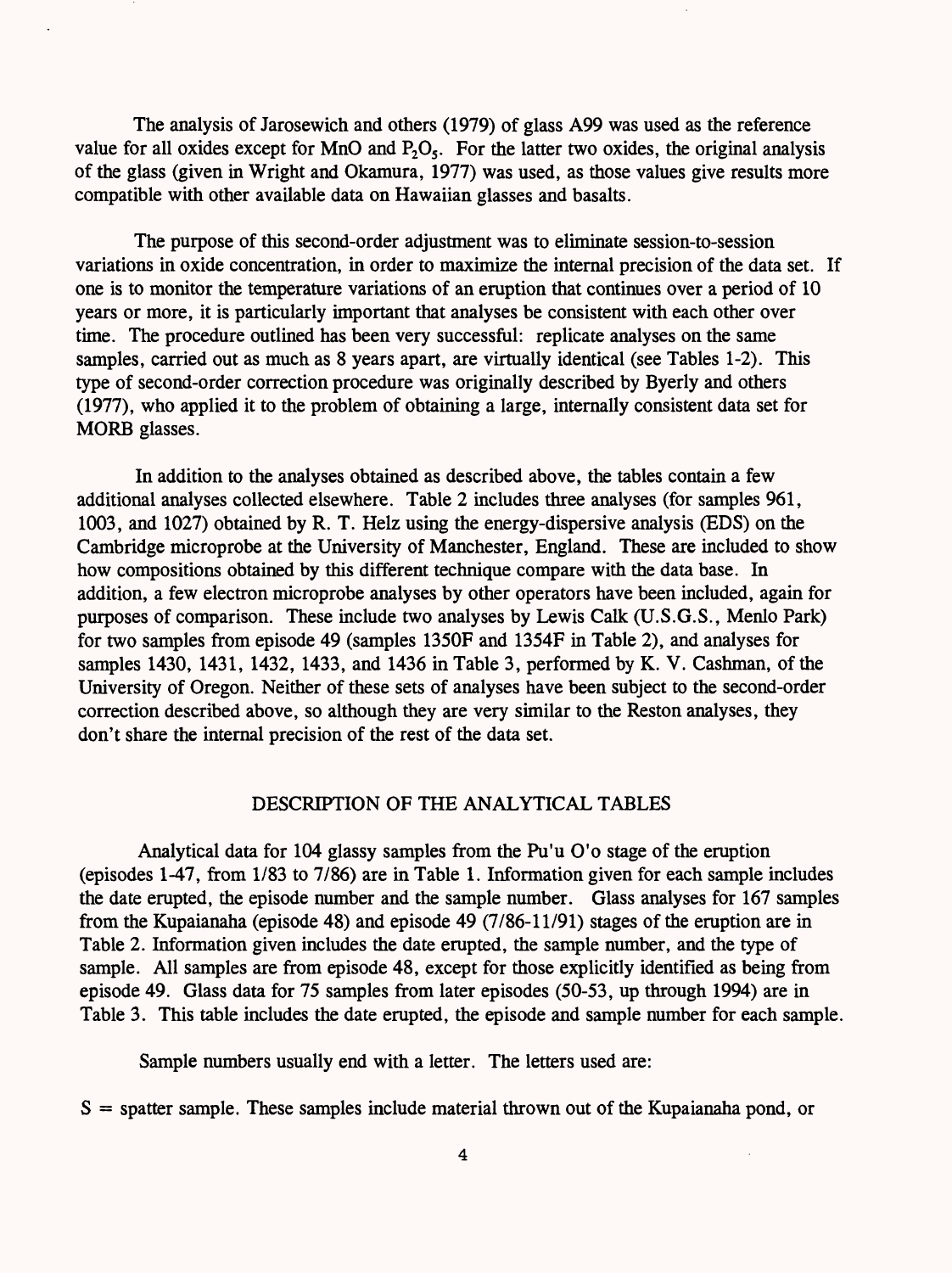The analysis of Jarosewich and others (1979) of glass A99 was used as the reference value for all oxides except for MnO and $P_2O_5$. For the latter two oxides, the original analysis of the glass (given in Wright and Okamura, 1977) was used, as those values give results more compatible with other available data on Hawaiian glasses and basalts.

The purpose of this second-order adjustment was to eliminate session-to-session variations in oxide concentration, in order to maximize the internal precision of the data set. If one is to monitor the temperature variations of an eruption that continues over a period of 10 years or more, it is particularly important that analyses be consistent with each other over time. The procedure outlined has been very successful: replicate analyses on the same samples, carried out as much as 8 years apart, are virtually identical (see Tables 1-2). This type of second-order correction procedure was originally described by Byerly and others (1977), who applied it to the problem of obtaining a large, internally consistent data set for MORB glasses.

In addition to the analyses obtained as described above, the tables contain a few additional analyses collected elsewhere. Table 2 includes three analyses (for samples 961, 1003, and 1027) obtained by R. T. Helz using the energy-dispersive analysis (EDS) on the Cambridge microprobe at the University of Manchester, England. These are included to show how compositions obtained by this different technique compare with the data base. In addition, a few electron microprobe analyses by other operators have been included, again for purposes of comparison. These include two analyses by Lewis Calk (U.S.G.S., Menlo Park) for two samples from episode 49 (samples 1350F and 1354F in Table 2), and analyses for samples 1430, 1431, 1432, 1433, and 1436 in Table 3, performed by K. V. Cashman, of the University of Oregon. Neither of these sets of analyses have been subject to the second-order correction described above, so although they are very similar to the Reston analyses, they don't share the internal precision of the rest of the data set.

## DESCRIPTION OF THE ANALYTICAL TABLES

Analytical data for 104 glassy samples from the Pu'u O'o stage of the eruption (episodes 1-47, from 1/83 to 7/86) are in Table 1. Information given for each sample includes the date erupted, the episode number and the sample number. Glass analyses for 167 samples from the Kupaianaha (episode 48) and episode 49 (7/86-11/91) stages of the eruption are in Table 2. Information given includes the date erupted, the sample number, and the type of sample. All samples are from episode 48, except for those explicitly identified as being from episode 49. Glass data for 75 samples from later episodes (50-53, up through 1994) are in Table 3. This table includes the date erupted, the episode and sample number for each sample.

Sample numbers usually end with a letter. The letters used are:

S = spatter sample. These samples include material thrown out of the Kupaianaha pond, or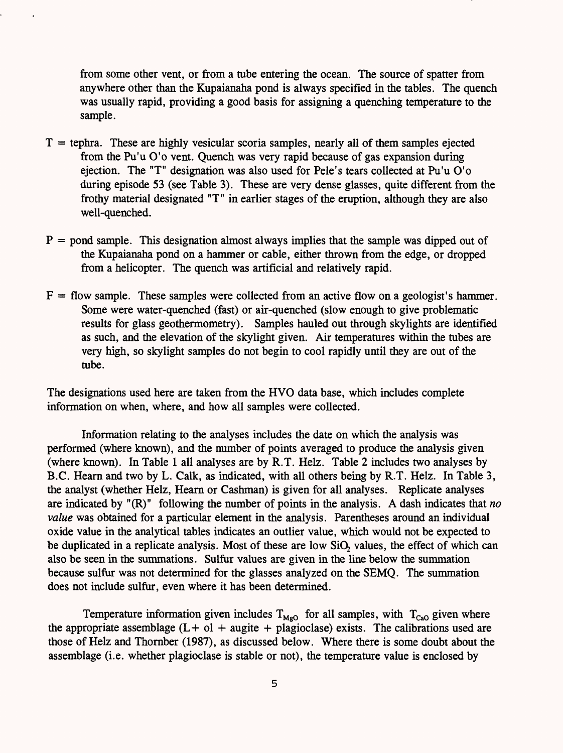from some other vent, or from a tube entering the ocean. The source of spatter from anywhere other than the Kupaianaha pond is always specified in the tables. The quench was usually rapid, providing a good basis for assigning a quenching temperature to the sample.

- T = tephra. These are highly vesicular scoria samples, nearly all of them samples ejected from the Pu'u O'o vent. Quench was very rapid because of gas expansion during ejection. The "T" designation was also used for Pele's tears collected at Pu'u O'o during episode 53 (see Table 3). These are very dense glasses, quite different from the frothy material designated "T" in earlier stages of the eruption, although they are also well-quenched.

- P = pond sample. This designation almost always implies that the sample was dipped out of the Kupaianaha pond on a hammer or cable, either thrown from the edge, or dropped from a helicopter. The quench was artificial and relatively rapid.

- F = flow sample. These samples were collected from an active flow on a geologist's hammer. Some were water-quenched (fast) or air-quenched (slow enough to give problematic results for glass geothermometry). Samples hauled out through skylights are identified as such, and the elevation of the skylight given. Air temperatures within the tubes are very high, so skylight samples do not begin to cool rapidly until they are out of the tube.

The designations used here are taken from the HVO data base, which includes complete information on when, where, and how all samples were collected.

Information relating to the analyses includes the date on which the analysis was performed (where known), and the number of points averaged to produce the analysis given (where known). In Table 1 all analyses are by R.T. Helz. Table 2 includes two analyses by B.C. Hearn and two by L. Calk, as indicated, with all others being by R.T. Helz. In Table 3, the analyst (whether Helz, Hearn or Cashman) is given for all analyses. Replicate analyses are indicated by "(R)" following the number of points in the analysis. A dash indicates that *no value* was obtained for a particular element in the analysis. Parentheses around an individual oxide value in the analytical tables indicates an outlier value, which would not be expected to be duplicated in a replicate analysis. Most of these are low $SiO_2$ values, the effect of which can also be seen in the summations. Sulfur values are given in the line below the summation because sulfur was not determined for the glasses analyzed on the SEMQ. The summation does not include sulfur, even where it has been determined.

Temperature information given includes $T_{MgO}$ for all samples, with $T_{CaO}$ given where the appropriate assemblage (L + ol + augite + plagioclase) exists. The calibrations used are those of Helz and Thornber (1987), as discussed below. Where there is some doubt about the assemblage (i.e. whether plagioclase is stable or not), the temperature value is enclosed by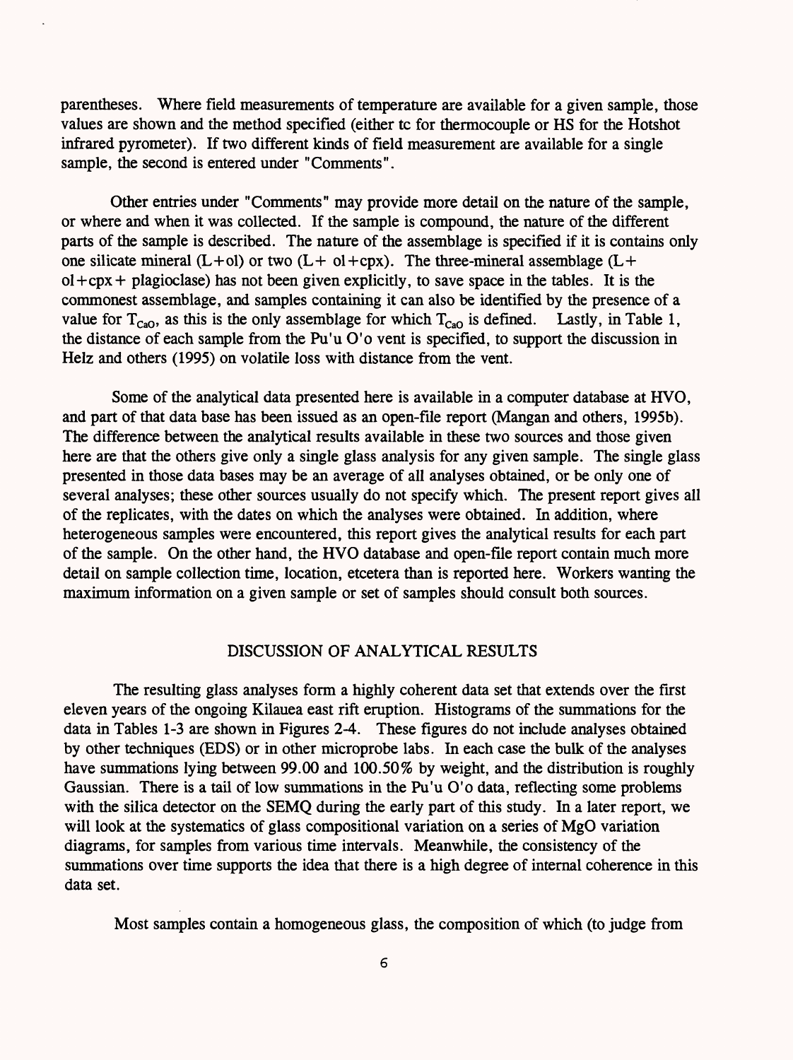parentheses. Where field measurements of temperature are available for a given sample, those values are shown and the method specified (either tc for thermocouple or HS for the Hotshot infrared pyrometer). If two different kinds of field measurement are available for a single sample, the second is entered under "Comments".

Other entries under "Comments" may provide more detail on the nature of the sample, or where and when it was collected. If the sample is compound, the nature of the different parts of the sample is described. The nature of the assemblage is specified if it is contains only one silicate mineral (L+ol) or two (L+ ol+cpx). The three-mineral assemblage (L+ ol+cpx+ plagioclase) has not been given explicitly, to save space in the tables. It is the commonest assemblage, and samples containing it can also be identified by the presence of a value for $T_{CaO}$, as this is the only assemblage for which $T_{CaO}$ is defined. Lastly, in Table 1, the distance of each sample from the Pu'u O'o vent is specified, to support the discussion in Helz and others (1995) on volatile loss with distance from the vent.

Some of the analytical data presented here is available in a computer database at HVO, and part of that data base has been issued as an open-file report (Mangan and others, 1995b). The difference between the analytical results available in these two sources and those given here are that the others give only a single glass analysis for any given sample. The single glass presented in those data bases may be an average of all analyses obtained, or be only one of several analyses; these other sources usually do not specify which. The present report gives all of the replicates, with the dates on which the analyses were obtained. In addition, where heterogeneous samples were encountered, this report gives the analytical results for each part of the sample. On the other hand, the HVO database and open-file report contain much more detail on sample collection time, location, etcetera than is reported here. Workers wanting the maximum information on a given sample or set of samples should consult both sources.

## DISCUSSION OF ANALYTICAL RESULTS

The resulting glass analyses form a highly coherent data set that extends over the first eleven years of the ongoing Kilauea east rift eruption. Histograms of the summations for the data in Tables 1-3 are shown in Figures 2-4. These figures do not include analyses obtained by other techniques (EDS) or in other microprobe labs. In each case the bulk of the analyses have summations lying between 99.00 and 100.50% by weight, and the distribution is roughly Gaussian. There is a tail of low summations in the Pu'u O'o data, reflecting some problems with the silica detector on the SEMQ during the early part of this study. In a later report, we will look at the systematics of glass compositional variation on a series of MgO variation diagrams, for samples from various time intervals. Meanwhile, the consistency of the summations over time supports the idea that there is a high degree of internal coherence in this data set.

Most samples contain a homogeneous glass, the composition of which (to judge from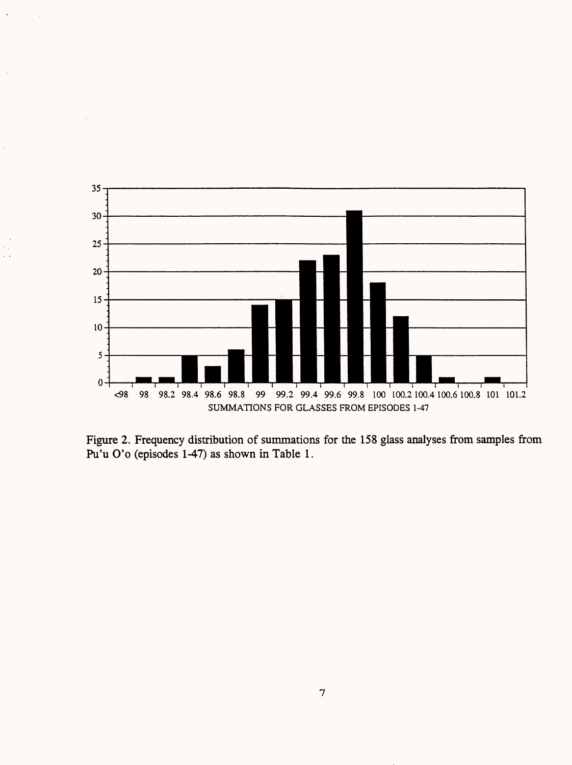Figure 2. Frequency distribution of summations for the 158 glass analyses from samples from Pu'u O'o (episodes 1-47) as shown in Table 1.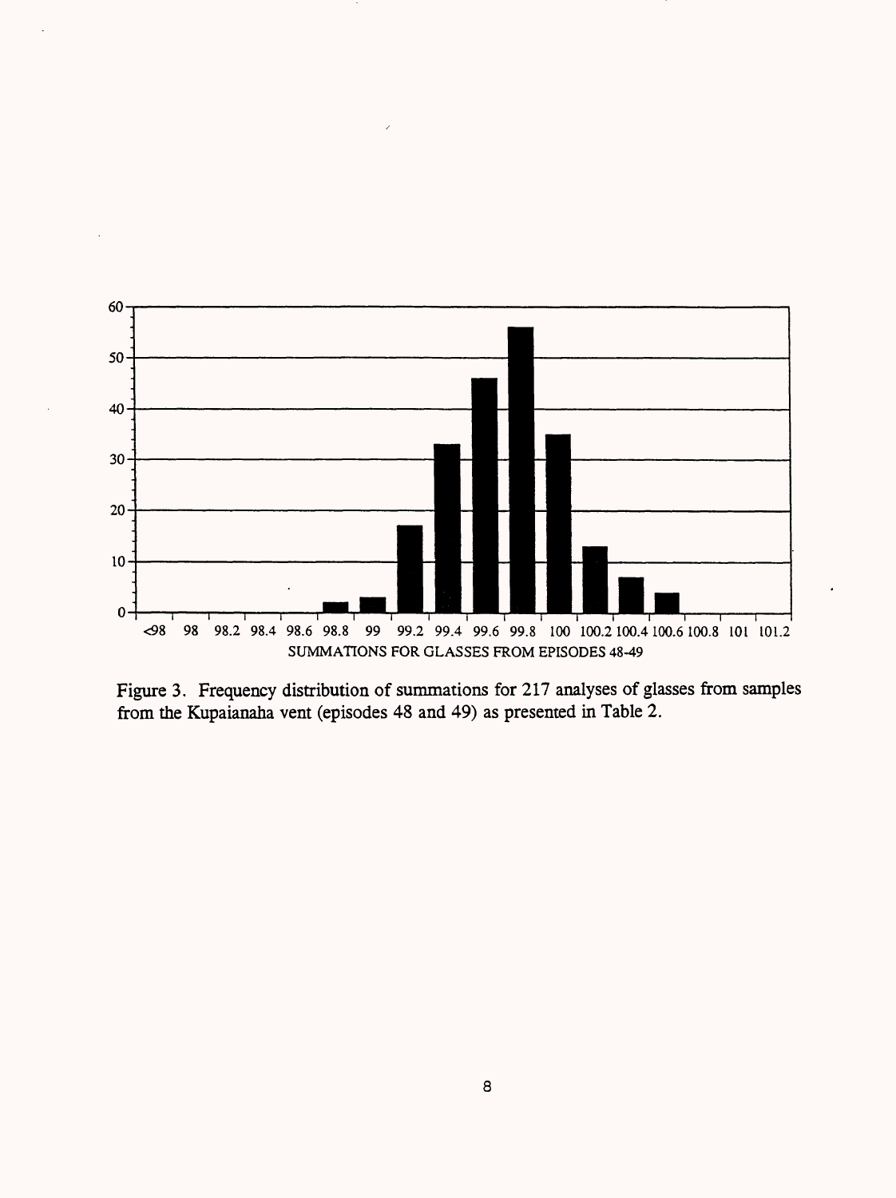Figure 3. Frequency distribution of summations for 217 analyses of glasses from samples from the Kupaianaha vent (episodes 48 and 49) as presented in Table 2.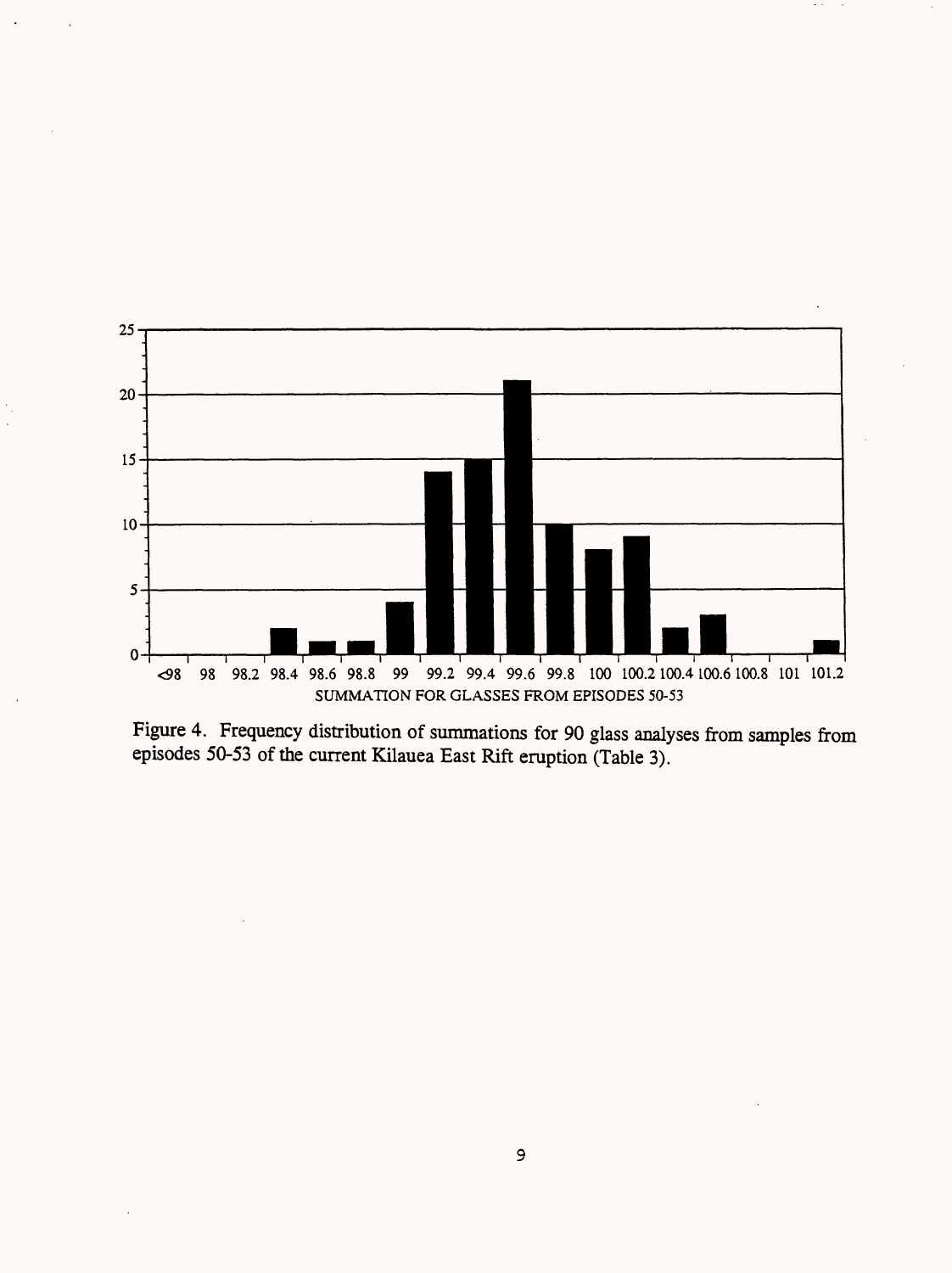Figure 4. Frequency distribution of summations for 90 glass analyses from samples from episodes 50-53 of the current Kilauea East Rift eruption (Table 3).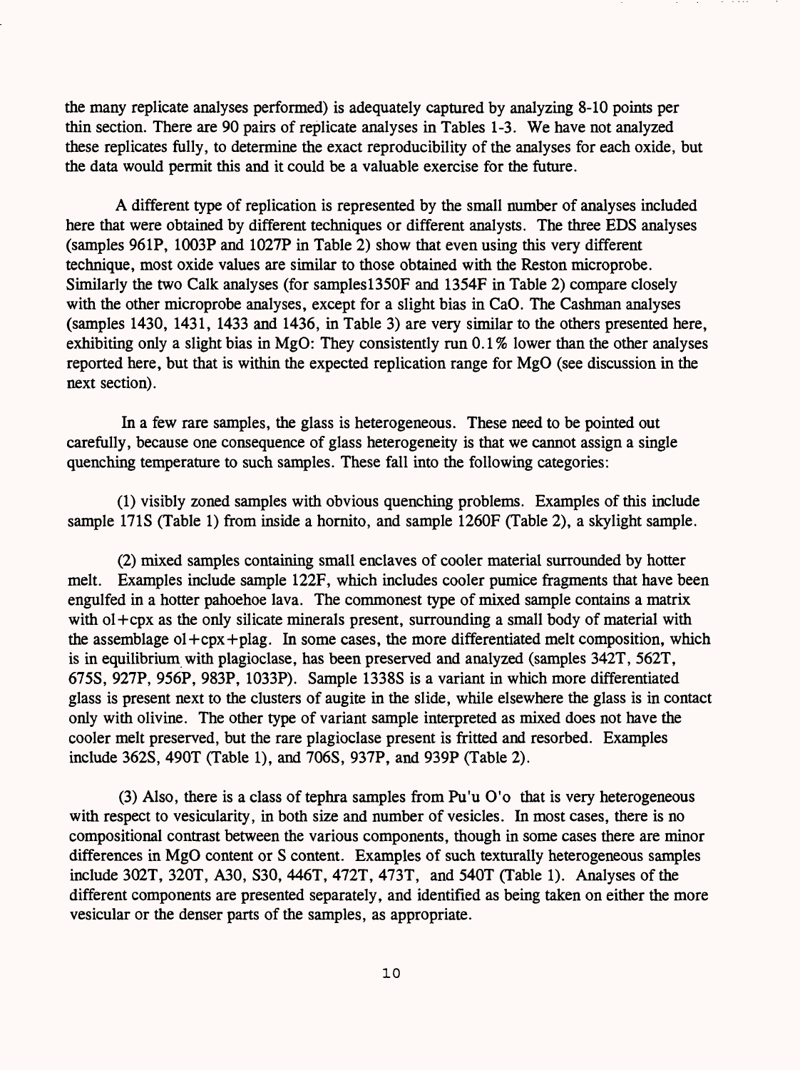the many replicate analyses performed) is adequately captured by analyzing 8-10 points per thin section. There are 90 pairs of replicate analyses in Tables 1-3. We have not analyzed these replicates fully, to determine the exact reproducibility of the analyses for each oxide, but the data would permit this and it could be a valuable exercise for the future.

A different type of replication is represented by the small number of analyses included here that were obtained by different techniques or different analysts. The three EDS analyses (samples 961P, 1003P and 1027P in Table 2) show that even using this very different technique, most oxide values are similar to those obtained with the Reston microprobe. Similarly the two Calk analyses (for samples1350F and 1354F in Table 2) compare closely with the other microprobe analyses, except for a slight bias in CaO. The Cashman analyses (samples 1430, 1431, 1433 and 1436, in Table 3) are very similar to the others presented here, exhibiting only a slight bias in MgO: They consistently run 0.1% lower than the other analyses reported here, but that is within the expected replication range for MgO (see discussion in the next section).

In a few rare samples, the glass is heterogeneous. These need to be pointed out carefully, because one consequence of glass heterogeneity is that we cannot assign a single quenching temperature to such samples. These fall into the following categories:

(1) visibly zoned samples with obvious quenching problems. Examples of this include sample 171S (Table 1) from inside a hornito, and sample 1260F (Table 2), a skylight sample.

(2) mixed samples containing small enclaves of cooler material surrounded by hotter melt. Examples include sample 122F, which includes cooler pumice fragments that have been engulfed in a hotter pahoehoe lava. The commonest type of mixed sample contains a matrix with ol+cpx as the only silicate minerals present, surrounding a small body of material with the assemblage ol+cpx+plag. In some cases, the more differentiated melt composition, which is in equilibrium with plagioclase, has been preserved and analyzed (samples 342T, 562T, 675S, 927P, 956P, 983P, 1033P). Sample 1338S is a variant in which more differentiated glass is present next to the clusters of augite in the slide, while elsewhere the glass is in contact only with olivine. The other type of variant sample interpreted as mixed does not have the cooler melt preserved, but the rare plagioclase present is fritted and resorbed. Examples include 362S, 490T (Table 1), and 706S, 937P, and 939P (Table 2).

(3) Also, there is a class of tephra samples from Pu'u O'o that is very heterogeneous with respect to vesicularity, in both size and number of vesicles. In most cases, there is no compositional contrast between the various components, though in some cases there are minor differences in MgO content or S content. Examples of such texturally heterogeneous samples include 302T, 320T, A30, S30, 446T, 472T, 473T, and 540T (Table 1). Analyses of the different components are presented separately, and identified as being taken on either the more vesicular or the denser parts of the samples, as appropriate.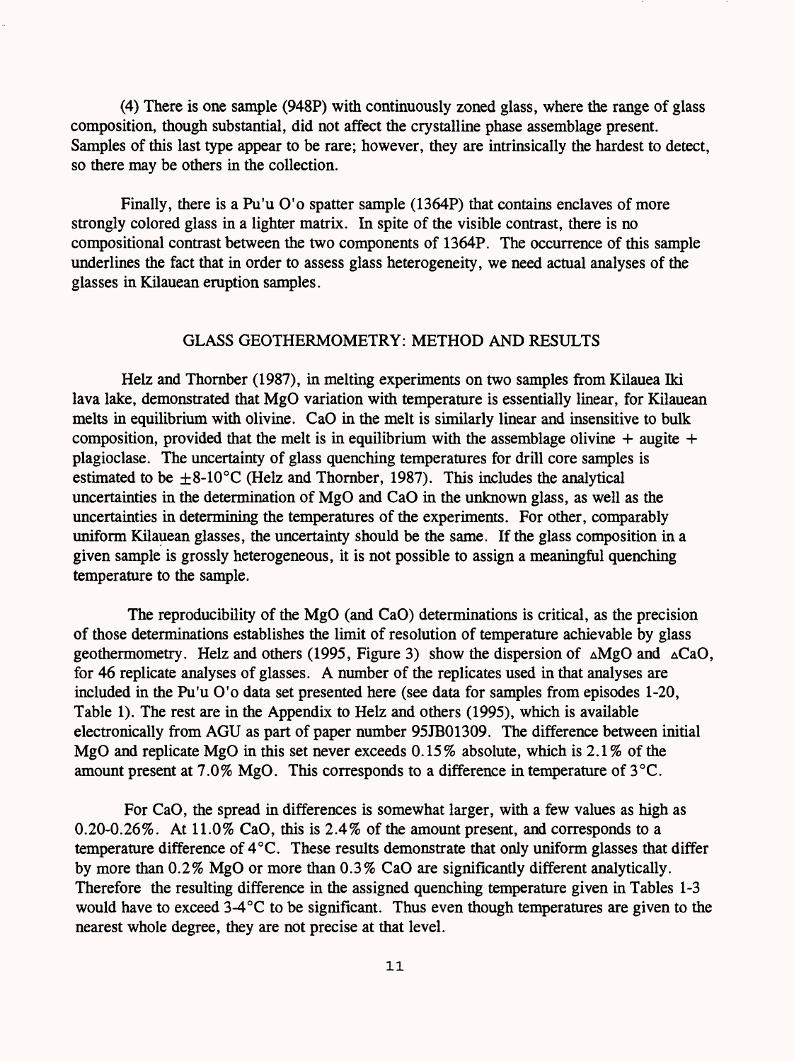(4) There is one sample (948P) with continuously zoned glass, where the range of glass composition, though substantial, did not affect the crystalline phase assemblage present. Samples of this last type appear to be rare; however, they are intrinsically the hardest to detect, so there may be others in the collection.

Finally, there is a Pu'u O'o spatter sample (1364P) that contains enclaves of more strongly colored glass in a lighter matrix. In spite of the visible contrast, there is no compositional contrast between the two components of 1364P. The occurrence of this sample underlines the fact that in order to assess glass heterogeneity, we need actual analyses of the glasses in Kilauean eruption samples.

## GLASS GEOTHERMOMETRY: METHOD AND RESULTS

Helz and Thornber (1987), in melting experiments on two samples from Kilauea Iki lava lake, demonstrated that MgO variation with temperature is essentially linear, for Kilauean melts in equilibrium with olivine. CaO in the melt is similarly linear and insensitive to bulk composition, provided that the melt is in equilibrium with the assemblage olivine + augite + plagioclase. The uncertainty of glass quenching temperatures for drill core samples is estimated to be ±8-10°C (Helz and Thornber, 1987). This includes the analytical uncertainties in the determination of MgO and CaO in the unknown glass, as well as the uncertainties in determining the temperatures of the experiments. For other, comparably uniform Kilauean glasses, the uncertainty should be the same. If the glass composition in a given sample is grossly heterogeneous, it is not possible to assign a meaningful quenching temperature to the sample.

The reproducibility of the MgO (and CaO) determinations is critical, as the precision of those determinations establishes the limit of resolution of temperature achievable by glass geothermometry. Helz and others (1995, Figure 3) show the dispersion of $\Delta$MgO and $\Delta$CaO, for 46 replicate analyses of glasses. A number of the replicates used in that analyses are included in the Pu'u O'o data set presented here (see data for samples from episodes 1-20, Table 1). The rest are in the Appendix to Helz and others (1995), which is available electronically from AGU as part of paper number 95JB01309. The difference between initial MgO and replicate MgO in this set never exceeds 0.15% absolute, which is 2.1% of the amount present at 7.0% MgO. This corresponds to a difference in temperature of 3°C.

For CaO, the spread in differences is somewhat larger, with a few values as high as 0.20-0.26%. At 11.0% CaO, this is 2.4% of the amount present, and corresponds to a temperature difference of 4°C. These results demonstrate that only uniform glasses that differ by more than 0.2% MgO or more than 0.3% CaO are significantly different analytically. Therefore the resulting difference in the assigned quenching temperature given in Tables 1-3 would have to exceed 3-4°C to be significant. Thus even though temperatures are given to the nearest whole degree, they are not precise at that level.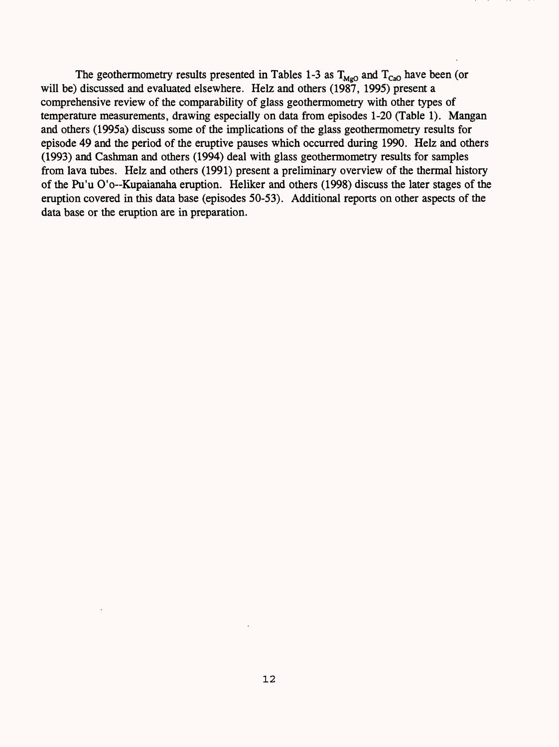The geothermometry results presented in Tables 1-3 as $T_{MgO}$ and $T_{CaO}$ have been (or will be) discussed and evaluated elsewhere. Helz and others (1987, 1995) present a comprehensive review of the comparability of glass geothermometry with other types of temperature measurements, drawing especially on data from episodes 1-20 (Table 1). Mangan and others (1995a) discuss some of the implications of the glass geothermometry results for episode 49 and the period of the eruptive pauses which occurred during 1990. Helz and others (1993) and Cashman and others (1994) deal with glass geothermometry results for samples from lava tubes. Helz and others (1991) present a preliminary overview of the thermal history of the Pu'u O'o--Kupaianaha eruption. Heliker and others (1998) discuss the later stages of the eruption covered in this data base (episodes 50-53). Additional reports on other aspects of the data base or the eruption are in preparation.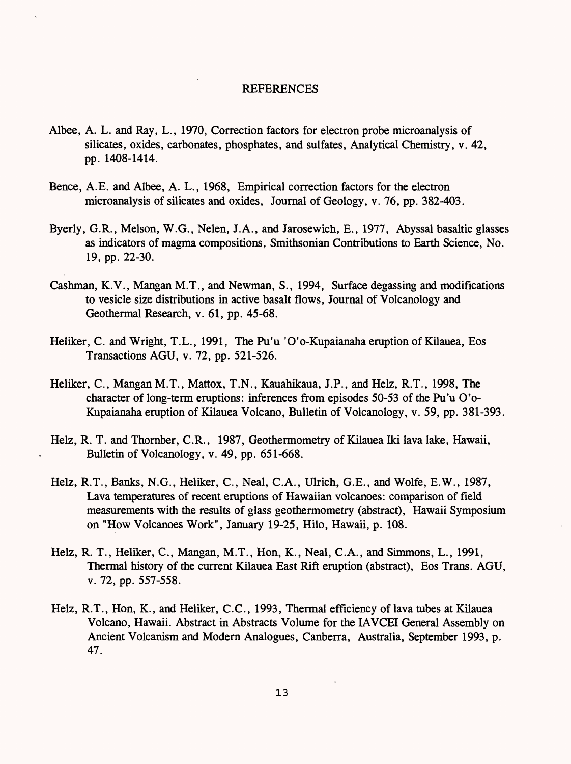## REFERENCES

Albee, A. L. and Ray, L., 1970, Correction factors for electron probe microanalysis of silicates, oxides, carbonates, phosphates, and sulfates, Analytical Chemistry, v. 42, pp. 1408-1414.

Bence, A.E. and Albee, A. L., 1968, Empirical correction factors for the electron microanalysis of silicates and oxides, Journal of Geology, v. 76, pp. 382-403.

Byerly, G.R., Melson, W.G., Nelen, J.A., and Jarosewich, E., 1977, Abyssal basaltic glasses as indicators of magma compositions, Smithsonian Contributions to Earth Science, No. 19, pp. 22-30.

Cashman, K.V., Mangan M.T., and Newman, S., 1994, Surface degassing and modifications to vesicle size distributions in active basalt flows, Journal of Volcanology and Geothermal Research, v. 61, pp. 45-68.

Heliker, C. and Wright, T.L., 1991, The Pu'u 'O'o-Kupaianaha eruption of Kilauea, Eos Transactions AGU, v. 72, pp. 521-526.

Heliker, C., Mangan M.T., Mattox, T.N., Kauahikaua, J.P., and Helz, R.T., 1998, The character of long-term eruptions: inferences from episodes 50-53 of the Pu'u O'o-Kupaianaha eruption of Kilauea Volcano, Bulletin of Volcanology, v. 59, pp. 381-393.

Helz, R. T. and Thornber, C.R., 1987, Geothermometry of Kilauea Iki lava lake, Hawaii, Bulletin of Volcanology, v. 49, pp. 651-668.

Helz, R.T., Banks, N.G., Heliker, C., Neal, C.A., Ulrich, G.E., and Wolfe, E.W., 1987, Lava temperatures of recent eruptions of Hawaiian volcanoes: comparison of field measurements with the results of glass geothermometry (abstract), Hawaii Symposium on "How Volcanoes Work", January 19-25, Hilo, Hawaii, p. 108.

Helz, R. T., Heliker, C., Mangan, M.T., Hon, K., Neal, C.A., and Simmons, L., 1991, Thermal history of the current Kilauea East Rift eruption (abstract), Eos Trans. AGU, v. 72, pp. 557-558.

Helz, R.T., Hon, K., and Heliker, C.C., 1993, Thermal efficiency of lava tubes at Kilauea Volcano, Hawaii. Abstract in Abstracts Volume for the IAVCEI General Assembly on Ancient Volcanism and Modern Analogues, Canberra, Australia, September 1993, p. 47.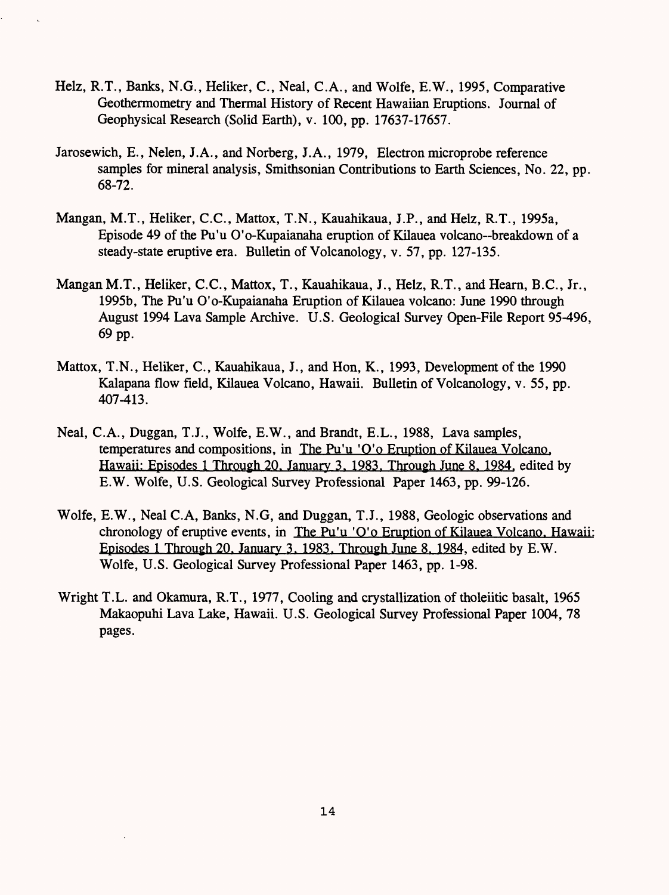Helz, R.T., Banks, N.G., Heliker, C., Neal, C.A., and Wolfe, E.W., 1995, Comparative Geothermometry and Thermal History of Recent Hawaiian Eruptions. Journal of Geophysical Research (Solid Earth), v. 100, pp. 17637-17657.

Jarosewich, E., Nelen, J.A., and Norberg, J.A., 1979, Electron microprobe reference samples for mineral analysis, Smithsonian Contributions to Earth Sciences, No. 22, pp. 68-72.

Mangan, M.T., Heliker, C.C., Mattox, T.N., Kauahikaua, J.P., and Helz, R.T., 1995a, Episode 49 of the Pu'u O'o-Kupaianaha eruption of Kilauea volcano--breakdown of a steady-state eruptive era. Bulletin of Volcanology, v. 57, pp. 127-135.

Mangan M.T., Heliker, C.C., Mattox, T., Kauahikaua, J., Helz, R.T., and Hearn, B.C., Jr., 1995b, The Pu'u O'o-Kupaianaha Eruption of Kilauea volcano: June 1990 through August 1994 Lava Sample Archive. U.S. Geological Survey Open-File Report 95-496, 69 pp.

Mattox, T.N., Heliker, C., Kauahikaua, J., and Hon, K., 1993, Development of the 1990 Kalapana flow field, Kilauea Volcano, Hawaii. Bulletin of Volcanology, v. 55, pp. 407-413.

Neal, C.A., Duggan, T.J., Wolfe, E.W., and Brandt, E.L., 1988, Lava samples, temperatures and compositions, in The Pu'u 'O'o Eruption of Kilauea Volcano, Hawaii: Episodes 1 Through 20, January 3, 1983, Through June 8, 1984, edited by E.W. Wolfe, U.S. Geological Survey Professional Paper 1463, pp. 99-126.

Wolfe, E.W., Neal C.A, Banks, N.G, and Duggan, T.J., 1988, Geologic observations and chronology of eruptive events, in The Pu'u 'O'o Eruption of Kilauea Volcano, Hawaii: Episodes 1 Through 20, January 3, 1983, Through June 8, 1984, edited by E.W. Wolfe, U.S. Geological Survey Professional Paper 1463, pp. 1-98.

Wright T.L. and Okamura, R.T., 1977, Cooling and crystallization of tholeiitic basalt, 1965 Makaopuhi Lava Lake, Hawaii. U.S. Geological Survey Professional Paper 1004, 78 pages.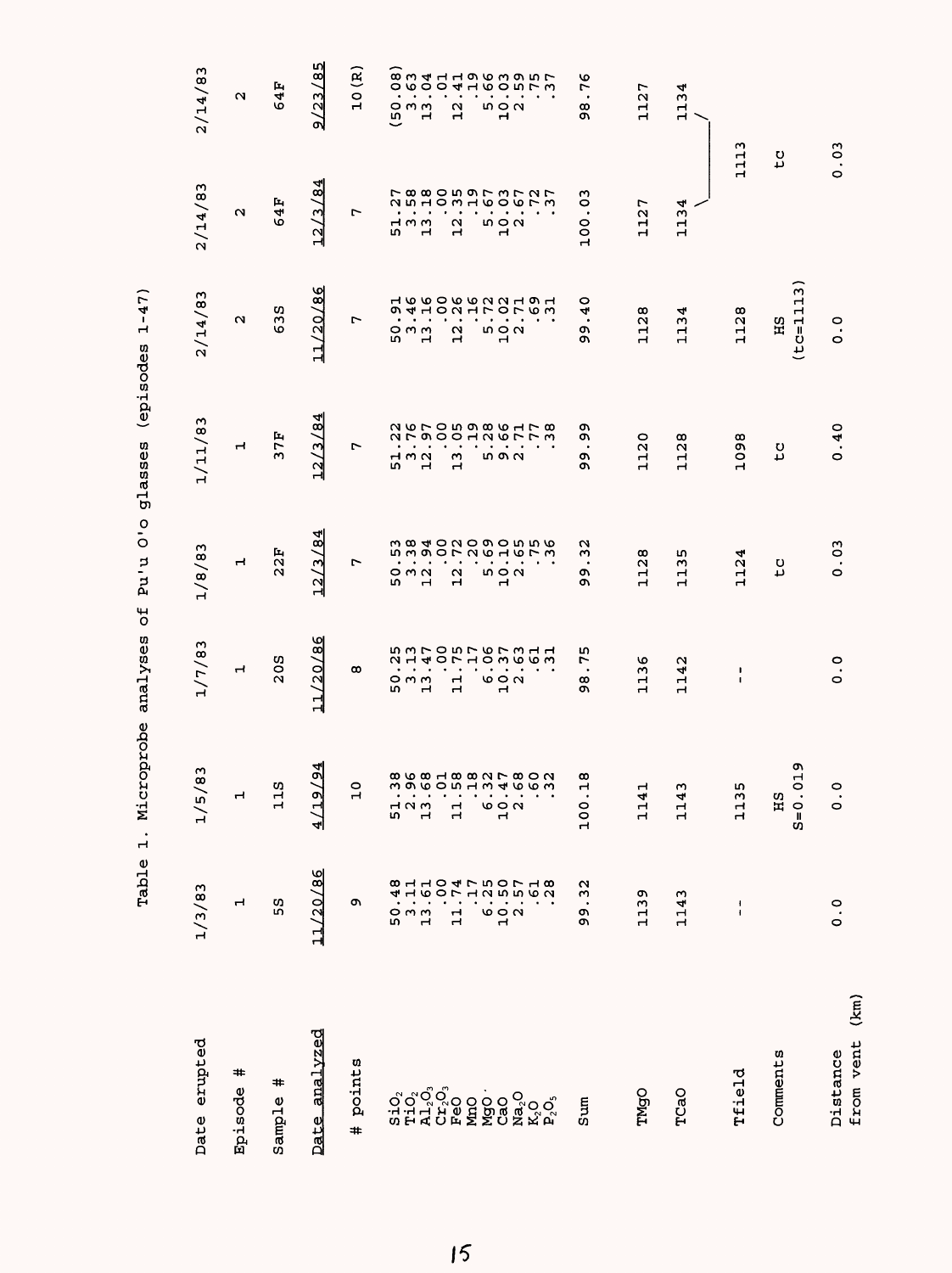Table 1. Microprobe analyses of Pu'u O'o glasses (episodes 1-47)

| Date erupted | 1/3/83 | 1/5/83 | 1/7/83 | 1/8/83 | 1/11/83 | 2/14/83 | 2/14/83 | 2/14/83 |
|---|---|---|---|---|---|---|---|---|
| Episode # | 1 | 1 | 1 | 1 | 1 | 2 | 2 | 2 |
| Sample # | 5S | 11S | 20S | 22F | 37F | 63S | 64F | 64F |
| Date analyzed | 11/20/86 | 4/19/94 | 11/20/86 | 12/3/84 | 12/3/84 | 11/20/86 | 12/3/84 | 9/23/85 |
| # points | 9 | 10 | 8 | 7 | 7 | 7 | 7 | 10(R) |
| $SiO_2$ | 50.48 | 51.38 | 50.25 | 50.53 | 51.22 | 50.91 | 51.27 | (50.08) |
| $TiO_2$ | 3.11 | 2.96 | 3.13 | 3.38 | 3.76 | 3.46 | 3.58 | 3.63 |
| $Al_2O_3$ | 13.61 | 13.68 | 13.47 | 12.94 | 12.97 | 13.16 | 13.18 | 13.04 |
| $Cr_2O_3$ | .00 | .01 | .00 | .00 | .00 | .00 | .00 | .01 |
| FeO | 11.74 | 11.58 | 11.75 | 12.72 | 13.05 | 12.26 | 12.35 | 12.41 |
| MnO | .17 | .18 | .17 | .20 | .19 | .16 | .19 | .19 |
| MgO | 6.25 | 6.32 | 6.06 | 5.69 | 5.28 | 5.72 | 5.67 | 5.66 |
| CaO | 10.50 | 10.47 | 10.37 | 10.10 | 9.66 | 10.02 | 10.03 | 10.03 |
| $Na_2O$ | 2.57 | 2.68 | 2.63 | 2.65 | 2.71 | 2.71 | 2.67 | 2.59 |
| $K_2O$ | .61 | .60 | .61 | .75 | .77 | .69 | .72 | .75 |
| $P_2O_5$ | .28 | .32 | .31 | .36 | .38 | .31 | .37 | .37 |
| Sum | 99.32 | 100.18 | 98.75 | 99.32 | 99.99 | 99.40 | 100.03 | 98.76 |
| TMgO | 1139 | 1141 | 1136 | 1128 | 1120 | 1128 | 1127 | 1127 |
| TCaO | 1143 | 1143 | 1142 | 1135 | 1128 | 1134 | 1134 | 1134 |
| Tfield | -- | 1135 | -- | 1124 | 1098 | 1128 | 1113 | |
| Comments | | HS S=0.019 | | tc | tc | HS (tc=1113) | tc | |
| Distance from vent (km) | 0.0 | 0.0 | 0.0 | 0.03 | 0.40 | 0.0 | 0.03 | |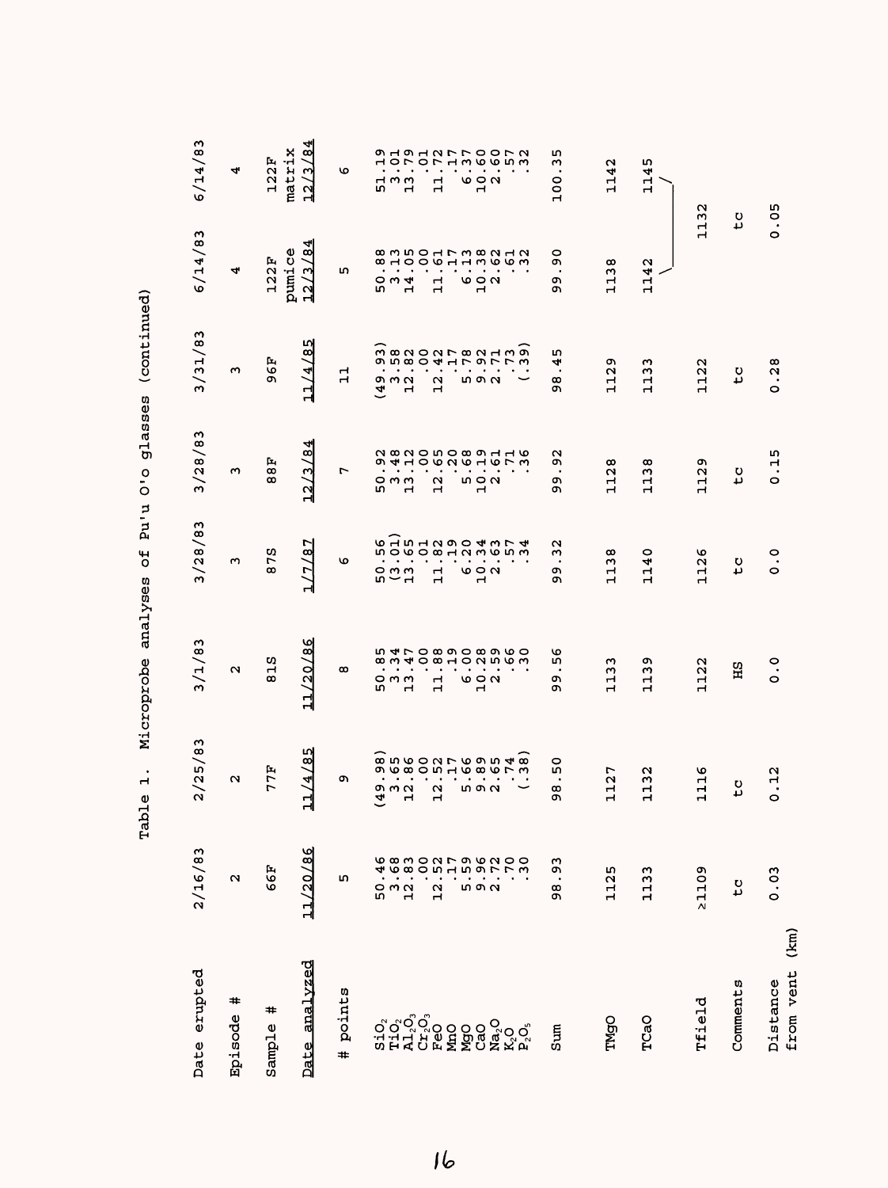Table 1. Microprobe analyses of Pu'u O'o glasses (continued)

| Date erupted | 2/16/83 | 2/25/83 | 3/1/83 | 3/28/83 | 3/28/83 | 3/31/83 | 6/14/83 | 6/14/83 |
|---|---|---|---|---|---|---|---|---|
| Episode # | 2 | 2 | 2 | 3 | 3 | 3 | 4 | 4 |
| Sample # | 66F | 77F | 81S | 87S | 88F | 96F | 122F pumice | 122F matrix |
| Date analyzed | 11/20/86 | 11/4/85 | 11/20/86 | 1/7/87 | 12/3/84 | 11/4/85 | 12/3/84 | 12/3/84 |
| # points | 5 | 9 | 8 | 6 | 7 | 11 | 5 | 6 |
| $SiO_2$ | 50.46 | (49.98) | 50.85 | 50.56 | 50.92 | (49.93) | 50.88 | 51.19 |
| $TiO_2$ | 3.68 | 3.65 | 3.34 | (3.01) | 3.48 | 3.58 | 3.13 | 3.01 |
| $Al_2O_3$ | 12.83 | 12.86 | 13.47 | 13.65 | 13.12 | 12.82 | 14.05 | 13.79 |
| $Cr_2O_3$ | .00 | .00 | .00 | .01 | .00 | .00 | .00 | .01 |
| FeO | 12.52 | 12.52 | 11.88 | 11.82 | 12.65 | 12.42 | 11.61 | 11.72 |
| MnO | .17 | .17 | .19 | .19 | .20 | .17 | .17 | .17 |
| MgO | 5.59 | 5.66 | 6.00 | 6.20 | 5.68 | 5.78 | 6.13 | 6.37 |
| CaO | 9.96 | 9.89 | 10.28 | 10.34 | 10.19 | 9.92 | 10.38 | 10.60 |
| $Na_2O$ | 2.72 | 2.65 | 2.59 | 2.63 | 2.61 | 2.71 | 2.62 | 2.60 |
| $K_2O$ | .70 | .74 | .66 | .57 | .71 | .73 | .61 | .57 |
| $P_2O_5$ | .30 | (.38) | .30 | .34 | .36 | (.39) | .32 | .32 |
| Sum | 98.93 | 98.50 | 99.56 | 99.32 | 99.92 | 98.45 | 99.90 | 100.35 |
| TMgO | 1125 | 1127 | 1133 | 1138 | 1128 | 1129 | 1138 | 1142 |
| TCaO | 1133 | 1132 | 1139 | 1140 | 1138 | 1133 | 1142 | 1145 |
| Tfield | ≥1109 | 1116 | 1122 | 1126 | 1129 | 1122 | 1132 | |
| Comments | tc | tc | HS | tc | tc | tc | tc | |
| Distance from vent (km) | 0.03 | 0.12 | 0.0 | 0.0 | 0.15 | 0.28 | 0.05 | |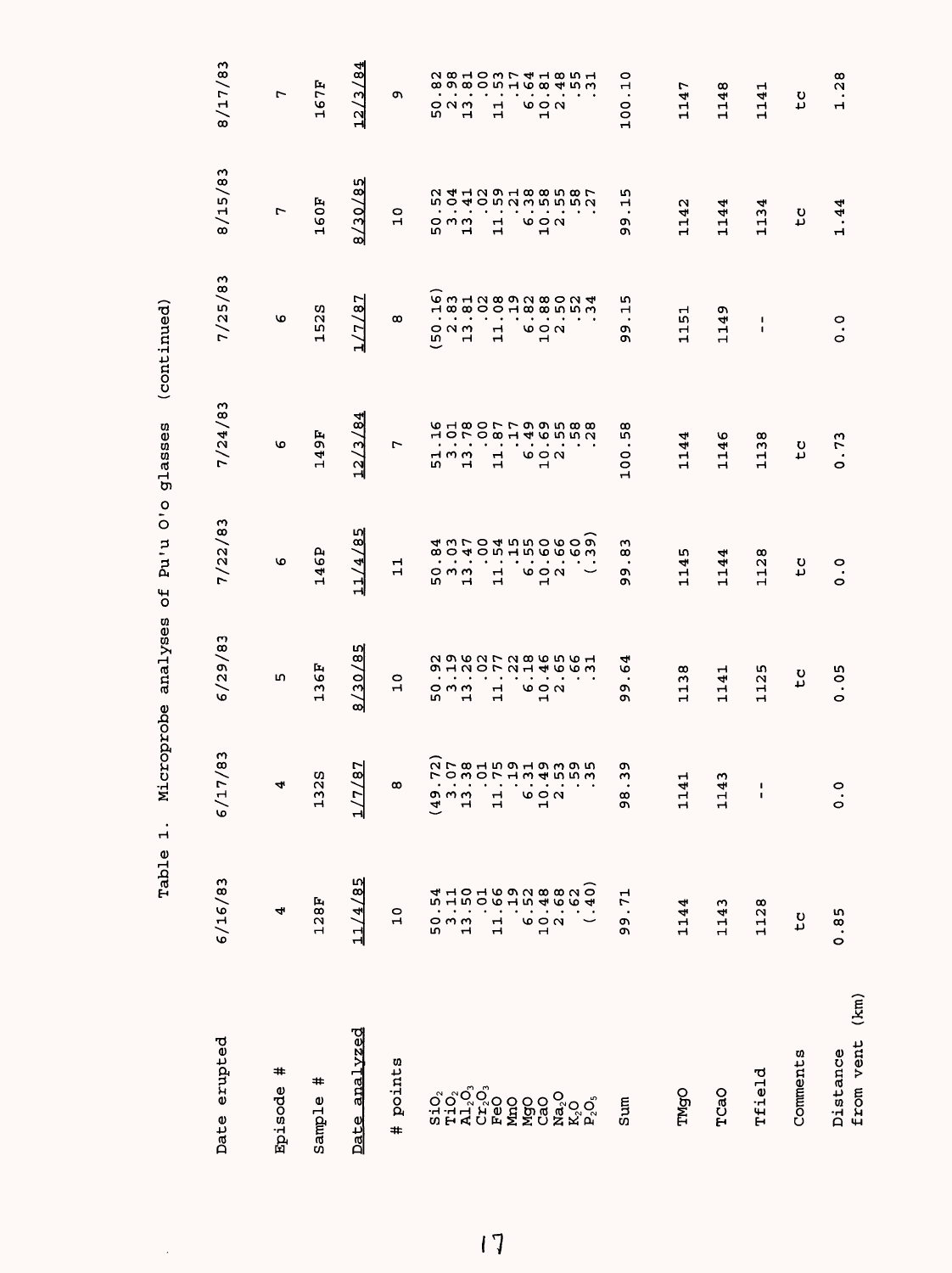Table 1. Microprobe analyses of Pu'u O'o glasses (continued)

| Date erupted | 6/16/83 | 6/17/83 | 6/29/83 | 7/22/83 | 7/24/83 | 7/25/83 | 8/15/83 | 8/17/83 |
|---|---|---|---|---|---|---|---|---|
| Episode # | 4 | 4 | 5 | 6 | 6 | 6 | 7 | 7 |
| Sample # | 128F | 132S | 136F | 146P | 149F | 152S | 160F | 167F |
| Date analyzed | 11/4/85 | 1/7/87 | 8/30/85 | 11/4/85 | 12/3/84 | 1/7/87 | 8/30/85 | 12/3/84 |
| # points | 10 | 8 | 10 | 11 | 7 | 8 | 10 | 9 |
| $SiO_2$ | 50.54 | (49.72) | 50.92 | 50.84 | 51.16 | (50.16) | 50.52 | 50.82 |
| $TiO_2$ | 3.11 | 3.07 | 3.19 | 3.03 | 3.01 | 2.83 | 3.04 | 2.98 |
| $Al_2O_3$ | 13.50 | 13.38 | 13.26 | 13.47 | 13.78 | 13.81 | 13.41 | 13.81 |
| $Cr_2O_3$ | .01 | .01 | .02 | .00 | .00 | .02 | .02 | .00 |
| FeO | 11.66 | 11.75 | 11.77 | 11.54 | 11.87 | 11.08 | 11.59 | 11.53 |
| MnO | .19 | .19 | .22 | .15 | .17 | .19 | .21 | .17 |
| MgO | 6.52 | 6.31 | 6.18 | 6.55 | 6.49 | 6.82 | 6.38 | 6.64 |
| CaO | 10.48 | 10.49 | 10.46 | 10.60 | 10.69 | 10.88 | 10.58 | 10.81 |
| $Na_2O$ | 2.68 | 2.53 | 2.65 | 2.66 | 2.55 | 2.50 | 2.55 | 2.48 |
| $K_2O$ | .62 | .59 | .66 | .60 | .58 | .52 | .58 | .55 |
| $P_2O_5$ | (.40) | .35 | .31 | (.39) | .28 | .34 | .27 | .31 |
| Sum | 99.71 | 98.39 | 99.64 | 99.83 | 100.58 | 99.15 | 99.15 | 100.10 |
| TMgO | 1144 | 1141 | 1138 | 1145 | 1144 | 1151 | 1142 | 1147 |
| TCaO | 1143 | 1143 | 1141 | 1144 | 1146 | 1149 | 1144 | 1148 |
| Tfield | 1128 | -- | 1125 | 1128 | 1138 | -- | 1134 | 1141 |
| Comments | tc | | tc | tc | tc | | tc | tc |
| Distance from vent (km) | 0.85 | 0.0 | 0.05 | 0.0 | 0.73 | 0.0 | 1.44 | 1.28 |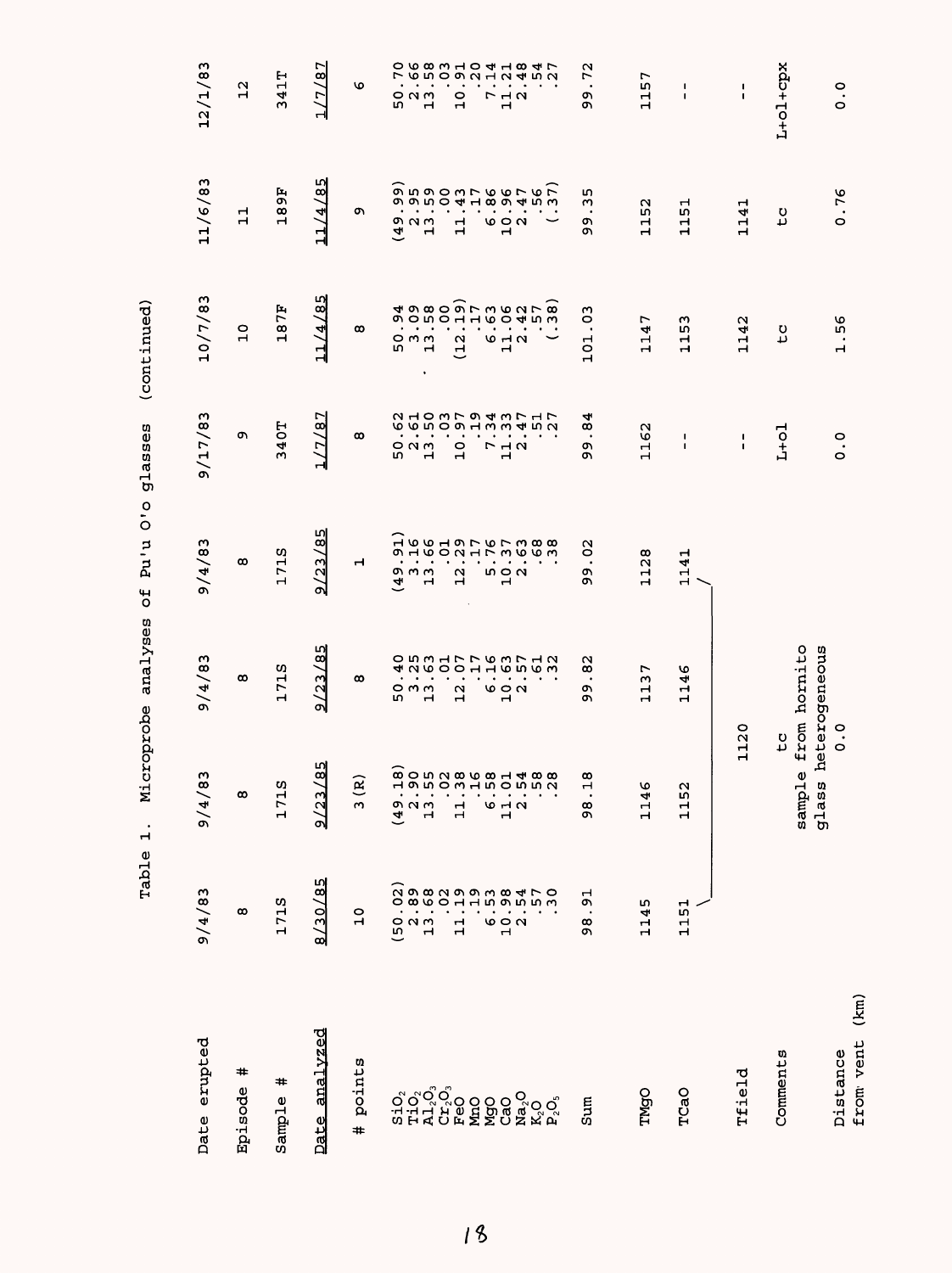Table 1. Microprobe analyses of Pu'u O'o glasses (continued)

| Date erupted | 9/4/83 | 9/4/83 | 9/4/83 | 9/4/83 | 9/17/83 | 10/7/83 | 11/6/83 | 12/1/83 |
|---|---|---|---|---|---|---|---|---|
| Episode # | 8 | 8 | 8 | 8 | 9 | 10 | 11 | 12 |
| Sample # | 171S | 171S | 171S | 171S | 340T | 187F | 189F | 341T |
| Date analyzed | 8/30/85 | 9/23/85 | 9/23/85 | 9/23/85 | 1/7/87 | 11/4/85 | 11/4/85 | 1/7/87 |
| # points | 10 | 3 (R) | 8 | 1 | 8 | 8 | 9 | 6 |
| $SiO_2$ | (50.02) | (49.18) | 50.40 | (49.91) | 50.62 | 50.94 | (49.99) | 50.70 |
| $TiO_2$ | 2.89 | 2.90 | 3.25 | 3.16 | 2.61 | 3.09 | 2.95 | 2.66 |
| $Al_2O_3$ | 13.68 | 13.55 | 13.63 | 13.66 | 13.50 | 13.58 | 13.59 | 13.58 |
| $Cr_2O_3$ | .02 | .02 | .01 | .01 | .03 | .00 | .00 | .03 |
| FeO | 11.19 | 11.38 | 12.07 | 12.29 | 10.97 | (12.19) | 11.43 | 10.91 |
| MnO | .19 | .16 | .17 | .17 | .19 | .17 | .17 | .20 |
| MgO | 6.53 | 6.58 | 6.16 | 5.76 | 7.34 | 6.63 | 6.86 | 7.14 |
| CaO | 10.98 | 11.01 | 10.63 | 10.37 | 11.33 | 11.06 | 10.96 | 11.21 |
| $Na_2O$ | 2.54 | 2.54 | 2.57 | 2.63 | 2.47 | 2.42 | 2.47 | 2.48 |
| $K_2O$ | .57 | .58 | .61 | .68 | .51 | .57 | .56 | .54 |
| $P_2O_5$ | .30 | .28 | .32 | .38 | .27 | (.38) | (.37) | .27 |
| Sum | 98.91 | 98.18 | 99.82 | 99.02 | 99.84 | 101.03 | 99.35 | 99.72 |
| TMgO | 1145 | 1146 | 1137 | 1128 | 1162 | 1147 | 1152 | 1157 |
| TCaO | 1151 | 1152 | 1146 | 1141 | -- | 1153 | 1151 | -- |
| Tfield | 1120 (columns 1–4) | | | | -- | 1142 | 1141 | -- |
| Comments | tc sample from hornito glass heterogeneous (columns 1–4) | | | | L+ol | tc | tc | L+ol+cpx |
| Distance from vent (km) | 0.0 (columns 1–4) | | | | 0.0 | 1.56 | 0.76 | 0.0 |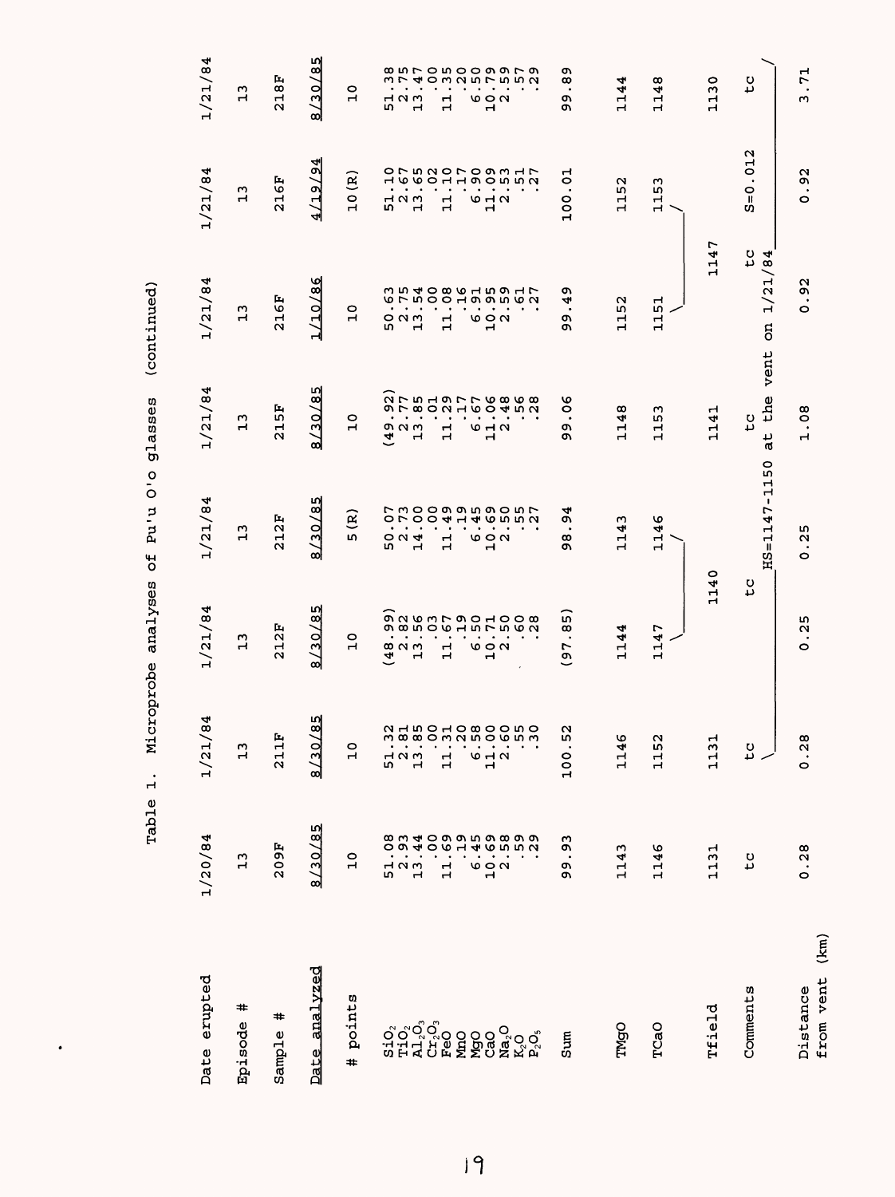Table 1. Microprobe analyses of Pu'u O'o glasses (continued)

| Date erupted | 1/20/84 | 1/21/84 | 1/21/84 | 1/21/84 | 1/21/84 | 1/21/84 | 1/21/84 | 1/21/84 |
|---|---|---|---|---|---|---|---|---|
| Episode # | 13 | 13 | 13 | 13 | 13 | 13 | 13 | 13 |
| Sample # | 209F | 211F | 212F | 212F | 215F | 216F | 216F | 218F |
| Date analyzed | 8/30/85 | 8/30/85 | 8/30/85 | 8/30/85 | 8/30/85 | 1/10/86 | 4/19/94 | 8/30/85 |
| # points | 10 | 10 | 10 | 5(R) | 10 | 10 | 10(R) | 10 |
| $SiO_2$ | 51.08 | 51.32 | (48.99) | 50.07 | (49.92) | 50.63 | 51.10 | 51.38 |
| $TiO_2$ | 2.93 | 2.81 | 2.82 | 2.73 | 2.77 | 2.75 | 2.67 | 2.75 |
| $Al_2O_3$ | 13.44 | 13.85 | 13.56 | 14.00 | 13.85 | 13.54 | 13.65 | 13.47 |
| $Cr_2O_3$ | .00 | .00 | .03 | .00 | .01 | .00 | .02 | .00 |
| FeO | 11.69 | 11.31 | 11.67 | 11.49 | 11.29 | 11.08 | 11.10 | 11.35 |
| MnO | .19 | .20 | .19 | .19 | .17 | .16 | .17 | .20 |
| MgO | 6.45 | 6.58 | 6.50 | 6.45 | 6.67 | 6.91 | 6.90 | 6.50 |
| CaO | 10.69 | 11.00 | 10.71 | 10.69 | 11.06 | 10.95 | 11.09 | 10.79 |
| $Na_2O$ | 2.58 | 2.60 | 2.50 | 2.50 | 2.48 | 2.59 | 2.53 | 2.59 |
| $K_2O$ | .59 | .55 | .60 | .55 | .56 | .61 | .51 | .57 |
| $P_2O_5$ | .29 | .30 | .28 | .27 | .28 | .27 | .27 | .29 |
| Sum | 99.93 | 100.52 | (97.85) | 98.94 | 99.06 | 99.49 | 100.01 | 99.89 |
| TMgO | 1143 | 1146 | 1144 | 1143 | 1148 | 1152 | 1152 | 1144 |
| TCaO | 1146 | 1152 | 1147 | 1146 | 1153 | 1151 | 1153 | 1148 |
| Tfield | 1131 | 1131 | 1140 | | 1141 | 1147 | | 1130 |
| Comments | tc | tc | tc | HS=1147-1150 | tc at the vent on 1/21/84 | tc | S=0.012 | tc |
| Distance from vent (km) | 0.28 | 0.28 | 0.25 | 0.25 | 1.08 | 0.92 | 0.92 | 3.71 |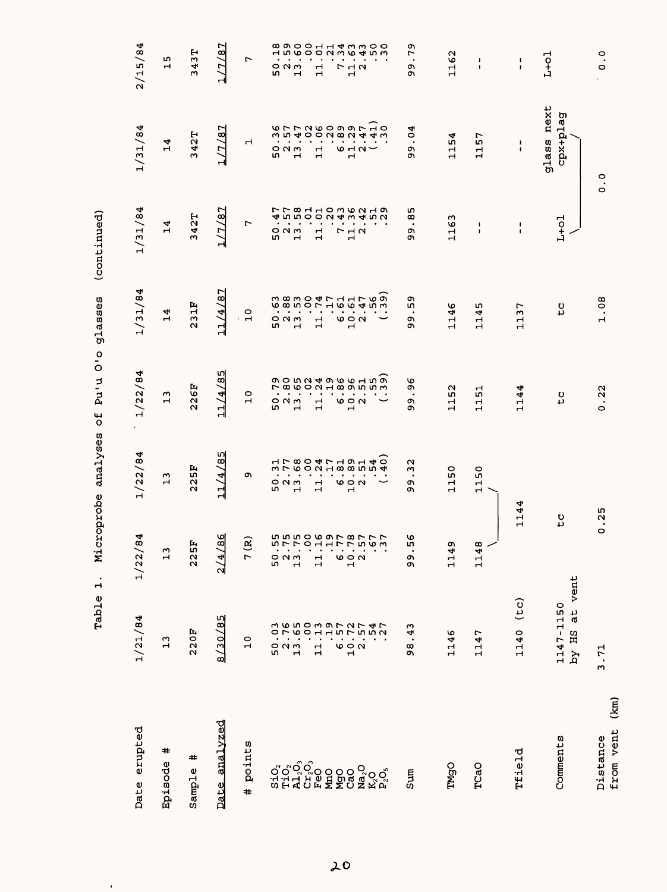Table 1. Microprobe analyses of Pu'u O'o glasses (continued)

| Date erupted | 1/21/84 | 1/22/84 | 1/22/84 | 1/22/84 | 1/31/84 | 1/31/84 | 1/31/84 | 2/15/84 |
|---|---|---|---|---|---|---|---|---|
| Episode # | 13 | 13 | 13 | 13 | 14 | 14 | 14 | 15 |
| Sample # | 220F | 225F | 225F | 226F | 231F | 342T | 342T | 343T |
| Date analyzed | 8/30/85 | 2/4/86 | 11/4/85 | 11/4/85 | 11/4/87 | 1/7/87 | 1/7/87 | 1/7/87 |
| # points | 10 | 7(R) | 9 | 10 | 10 | 7 | 1 | 7 |
| $SiO_2$ | 50.03 | 50.55 | 50.31 | 50.79 | 50.63 | 50.47 | 50.36 | 50.18 |
| $TiO_2$ | 2.76 | 2.75 | 2.77 | 2.80 | 2.88 | 2.57 | 2.57 | 2.59 |
| $Al_2O_3$ | 13.65 | 13.75 | 13.68 | 13.65 | 13.53 | 13.58 | 13.47 | 13.60 |
| $Cr_2O_3$ | .00 | .00 | .00 | .02 | .00 | .01 | .02 | .00 |
| FeO | 11.13 | 11.16 | 11.24 | 11.24 | 11.74 | 11.01 | 11.06 | 11.01 |
| MnO | .19 | .17 | .17 | .19 | .17 | .20 | .20 | .21 |
| MgO | 6.57 | 6.77 | 6.81 | 6.86 | 6.61 | 7.43 | 6.89 | 7.34 |
| CaO | 10.72 | 10.78 | 10.89 | 10.96 | 10.61 | 11.36 | 11.29 | 11.63 |
| $Na_2O$ | 2.57 | 2.57 | 2.51 | 2.51 | 2.47 | 2.42 | 2.47 | 2.43 |
| $K_2O$ | .54 | .67 | .54 | .55 | .56 | .51 | (.41) | .50 |
| $P_2O_5$ | .27 | .37 | (.40) | (.39) | (.39) | .29 | .30 | .30 |
| Sum | 98.43 | 99.56 | 99.32 | 99.96 | 99.59 | 99.85 | 99.04 | 99.79 |
| TMgO | 1146 | 1149 | 1150 | 1152 | 1146 | 1163 | 1154 | 1162 |
| TCaO | 1147 | 1148 | 1150 | 1151 | 1145 | -- | 1157 | -- |
| Tfield | 1140 (tc) | 1144 | | 1144 | 1137 | -- | -- | -- |
| Comments | 1147-1150 by HS at vent | tc | | tc | tc | L+ol | glass next cpx+plag | L+ol |
| Distance from vent (km) | 3.71 | 0.25 | | 0.22 | 1.08 | 0.0 | | 0.0 |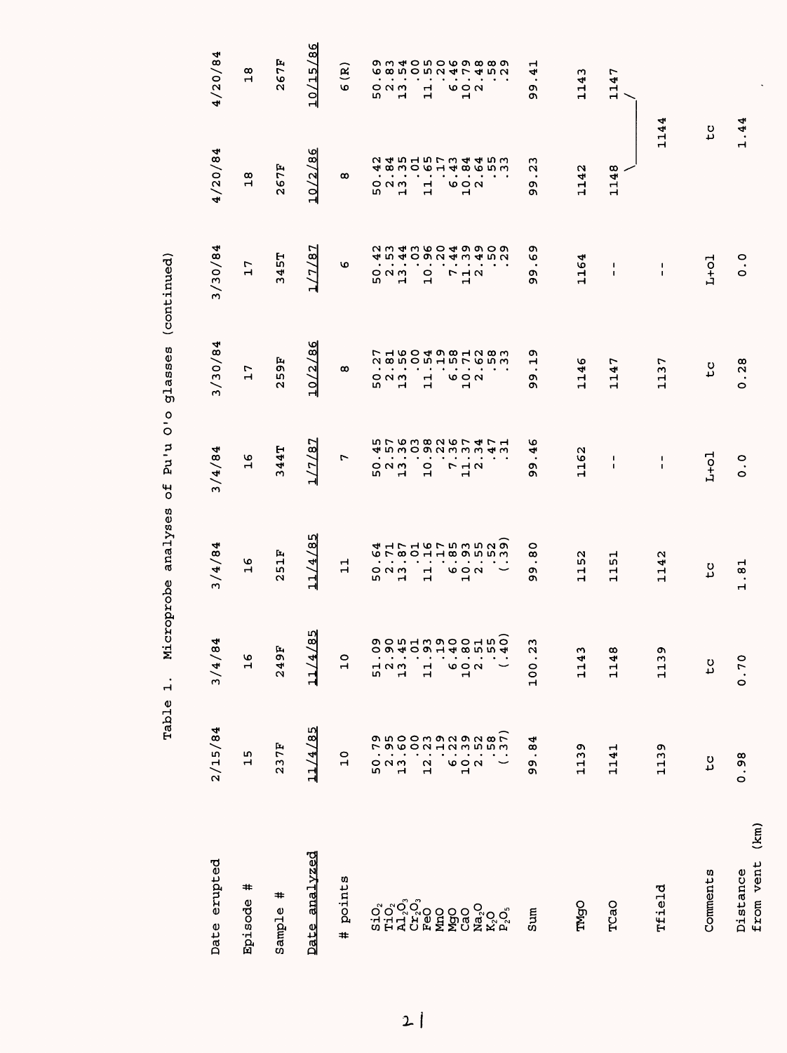Table 1. Microprobe analyses of Pu'u O'o glasses (continued)

| Date erupted | 2/15/84 | 3/4/84 | 3/4/84 | 3/4/84 | 3/30/84 | 3/30/84 | 4/20/84 | 4/20/84 |
|---|---|---|---|---|---|---|---|---|
| Episode # | 15 | 16 | 16 | 16 | 17 | 17 | 18 | 18 |
| Sample # | 237F | 249F | 251F | 344T | 259F | 345T | 267F | 267F |
| Date analyzed | 11/4/85 | 11/4/85 | 11/4/85 | 1/7/87 | 10/2/86 | 1/7/87 | 10/2/86 | 10/15/86 |
| # points | 10 | 10 | 11 | 7 | 8 | 6 | 8 | 6(R) |
| $SiO_2$ | 50.79 | 51.09 | 50.64 | 50.45 | 50.27 | 50.42 | 50.42 | 50.69 |
| $TiO_2$ | 2.95 | 2.90 | 2.71 | 2.57 | 2.81 | 2.53 | 2.84 | 2.83 |
| $Al_2O_3$ | 13.60 | 13.45 | 13.87 | 13.36 | 13.56 | 13.44 | 13.35 | 13.54 |
| $Cr_2O_3$ | .00 | .01 | .01 | .03 | .00 | .03 | .01 | .00 |
| FeO | 12.23 | 11.93 | 11.16 | 10.98 | 11.54 | 10.96 | 11.65 | 11.55 |
| MnO | .19 | .19 | .17 | .22 | .19 | .20 | .17 | .20 |
| MgO | 6.22 | 6.40 | 6.85 | 7.36 | 6.58 | 7.44 | 6.43 | 6.46 |
| CaO | 10.39 | 10.80 | 10.93 | 11.37 | 10.71 | 11.39 | 10.84 | 10.79 |
| $Na_2O$ | 2.52 | 2.51 | 2.55 | 2.34 | 2.62 | 2.49 | 2.64 | 2.48 |
| $K_2O$ | .58 | .55 | .52 | .47 | .58 | .50 | .55 | .58 |
| $P_2O_5$ | (.37) | (.40) | (.39) | .31 | .33 | .29 | .33 | .29 |
| Sum | 99.84 | 100.23 | 99.80 | 99.46 | 99.19 | 99.69 | 99.23 | 99.41 |
| TMgO | 1139 | 1143 | 1152 | 1162 | 1146 | 1164 | 1142 | 1143 |
| TCaO | 1141 | 1148 | 1151 | -- | 1147 | -- | 1148 | 1147 |
| Tfield | 1139 | 1139 | 1142 | -- | 1137 | -- | 1144 | |
| Comments | tc | tc | tc | L+ol | tc | L+ol | tc | |
| Distance from vent (km) | 0.98 | 0.70 | 1.81 | 0.0 | 0.28 | 0.0 | 1.44 | |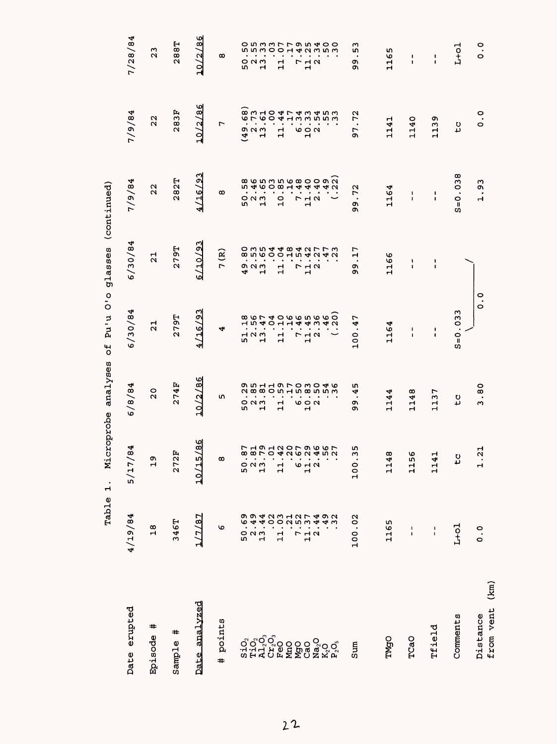Table 1. Microprobe analyses of Pu'u O'o glasses (continued)

| Date erupted | 4/19/84 | 5/17/84 | 6/8/84 | 6/30/84 | 6/30/84 | 7/9/84 | 7/9/84 | 7/28/84 |
|---|---|---|---|---|---|---|---|---|
| Episode # | 18 | 19 | 20 | 21 | 21 | 22 | 22 | 23 |
| Sample # | 346T | 272F | 274F | 279T | 279T | 282T | 283F | 288T |
| Date analyzed | 1/7/87 | 10/15/86 | 10/2/86 | 4/16/93 | 6/10/93 | 4/16/93 | 10/2/86 | 10/2/86 |
| # points | 6 | 8 | 5 | 4 | 7(R) | 8 | 7 | 8 |
| $SiO_2$ | 50.69 | 50.87 | 50.29 | 51.18 | 49.80 | 50.58 | (49.68) | 50.50 |
| $TiO_2$ | 2.49 | 2.81 | 2.85 | 2.56 | 2.53 | 2.46 | 2.73 | 2.55 |
| $Al_2O_3$ | 13.44 | 13.79 | 13.81 | 13.47 | 13.65 | 13.65 | 13.61 | 13.33 |
| $Cr_2O_3$ | .02 | .01 | .01 | .04 | .04 | .03 | .00 | .03 |
| FeO | 11.03 | 11.42 | 11.59 | 11.10 | 11.04 | 10.85 | 11.44 | 11.07 |
| MnO | .21 | .20 | .17 | .16 | .18 | .16 | .17 | .17 |
| MgO | 7.52 | 6.67 | 6.50 | 7.46 | 7.54 | 7.48 | 6.34 | 7.49 |
| CaO | 11.37 | 11.29 | 10.83 | 11.45 | 11.42 | 11.40 | 10.33 | 11.25 |
| $Na_2O$ | 2.44 | 2.46 | 2.50 | 2.36 | 2.27 | 2.40 | 2.54 | 2.34 |
| $K_2O$ | .49 | .56 | .54 | .46 | .47 | .49 | .55 | .50 |
| $P_2O_5$ | .32 | .27 | .36 | (.20) | .23 | (.22) | .33 | .30 |
| Sum | 100.02 | 100.35 | 99.45 | 100.47 | 99.17 | 99.72 | 97.72 | 99.53 |
| TMgO | 1165 | 1148 | 1144 | 1164 | 1166 | 1164 | 1141 | 1165 |
| TCaO | -- | 1156 | 1148 | -- | -- | -- | 1140 | -- |
| Tfield | -- | 1141 | 1137 | -- | -- | -- | 1139 | -- |
| Comments | L+ol | tc | tc | S=0.033 | | S=0.038 | tc | L+ol |
| Distance from vent (km) | 0.0 | 1.21 | 3.80 | 0.0 | | 1.93 | 0.0 | 0.0 |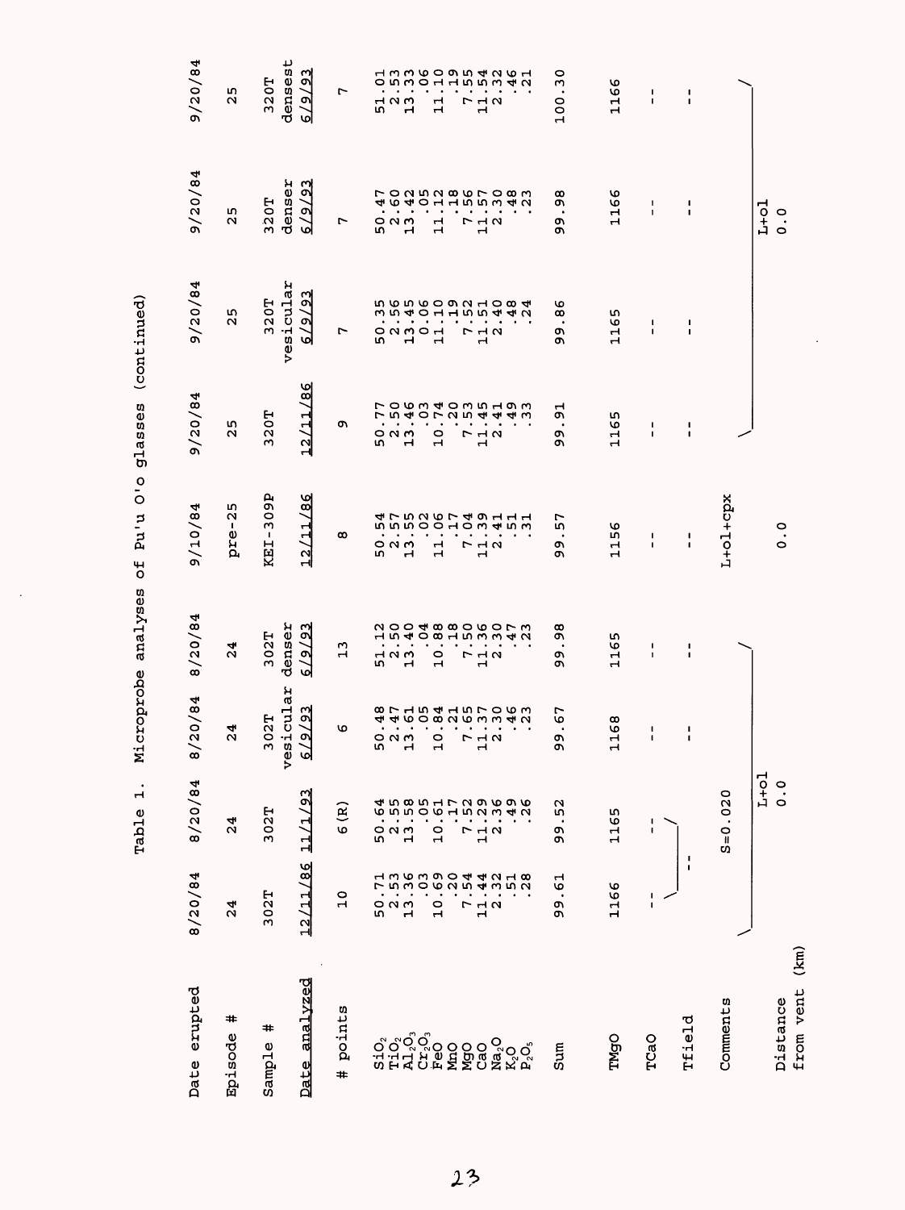Table 1. Microprobe analyses of Pu'u O'o glasses (continued)

| Date erupted | 8/20/84 | 8/20/84 | 8/20/84 | 8/20/84 | 9/10/84 | 9/20/84 | 9/20/84 | 9/20/84 | 9/20/84 |
|---|---|---|---|---|---|---|---|---|---|
| Episode # | 24 | 24 | 24 | 24 | pre-25 | 25 | 25 | 25 | 25 |
| Sample # | 302T | 302T | 302T vesicular | 302T denser | KEI-309P | 320T | 320T vesicular | 320T denser | 320T densest |
| Date analyzed | 12/11/86 | 11/1/93 | 6/9/93 | 6/9/93 | 12/11/86 | 12/11/86 | 6/9/93 | 6/9/93 | 6/9/93 |
| # points | 10 | 6 (R) | 6 | 13 | 8 | 9 | 7 | 7 | 7 |
| $SiO_2$ | 50.71 | 50.64 | 50.48 | 51.12 | 50.54 | 50.77 | 50.35 | 50.47 | 51.01 |
| $TiO_2$ | 2.53 | 2.55 | 2.47 | 2.50 | 2.57 | 2.50 | 2.56 | 2.60 | 2.53 |
| $Al_2O_3$ | 13.36 | 13.58 | 13.61 | 13.40 | 13.55 | 13.46 | 13.45 | 13.42 | 13.33 |
| $Cr_2O_3$ | .03 | .05 | .05 | .04 | .02 | .03 | 0.06 | .05 | .06 |
| FeO | 10.69 | 10.61 | 10.84 | 10.88 | 11.06 | 10.74 | 11.10 | 11.12 | 11.10 |
| MnO | .20 | .17 | .21 | .18 | .17 | .20 | .19 | .18 | .19 |
| MgO | 7.54 | 7.52 | 7.65 | 7.50 | 7.04 | 7.53 | 7.52 | 7.56 | 7.55 |
| CaO | 11.44 | 11.29 | 11.37 | 11.36 | 11.39 | 11.45 | 11.51 | 11.57 | 11.54 |
| $Na_2O$ | 2.32 | 2.36 | 2.30 | 2.30 | 2.41 | 2.41 | 2.40 | 2.30 | 2.32 |
| $K_2O$ | .51 | .49 | .46 | .47 | .51 | .49 | .48 | .48 | .46 |
| $P_2O_5$ | .28 | .26 | .23 | .23 | .31 | .33 | .24 | .23 | .21 |
| Sum | 99.61 | 99.52 | 99.67 | 99.98 | 99.57 | 99.91 | 99.86 | 99.98 | 100.30 |
| TMgO | 1166 | 1165 | 1168 | 1165 | 1156 | 1165 | 1165 | 1166 | 1166 |
| TCaO | -- | -- | -- | -- | -- | -- | -- | -- | -- |
| Tfield | -- | | -- | -- | -- | -- | -- | -- | -- |
| Comments | L+ol | S=0.020 | | | L+ol+cpx | L+ol | | | |
| Distance from vent (km) | 0.0 | | | | 0.0 | 0.0 | | | |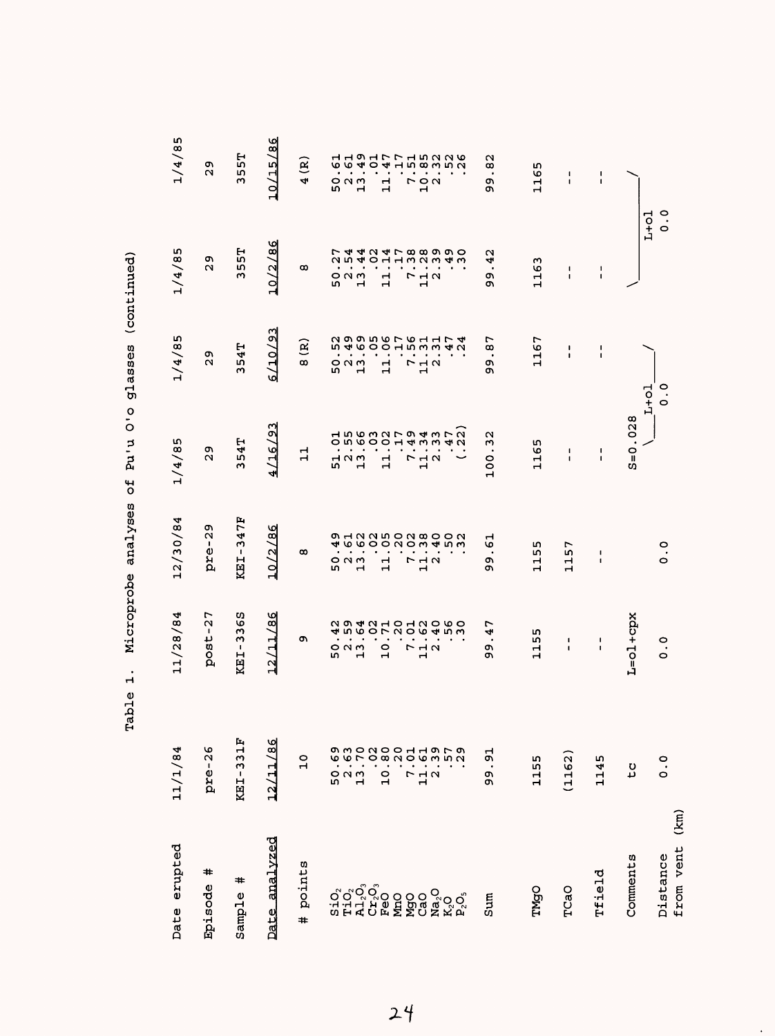Table 1. Microprobe analyses of Pu'u O'o glasses (continued)

| Date erupted | 11/1/84 | 11/28/84 | 12/30/84 | 1/4/85 | 1/4/85 | 1/4/85 | 1/4/85 |
|---|---|---|---|---|---|---|---|
| Episode # | pre-26 | post-27 | pre-29 | 29 | 29 | 29 | 29 |
| Sample # | KEI-331F | KEI-336S | KEI-347F | 354T | 354T | 355T | 355T |
| Date analyzed | 12/11/86 | 12/11/86 | 10/2/86 | 4/16/93 | 6/10/93 | 10/2/86 | 10/15/86 |
| # points | 10 | 9 | 8 | 11 | 8 (R) | 8 | 4 (R) |
| $SiO_2$ | 50.69 | 50.42 | 50.49 | 51.01 | 50.52 | 50.27 | 50.61 |
| $TiO_2$ | 2.63 | 2.59 | 2.61 | 2.55 | 2.49 | 2.54 | 2.61 |
| $Al_2O_3$ | 13.70 | 13.64 | 13.62 | 13.66 | 13.69 | 13.44 | 13.49 |
| $Cr_2O_3$ | .02 | .02 | .02 | .03 | .05 | .02 | .01 |
| FeO | 10.80 | 10.71 | 11.05 | 11.02 | 11.06 | 11.14 | 11.47 |
| MnO | .20 | .20 | .20 | .17 | .17 | .17 | .17 |
| MgO | 7.01 | 7.01 | 7.02 | 7.49 | 7.56 | 7.38 | 7.51 |
| CaO | 11.61 | 11.62 | 11.38 | 11.34 | 11.31 | 11.28 | 10.85 |
| $Na_2O$ | 2.39 | 2.40 | 2.40 | 2.33 | 2.31 | 2.39 | 2.32 |
| $K_2O$ | .57 | .56 | .50 | .47 | .47 | .49 | .52 |
| $P_2O_5$ | .29 | .30 | .32 | (.22) | .24 | .30 | .26 |
| Sum | 99.91 | 99.47 | 99.61 | 100.32 | 99.87 | 99.42 | 99.82 |
| TMgO | 1155 | 1155 | 1155 | 1165 | 1167 | 1163 | 1165 |
| TCaO | (1162) | -- | 1157 | -- | -- | -- | -- |
| Tfield | 1145 | -- | -- | -- | -- | -- | -- |
| Comments | tc | L=ol+cpx | | S=0.028 | | | |
| | | | | L+ol | | L+ol | |
| Distance from vent (km) | 0.0 | 0.0 | 0.0 | 0.0 | | 0.0 | |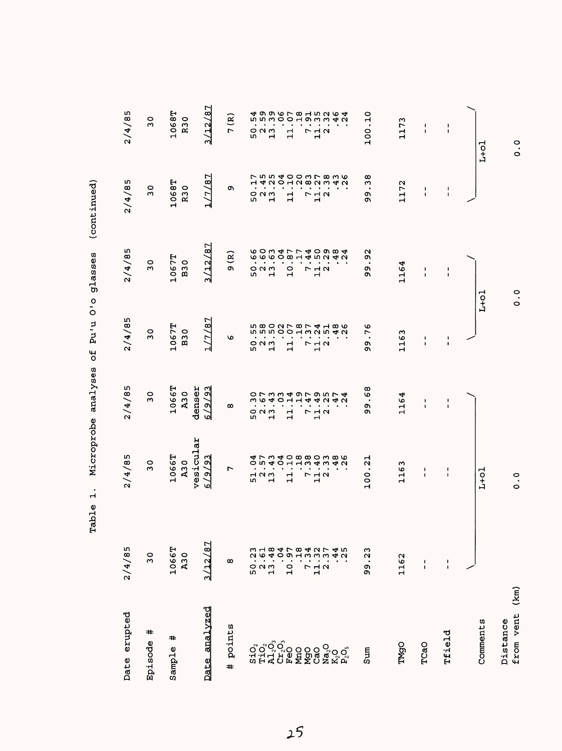Table 1. Microprobe analyses of Pu'u O'o glasses (continued)

| Date erupted | 2/4/85 | 2/4/85 | 2/4/85 | 2/4/85 | 2/4/85 | 2/4/85 | 2/4/85 |
|---|---|---|---|---|---|---|---|
| Episode # | 30 | 30 | 30 | 30 | 30 | 30 | 30 |
| Sample # | 1066T A30 | 1066T A30 vesicular | 1066T A30 denser | 1067T B30 | 1067T B30 | 1068T R30 | 1068T R30 |
| Date analyzed | 3/12/87 | 6/9/93 | 6/9/93 | 1/7/87 | 3/12/87 | 1/7/87 | 3/12/87 |
| # points | 8 | 7 | 8 | 6 | 9(R) | 9 | 7(R) |
| $SiO_2$ | 50.23 | 51.04 | 50.30 | 50.55 | 50.66 | 50.17 | 50.54 |
| $TiO_2$ | 2.61 | 2.57 | 2.67 | 2.58 | 2.60 | 2.45 | 2.59 |
| $Al_2O_3$ | 13.48 | 13.43 | 13.43 | 13.50 | 13.63 | 13.25 | 13.39 |
| $Cr_2O_3$ | .04 | .04 | .03 | .02 | .04 | .04 | .06 |
| FeO | 10.97 | 11.10 | 11.14 | 11.07 | 10.87 | 11.10 | 11.07 |
| MnO | .18 | .18 | .19 | .18 | .17 | .20 | .18 |
| MgO | 7.34 | 7.38 | 7.47 | 7.37 | 7.44 | 7.83 | 7.91 |
| CaO | 11.32 | 11.40 | 11.49 | 11.24 | 11.50 | 11.27 | 11.35 |
| $Na_2O$ | 2.37 | 2.33 | 2.25 | 2.51 | 2.29 | 2.38 | 2.32 |
| $K_2O$ | .44 | .48 | .47 | .48 | .48 | .43 | .46 |
| $P_2O_5$ | .25 | .26 | .24 | .26 | .24 | .26 | .24 |
| Sum | 99.23 | 100.21 | 99.68 | 99.76 | 99.92 | 99.38 | 100.10 |
| TMgO | 1162 | 1163 | 1164 | 1163 | 1164 | 1172 | 1173 |
| TCaO | -- | -- | -- | -- | -- | -- | -- |
| Tfield | -- | -- | -- | -- | -- | -- | -- |
| Comments | L+ol | | | L+ol | | L+ol | |
| Distance from vent (km) | 0.0 | | | 0.0 | | 0.0 | |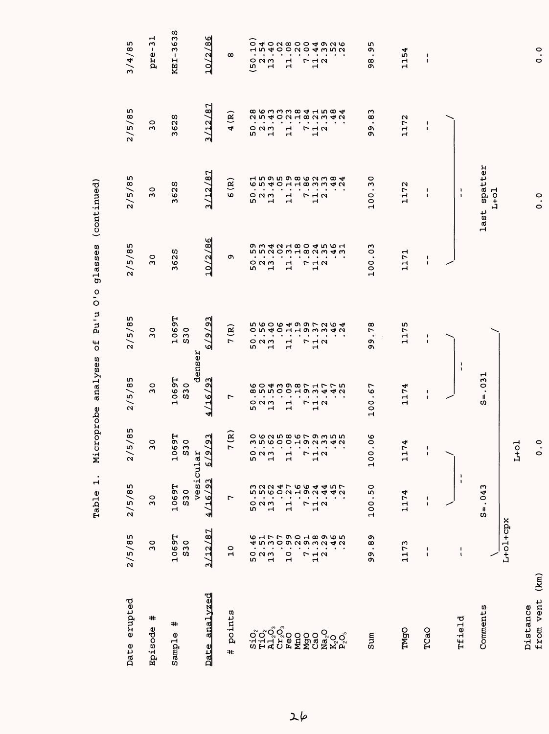Table 1. Microprobe analyses of Pu'u O'o glasses (continued)

| Date erupted | 2/5/85 | 2/5/85 | 2/5/85 | 2/5/85 | 2/5/85 | 2/5/85 | 2/5/85 | 2/5/85 | 3/4/85 |
|---|---|---|---|---|---|---|---|---|---|
| Episode # | 30 | 30 | 30 | 30 | 30 | 30 | 30 | 30 | pre-31 |
| Sample # | 1069T S30 | 1069T S30 vesicular | 1069T S30 vesicular | 1069T S30 denser | 1069T S30 denser | 362S | 362S | 362S | KEI-363S |
| Date analyzed | 3/12/87 | 4/16/93 | 6/9/93 | 4/16/93 | 6/9/93 | 10/2/86 | 3/12/87 | 3/12/87 | 10/2/86 |
| # points | 10 | 7 | 7(R) | 7 | 7(R) | 9 | 6(R) | 4(R) | 8 |
| $SiO_2$ | 50.46 | 50.53 | 50.30 | 50.86 | 50.05 | 50.59 | 50.61 | 50.28 | (50.10) |
| $TiO_2$ | 2.51 | 2.52 | 2.56 | 2.50 | 2.56 | 2.53 | 2.55 | 2.56 | 2.54 |
| $Al_2O_3$ | 13.37 | 13.62 | 13.62 | 13.54 | 13.40 | 13.24 | 13.49 | 13.43 | 13.40 |
| $Cr_2O_3$ | .07 | .04 | .05 | .03 | .06 | .02 | .05 | .03 | .02 |
| FeO | 10.99 | 11.27 | 11.08 | 11.09 | 11.14 | 11.31 | 11.19 | 11.23 | 11.08 |
| MnO | .20 | .16 | .16 | .19 | .19 | .18 | .18 | .18 | .20 |
| MgO | 7.91 | 7.96 | 7.97 | 7.97 | 7.99 | 7.80 | 7.86 | 7.84 | 7.00 |
| CaO | 11.38 | 11.24 | 11.29 | 11.31 | 11.37 | 11.24 | 11.32 | 11.21 | 11.44 |
| $Na_2O$ | 2.29 | 2.44 | 2.33 | 2.47 | 2.32 | 2.35 | 2.33 | 2.35 | 2.39 |
| $K_2O$ | .46 | .45 | .45 | .47 | .46 | .46 | .48 | .48 | .52 |
| $P_2O_5$ | .25 | .27 | .25 | .25 | .24 | .31 | .24 | .24 | .26 |
| Sum | 99.89 | 100.50 | 100.06 | 100.67 | 99.78 | 100.03 | 100.30 | 99.83 | 98.95 |
| TMgO | 1173 | 1174 | 1174 | 1174 | 1175 | 1171 | 1172 | 1172 | 1154 |
| TCaO | -- | -- | -- | -- | -- | -- | -- | -- | -- |
| Tfield | -- | -- | | -- | | | -- | | |
| Comments | L+ol+cpx | S=.043 | L+ol | S=.031 | | | last spatter L+ol | | |
| Distance from vent (km) | | | 0.0 | | | | 0.0 | | 0.0 |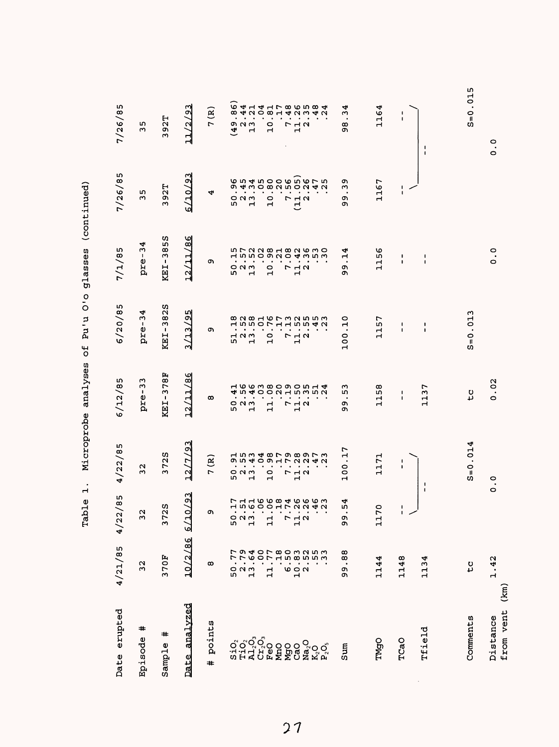Table 1. Microprobe analyses of Pu'u O'o glasses (continued)

| Date erupted | 4/21/85 | 4/22/85 | 4/22/85 | 6/12/85 | 6/20/85 | 7/1/85 | 7/26/85 | 7/26/85 |
|---|---|---|---|---|---|---|---|---|
| Episode # | 32 | 32 | 32 | pre-33 | pre-34 | pre-34 | 35 | 35 |
| Sample # | 370F | 372S | 372S | KEI-378F | KEI-382S | KEI-385S | 392T | 392T |
| Date analyzed | 10/2/86 | 6/10/93 | 12/7/93 | 12/11/86 | 3/13/95 | 12/11/86 | 6/10/93 | 11/2/93 |
| # points | 8 | 9 | 7(R) | 8 | 9 | 9 | 4 | 7(R) |
| $SiO_2$ | 50.77 | 50.17 | 50.91 | 50.41 | 51.18 | 50.15 | 50.96 | (49.86) |
| $TiO_2$ | 2.79 | 2.51 | 2.55 | 2.56 | 2.52 | 2.57 | 2.45 | 2.44 |
| $Al_2O_3$ | 13.64 | 13.61 | 13.43 | 13.46 | 13.58 | 13.52 | 13.34 | 13.21 |
| $Cr_2O_3$ | .00 | .06 | .04 | .03 | .01 | .02 | .05 | .04 |
| FeO | 11.77 | 11.06 | 10.98 | 11.08 | 10.76 | 10.98 | 10.80 | 10.81 |
| MnO | .18 | .18 | .17 | .20 | .17 | .21 | .20 | .17 |
| MgO | 6.50 | 7.74 | 7.79 | 7.19 | 7.13 | 7.08 | 7.56 | 7.48 |
| CaO | 10.83 | 11.26 | 11.28 | 11.50 | 11.52 | 11.42 | (11.05) | 11.26 |
| $Na_2O$ | 2.52 | 2.26 | 2.29 | 2.35 | 2.55 | 2.36 | 2.26 | 2.35 |
| $K_2O$ | .55 | .46 | .47 | .51 | .45 | .53 | .47 | .48 |
| $P_2O_5$ | .33 | .23 | .23 | .24 | .23 | .30 | .25 | .24 |
| Sum | 99.88 | 99.54 | 100.17 | 99.53 | 100.10 | 99.14 | 99.39 | 98.34 |
| TMgO | 1144 | 1170 | 1171 | 1158 | 1157 | 1156 | 1167 | 1164 |
| TCaO | 1148 | -- | -- | -- | -- | -- | -- | -- |
| Tfield | 1134 | -- | | 1137 | -- | -- | -- | |
| Comments | tc | S=0.014 | | tc | S=0.013 | | | S=0.015 |
| Distance from vent (km) | 1.42 | 0.0 | | 0.02 | | 0.0 | 0.0 | |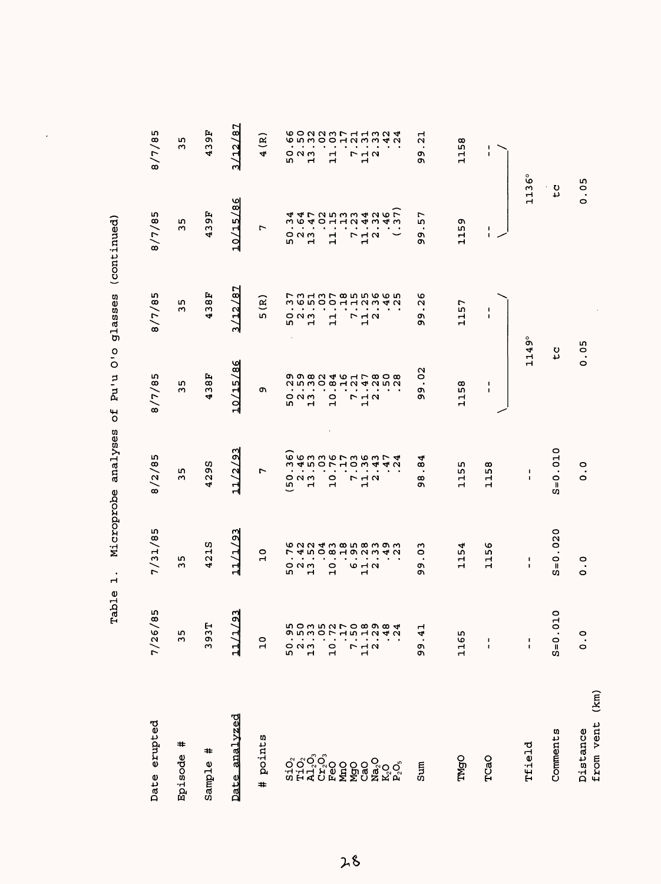Table 1. Microprobe analyses of Pu'u O'o glasses (continued)

| Date erupted | 7/26/85 | 7/31/85 | 8/2/85 | 8/7/85 | 8/7/85 | 8/7/85 | 8/7/85 |
|---|---|---|---|---|---|---|---|
| Episode # | 35 | 35 | 35 | 35 | 35 | 35 | 35 |
| Sample # | 393T | 421S | 429S | 438F | 438F | 439F | 439F |
| Date analyzed | 11/1/93 | 11/1/93 | 11/2/93 | 10/15/86 | 3/12/87 | 10/15/86 | 3/12/87 |
| # points | 10 | 10 | 7 | 9 | 5(R) | 7 | 4(R) |
| $SiO_2$ | 50.95 | 50.76 | (50.36) | 50.29 | 50.37 | 50.34 | 50.66 |
| $TiO_2$ | 2.50 | 2.42 | 2.46 | 2.59 | 2.63 | 2.64 | 2.50 |
| $Al_2O_3$ | 13.33 | 13.52 | 13.53 | 13.38 | 13.51 | 13.47 | 13.32 |
| $Cr_2O_3$ | .05 | .04 | .03 | .02 | .03 | .02 | .02 |
| FeO | 10.72 | 10.83 | 10.76 | 10.84 | 11.07 | 11.15 | 11.03 |
| MnO | .17 | .18 | .17 | .16 | .18 | .13 | .17 |
| MgO | 7.50 | 6.95 | 7.03 | 7.21 | 7.15 | 7.23 | 7.21 |
| CaO | 11.18 | 11.28 | 11.36 | 11.47 | 11.25 | 11.44 | 11.31 |
| $Na_2O$ | 2.29 | 2.33 | 2.43 | 2.28 | 2.36 | 2.32 | 2.33 |
| $K_2O$ | .48 | .49 | .47 | .50 | .46 | .46 | .42 |
| $P_2O_5$ | .24 | .23 | .24 | .28 | .25 | (.37) | .24 |
| Sum | 99.41 | 99.03 | 98.84 | 99.02 | 99.26 | 99.57 | 99.21 |
| TMgO | 1165 | 1154 | 1155 | 1158 | 1157 | 1159 | 1158 |
| TCaO | -- | 1156 | 1158 | -- | -- | -- | -- |
| Tfield | -- | -- | -- | 1149° | | 1136° | |
| Comments | S=0.010 | S=0.020 | S=0.010 | tc | | tc | |
| Distance from vent (km) | 0.0 | 0.0 | 0.0 | 0.05 | | 0.05 | |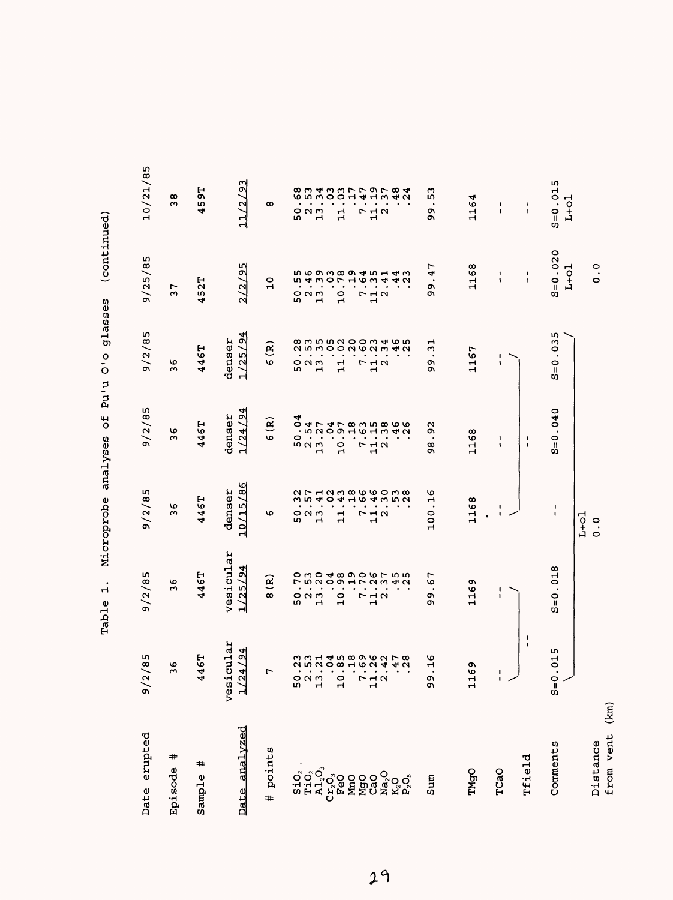Table 1. Microprobe analyses of Pu'u O'o glasses (continued)

| Date erupted | 9/2/85 | 9/2/85 | 9/2/85 | 9/2/85 | 9/2/85 | 9/25/85 | 10/21/85 |
|---|---|---|---|---|---|---|---|
| Episode # | 36 | 36 | 36 | 36 | 36 | 37 | 38 |
| Sample # | 446T | 446T | 446T | 446T | 446T | 452T | 459T |
| Date analyzed | vesicular 1/24/94 | vesicular 1/25/94 | denser 10/15/86 | denser 1/24/94 | denser 1/25/94 | 2/2/95 | 11/2/93 |
| # points | 7 | 8(R) | 6 | 6(R) | 6(R) | 10 | 8 |
| $SiO_2$ | 50.23 | 50.70 | 50.32 | 50.04 | 50.28 | 50.55 | 50.68 |
| $TiO_2$ | 2.53 | 2.53 | 2.57 | 2.54 | 2.53 | 2.46 | 2.53 |
| $Al_2O_3$ | 13.21 | 13.20 | 13.41 | 13.27 | 13.35 | 13.39 | 13.34 |
| $Cr_2O_3$ | .04 | .04 | .02 | .04 | .05 | .03 | .03 |
| FeO | 10.85 | 10.98 | 11.43 | 10.97 | 11.02 | 10.78 | 11.03 |
| MnO | .18 | .19 | .18 | .18 | .20 | .19 | .17 |
| MgO | 7.69 | 7.70 | 7.66 | 7.63 | 7.60 | 7.64 | 7.47 |
| CaO | 11.26 | 11.26 | 11.46 | 11.15 | 11.23 | 11.35 | 11.19 |
| $Na_2O$ | 2.42 | 2.37 | 2.30 | 2.38 | 2.34 | 2.41 | 2.37 |
| $K_2O$ | .47 | .45 | .53 | .46 | .46 | .44 | .48 |
| $P_2O_5$ | .28 | .25 | .28 | .26 | .25 | .23 | .24 |
| Sum | 99.16 | 99.67 | 100.16 | 98.92 | 99.31 | 99.47 | 99.53 |
| TMgO | 1169 | 1169 | 1168 | 1168 | 1167 | 1168 | 1164 |
| TCaO | -- | -- | -- | -- | -- | -- | -- |
| Tfield | | -- | | -- | | -- | -- |
| Comments | S=0.015 | S=0.018 | -- L+ol | S=0.040 | S=0.035 | S=0.020 L+ol | S=0.015 L+ol |
| Distance from vent (km) | | | 0.0 | | | 0.0 | |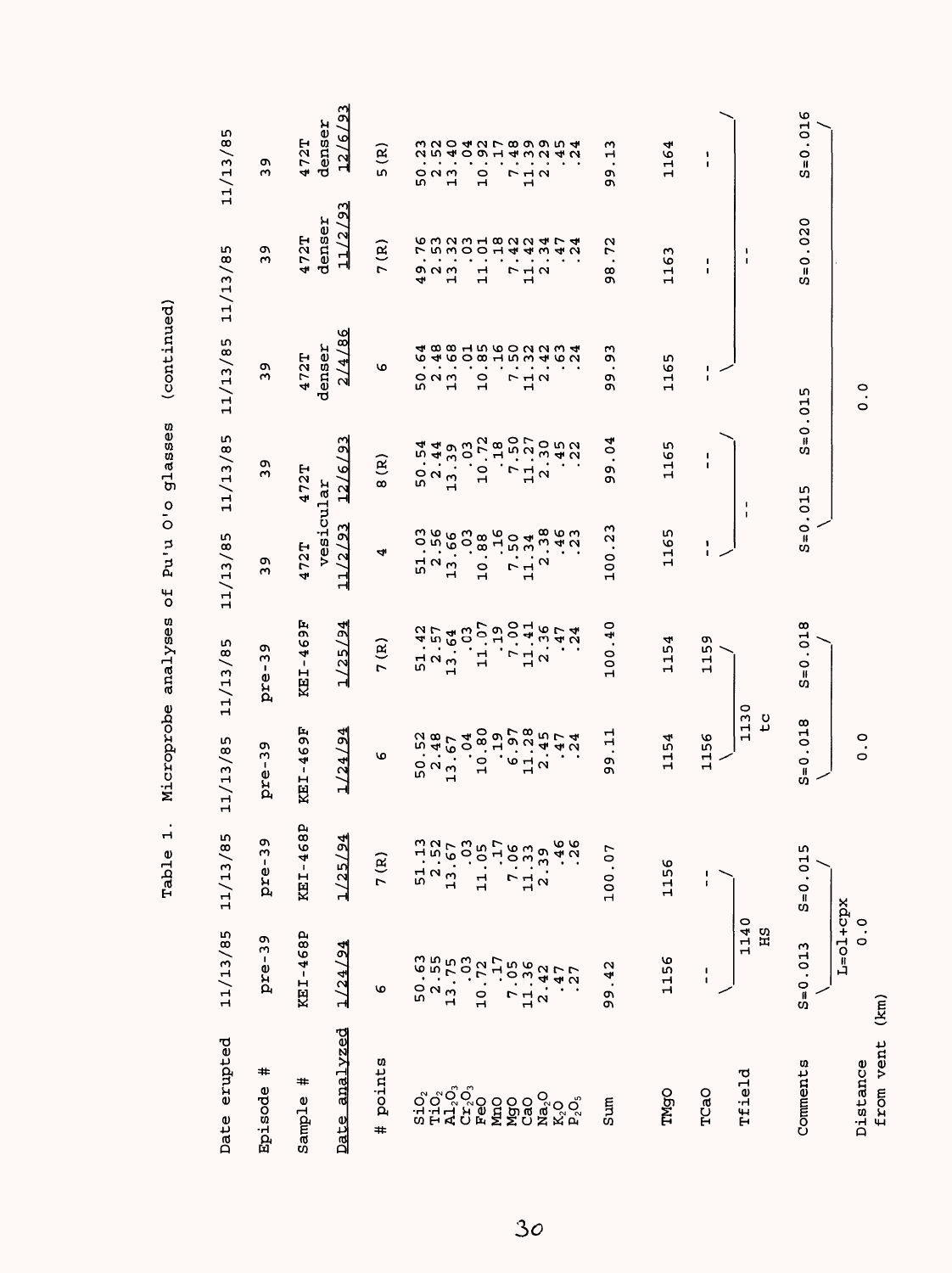Table 1. Microprobe analyses of Pu'u O'o glasses (continued)

| Date erupted | 11/13/85 | 11/13/85 | 11/13/85 | 11/13/85 | 11/13/85 | 11/13/85 | 11/13/85 | 11/13/85 | 11/13/85 |
|---|---|---|---|---|---|---|---|---|---|
| Episode # | pre-39 | pre-39 | pre-39 | pre-39 | 39 | 39 | 39 | 39 | 39 |
| Sample # | KEI-468P | KEI-468P | KEI-469F | KEI-469F | 472T vesicular | 472T vesicular | 472T denser | 472T denser | 472T denser |
| Date analyzed | 1/24/94 | 1/25/94 | 1/24/94 | 1/25/94 | 11/2/93 | 12/6/93 | 2/4/86 | 11/2/93 | 12/6/93 |
| # points | 6 | 7(R) | 6 | 7(R) | 4 | 8(R) | 6 | 7(R) | 5(R) |
| $SiO_2$ | 50.63 | 51.13 | 50.52 | 51.42 | 51.03 | 50.54 | 50.64 | 49.76 | 50.23 |
| $TiO_2$ | 2.55 | 2.52 | 2.48 | 2.57 | 2.56 | 2.44 | 2.48 | 2.53 | 2.52 |
| $Al_2O_3$ | 13.75 | 13.67 | 13.67 | 13.64 | 13.66 | 13.39 | 13.68 | 13.32 | 13.40 |
| $Cr_2O_3$ | .03 | .03 | .04 | .03 | .03 | .03 | .01 | .03 | .04 |
| FeO | 10.72 | 11.05 | 10.80 | 11.07 | 10.88 | 10.72 | 10.85 | 11.01 | 10.92 |
| MnO | .17 | .17 | .19 | .19 | .16 | .18 | .16 | .18 | .17 |
| MgO | 7.05 | 7.06 | 6.97 | 7.00 | 7.50 | 7.50 | 7.50 | 7.42 | 7.48 |
| CaO | 11.36 | 11.33 | 11.28 | 11.41 | 11.34 | 11.27 | 11.32 | 11.42 | 11.39 |
| $Na_2O$ | 2.42 | 2.39 | 2.45 | 2.36 | 2.38 | 2.30 | 2.42 | 2.34 | 2.29 |
| $K_2O$ | .47 | .46 | .47 | .47 | .46 | .45 | .63 | .47 | .45 |
| $P_2O_5$ | .27 | .26 | .24 | .24 | .23 | .22 | .24 | .24 | .24 |
| Sum | 99.42 | 100.07 | 99.11 | 100.40 | 100.23 | 99.04 | 99.93 | 98.72 | 99.13 |
| TMgO | 1156 | 1156 | 1154 | 1154 | 1165 | 1165 | 1165 | 1163 | 1164 |
| TCaO | -- | -- | 1156 | 1159 | -- | -- | -- | -- | -- |
| Tfield | 1140 HS | | 1130 tc | | -- | | -- | | |
| Comments | S=0.013 | S=0.015 | S=0.018 | S=0.018 | S=0.015 | S=0.015 | | S=0.020 | S=0.016 |
| | L=ol+cpx | | | | | | | | |
| Distance from vent (km) | 0.0 | | 0.0 | | | | 0.0 | | |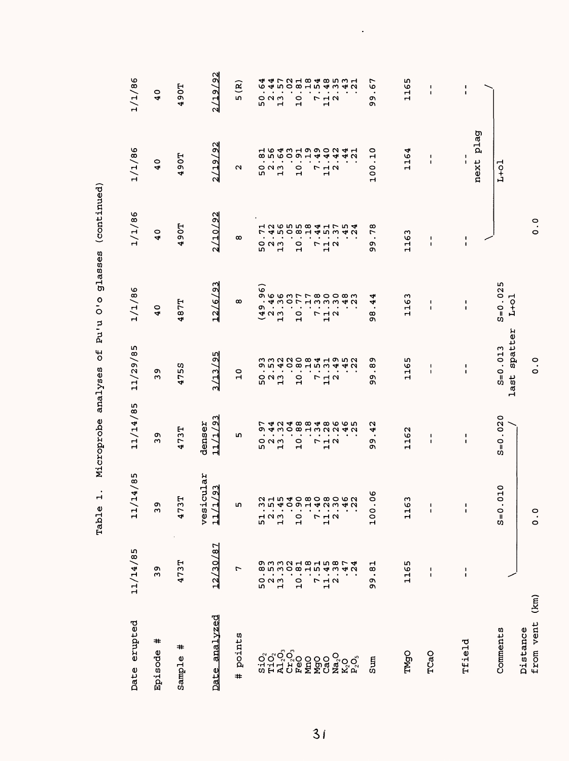Table 1. Microprobe analyses of Pu'u O'o glasses (continued)

| Date erupted | 11/14/85 | 11/14/85 | 11/14/85 | 11/29/85 | 1/1/86 | 1/1/86 | 1/1/86 | 1/1/86 |
|---|---|---|---|---|---|---|---|---|
| Episode # | 39 | 39 | 39 | 39 | 40 | 40 | 40 | 40 |
| Sample # | 473T | 473T | 473T | 475S | 487T | 490T | 490T | 490T |
| Date analyzed | 12/30/87 | vesicular 11/1/93 | denser 11/1/93 | 3/13/95 | 12/6/93 | 2/10/92 | 2/19/92 | 2/19/92 |
| # points | 7 | 5 | 5 | 10 | 8 | 8 | 2 | 5(R) |
| $SiO_2$ | 50.89 | 51.32 | 50.97 | 50.93 | (49.96) | 50.71 | 50.81 | 50.64 |
| $TiO_2$ | 2.53 | 2.51 | 2.44 | 2.53 | 2.46 | 2.42 | 2.56 | 2.44 |
| $Al_2O_3$ | 13.33 | 13.45 | 13.32 | 13.42 | 13.36 | 13.56 | 13.64 | 13.57 |
| $Cr_2O_3$ | .02 | .04 | .04 | .02 | .03 | .05 | .03 | .02 |
| FeO | 10.81 | 10.90 | 10.88 | 10.80 | 10.77 | 10.85 | 10.91 | 10.81 |
| MnO | .18 | .18 | .18 | .18 | .17 | .18 | .19 | .18 |
| MgO | 7.51 | 7.40 | 7.34 | 7.54 | 7.38 | 7.44 | 7.49 | 7.54 |
| CaO | 11.45 | 11.28 | 11.28 | 11.31 | 11.30 | 11.51 | 11.40 | 11.48 |
| $Na_2O$ | 2.38 | 2.30 | 2.26 | 2.49 | 2.30 | 2.37 | 2.42 | 2.35 |
| $K_2O$ | .47 | .46 | .46 | .45 | .48 | .45 | .44 | .43 |
| $P_2O_5$ | .24 | .22 | .25 | .22 | .23 | .24 | .21 | .21 |
| Sum | 99.81 | 100.06 | 99.42 | 99.89 | 98.44 | 99.78 | 100.10 | 99.67 |
| TMgO | 1165 | 1163 | 1162 | 1165 | 1163 | 1163 | 1164 | 1165 |
| TCaO | -- | -- | -- | -- | -- | -- | -- | -- |
| Tfield | -- | -- | -- | -- | -- | -- | -- next plag | -- |
| Comments | | S=0.010 | S=0.020 | S=0.013 last spatter | S=0.025 L+ol | | L+ol | |
| Distance from vent (km) | | 0.0 | | 0.0 | | 0.0 | | |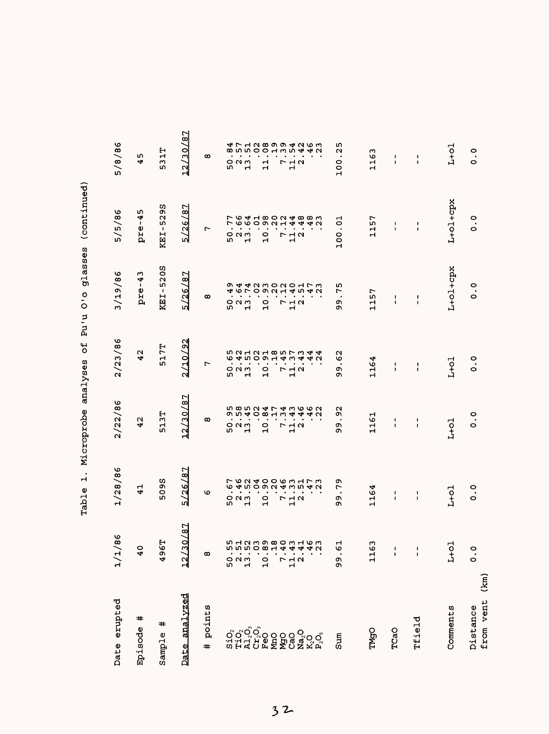Table 1. Microprobe analyses of Pu'u O'o glasses (continued)

| Date erupted | 1/1/86 | 1/28/86 | 2/22/86 | 2/23/86 | 3/19/86 | 5/5/86 | 5/8/86 |
|---|---|---|---|---|---|---|---|
| Episode # | 40 | 41 | 42 | 42 | pre-43 | pre-45 | 45 |
| Sample # | 496T | 509S | 513T | 517T | KEI-520S | KEI-529S | 531T |
| Date analyzed | 12/30/87 | 5/26/87 | 12/30/87 | 2/10/92 | 5/26/87 | 5/26/87 | 12/30/87 |
| # points | 8 | 6 | 8 | 7 | 8 | 7 | 8 |
| $SiO_2$ | 50.55 | 50.67 | 50.95 | 50.65 | 50.49 | 50.77 | 50.84 |
| $TiO_2$ | 2.51 | 2.46 | 2.58 | 2.42 | 2.64 | 2.66 | 2.57 |
| $Al_2O_3$ | 13.52 | 13.52 | 13.45 | 13.51 | 13.74 | 13.64 | 13.51 |
| $Cr_2O_3$ | .03 | .04 | .02 | .02 | .02 | .01 | .02 |
| FeO | 10.89 | 10.90 | 10.84 | 10.91 | 10.93 | 10.98 | 11.08 |
| MnO | .18 | .20 | .17 | .18 | .20 | .20 | .19 |
| MgO | 7.40 | 7.46 | 7.34 | 7.45 | 7.12 | 7.12 | 7.39 |
| CaO | 11.43 | 11.33 | 11.43 | 11.37 | 11.40 | 11.44 | 11.54 |
| $Na_2O$ | 2.41 | 2.51 | 2.46 | 2.43 | 2.51 | 2.48 | 2.42 |
| $K_2O$ | .46 | .47 | .46 | .44 | .47 | .48 | .46 |
| $P_2O_5$ | .23 | .23 | .22 | .24 | .23 | .23 | .23 |
| Sum | 99.61 | 99.79 | 99.92 | 99.62 | 99.75 | 100.01 | 100.25 |
| TMgO | 1163 | 1164 | 1161 | 1164 | 1157 | 1157 | 1163 |
| TCaO | -- | -- | -- | -- | -- | -- | -- |
| Tfield | -- | -- | -- | -- | -- | -- | -- |
| Comments | L+ol | L+ol | L+ol | L+ol | L+ol+cpx | L+ol+cpx | L+ol |
| Distance from vent (km) | 0.0 | 0.0 | 0.0 | 0.0 | 0.0 | 0.0 | 0.0 |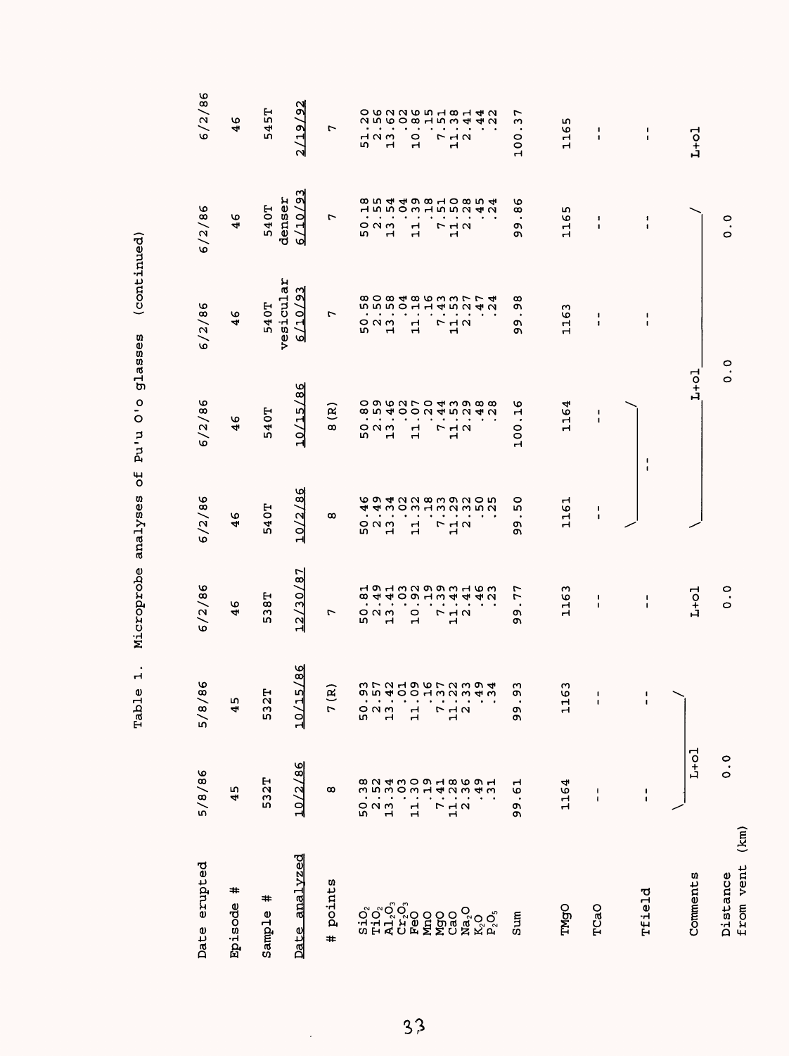Table 1. Microprobe analyses of Pu'u O'o glasses (continued)

| Date erupted | 5/8/86 | 5/8/86 | 6/2/86 | 6/2/86 | 6/2/86 | 6/2/86 | 6/2/86 | 6/2/86 |
|---|---|---|---|---|---|---|---|---|
| Episode # | 45 | 45 | 46 | 46 | 46 | 46 | 46 | 46 |
| Sample # | 532T | 532T | 538T | 540T | 540T | 540T vesicular | 540T denser | 545T |
| Date analyzed | 10/2/86 | 10/15/86 | 12/30/87 | 10/2/86 | 10/15/86 | 6/10/93 | 6/10/93 | 2/19/92 |
| # points | 8 | 7(R) | 7 | 8 | 8(R) | 7 | 7 | 7 |
| $SiO_2$ | 50.38 | 50.93 | 50.81 | 50.46 | 50.80 | 50.58 | 50.18 | 51.20 |
| $TiO_2$ | 2.52 | 2.57 | 2.49 | 2.49 | 2.59 | 2.50 | 2.55 | 2.56 |
| $Al_2O_3$ | 13.34 | 13.42 | 13.41 | 13.34 | 13.46 | 13.58 | 13.54 | 13.62 |
| $Cr_2O_3$ | .03 | .01 | .03 | .02 | .02 | .04 | .04 | .02 |
| FeO | 11.30 | 11.09 | 10.92 | 11.32 | 11.07 | 11.18 | 11.39 | 10.86 |
| MnO | .19 | .16 | .19 | .18 | .20 | .16 | .18 | .15 |
| MgO | 7.41 | 7.37 | 7.39 | 7.33 | 7.44 | 7.43 | 7.51 | 7.51 |
| CaO | 11.28 | 11.22 | 11.43 | 11.29 | 11.53 | 11.53 | 11.50 | 11.38 |
| $Na_2O$ | 2.36 | 2.33 | 2.41 | 2.32 | 2.29 | 2.27 | 2.28 | 2.41 |
| $K_2O$ | .49 | .49 | .46 | .50 | .48 | .47 | .45 | .44 |
| $P_2O_5$ | .31 | .34 | .23 | .25 | .28 | .24 | .24 | .22 |
| Sum | 99.61 | 99.93 | 99.77 | 99.50 | 100.16 | 99.98 | 99.86 | 100.37 |
| TMgO | 1164 | 1163 | 1163 | 1161 | 1164 | 1163 | 1165 | 1165 |
| TCaO | -- | -- | -- | -- | -- | -- | -- | -- |
| Tfield | -- | -- | -- | -- | | -- | -- | -- |
| Comments | L+ol | | L+ol | | L+ol | | | L+ol |
| Distance from vent (km) | 0.0 | | 0.0 | | 0.0 | | 0.0 | |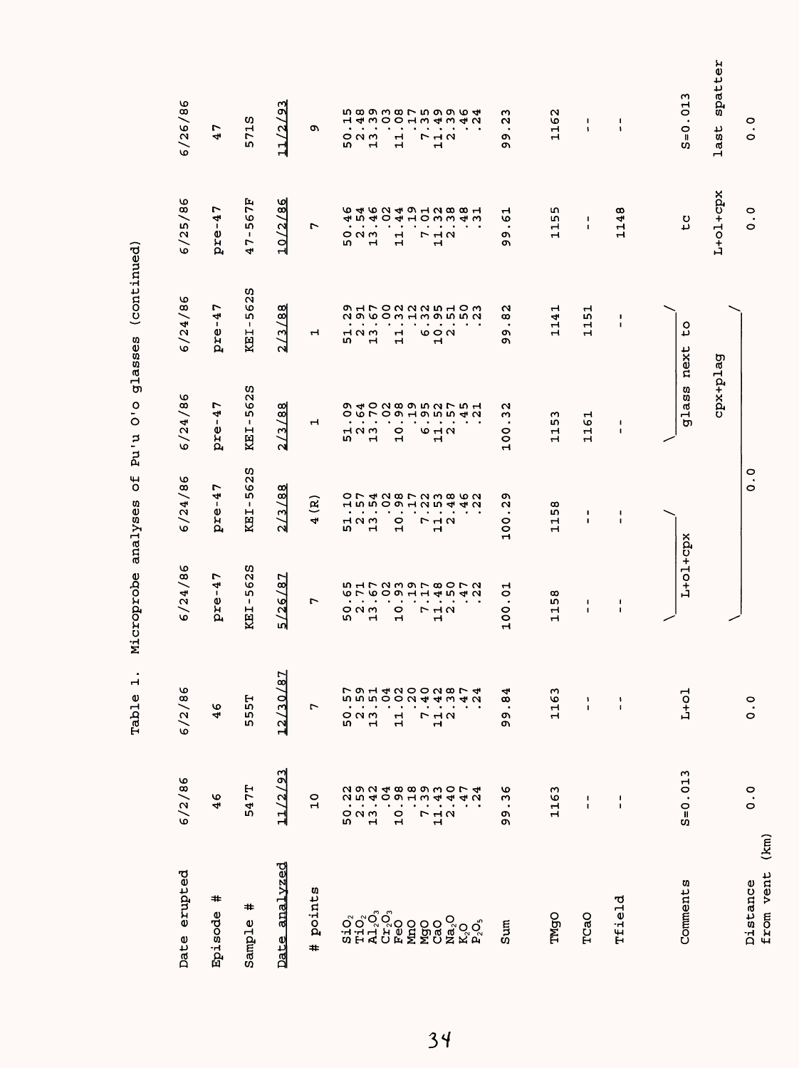Table 1. Microprobe analyses of Pu'u O'o glasses (continued)

| Date erupted | 6/2/86 | 6/2/86 | 6/24/86 | 6/24/86 | 6/24/86 | 6/24/86 | 6/25/86 | 6/26/86 |
|---|---|---|---|---|---|---|---|---|
| Episode # | 46 | 46 | pre-47 | pre-47 | pre-47 | pre-47 | pre-47 | 47 |
| Sample # | 547T | 555T | KEI-562S | KEI-562S | KEI-562S | KEI-562S | 47-567F | 571S |
| Date analyzed | 11/2/93 | 12/30/87 | 5/26/87 | 2/3/88 | 2/3/88 | 2/3/88 | 10/2/86 | 11/2/93 |
| # points | 10 | 7 | 7 | 4 (R) | 1 | 1 | 7 | 9 |
| $SiO_2$ | 50.22 | 50.57 | 50.65 | 51.10 | 51.09 | 51.29 | 50.46 | 50.15 |
| $TiO_2$ | 2.59 | 2.59 | 2.71 | 2.57 | 2.64 | 2.91 | 2.54 | 2.48 |
| $Al_2O_3$ | 13.42 | 13.51 | 13.67 | 13.54 | 13.70 | 13.67 | 13.46 | 13.39 |
| $Cr_2O_3$ | .04 | .04 | .02 | .02 | .02 | .00 | .02 | .03 |
| FeO | 10.98 | 11.02 | 10.93 | 10.98 | 10.98 | 11.32 | 11.44 | 11.08 |
| MnO | .18 | .20 | .19 | .17 | .19 | .12 | .19 | .17 |
| MgO | 7.39 | 7.40 | 7.17 | 7.22 | 6.95 | 6.32 | 7.01 | 7.35 |
| CaO | 11.43 | 11.42 | 11.48 | 11.53 | 11.52 | 10.95 | 11.32 | 11.49 |
| $Na_2O$ | 2.40 | 2.38 | 2.50 | 2.48 | 2.57 | 2.51 | 2.38 | 2.39 |
| $K_2O$ | .47 | .47 | .47 | .46 | .45 | .50 | .48 | .46 |
| $P_2O_5$ | .24 | .24 | .22 | .22 | .21 | .23 | .31 | .24 |
| Sum | 99.36 | 99.84 | 100.01 | 100.29 | 100.32 | 99.82 | 99.61 | 99.23 |
| TMgO | 1163 | 1163 | 1158 | 1158 | 1153 | 1141 | 1155 | 1162 |
| TCaO | -- | -- | -- | -- | 1161 | 1151 | -- | -- |
| Tfield | -- | -- | -- | -- | -- | -- | 1148 | -- |
| Comments | S=0.013 | L+ol | L+ol+cpx | | glass next to cpx+plag | | tc L+ol+cpx | S=0.013 last spatter |
| Distance from vent (km) | 0.0 | 0.0 | 0.0 | | | | 0.0 | 0.0 |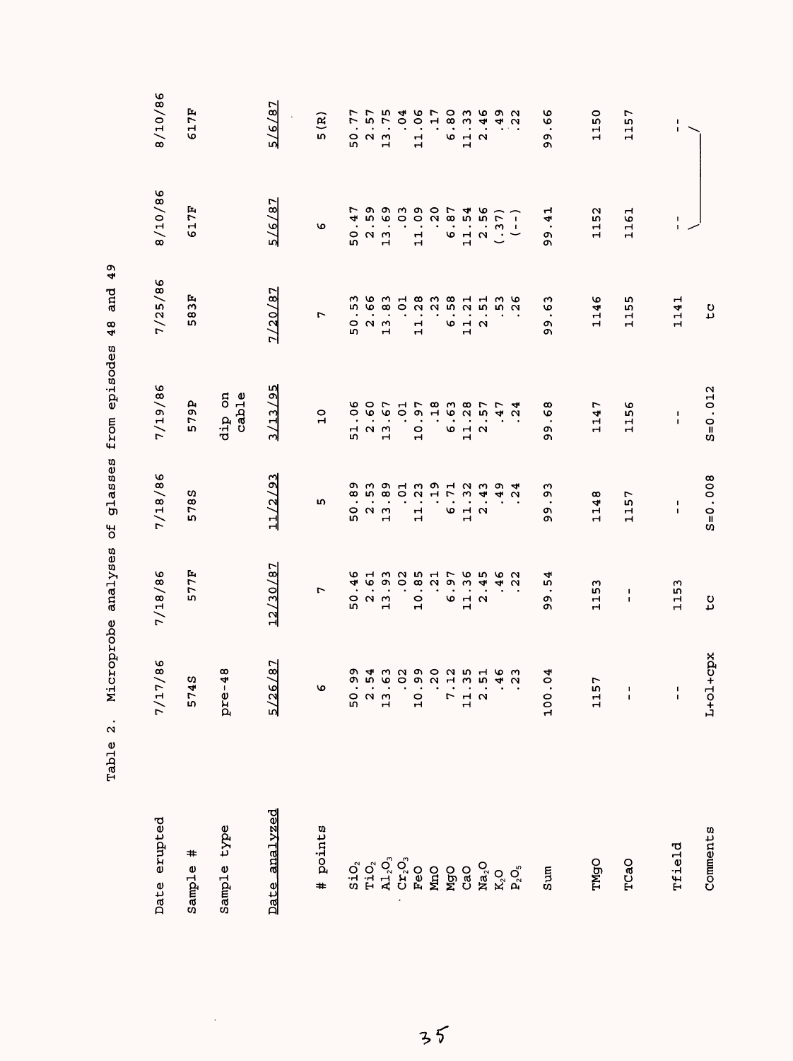Table 2. Microprobe analyses of glasses from episodes 48 and 49

| Date erupted | 7/17/86 | 7/18/86 | 7/18/86 | 7/19/86 | 7/25/86 | 8/10/86 | 8/10/86 |
|---|---|---|---|---|---|---|---|
| Sample # | 574S | 577F | 578S | 579P | 583F | 617F | 617F |
| Sample type | pre-48 | | | dip on cable | | | |
| Date analyzed | 5/26/87 | 12/30/87 | 11/2/93 | 3/13/95 | 7/20/87 | 5/6/87 | 5/6/87 |
| # points | 6 | 7 | 5 | 10 | 7 | 6 | 5(R) |
| $SiO_2$ | 50.99 | 50.46 | 50.89 | 51.06 | 50.53 | 50.47 | 50.77 |
| $TiO_2$ | 2.54 | 2.61 | 2.53 | 2.60 | 2.66 | 2.59 | 2.57 |
| $Al_2O_3$ | 13.63 | 13.93 | 13.89 | 13.67 | 13.83 | 13.69 | 13.75 |
| $Cr_2O_3$ | .02 | .02 | .01 | .01 | .01 | .03 | .04 |
| FeO | 10.99 | 10.85 | 11.23 | 10.97 | 11.28 | 11.09 | 11.06 |
| MnO | .20 | .21 | .19 | .18 | .23 | .20 | .17 |
| MgO | 7.12 | 6.97 | 6.71 | 6.63 | 6.58 | 6.87 | 6.80 |
| CaO | 11.35 | 11.36 | 11.32 | 11.28 | 11.21 | 11.54 | 11.33 |
| $Na_2O$ | 2.51 | 2.45 | 2.43 | 2.57 | 2.51 | 2.56 | 2.46 |
| $K_2O$ | .46 | .46 | .49 | .47 | .53 | (.37) | .49 |
| $P_2O_5$ | .23 | .22 | .24 | .24 | .26 | (--) | .22 |
| Sum | 100.04 | 99.54 | 99.93 | 99.68 | 99.63 | 99.41 | 99.66 |
| TMgO | 1157 | 1153 | 1148 | 1147 | 1146 | 1152 | 1150 |
| TCaO | -- | -- | 1157 | 1156 | 1155 | 1161 | 1157 |
| Tfield | -- | 1153 | -- | -- | 1141 | -- | -- |
| Comments | L+ol+cpx | tc | S=0.008 | S=0.012 | tc | | |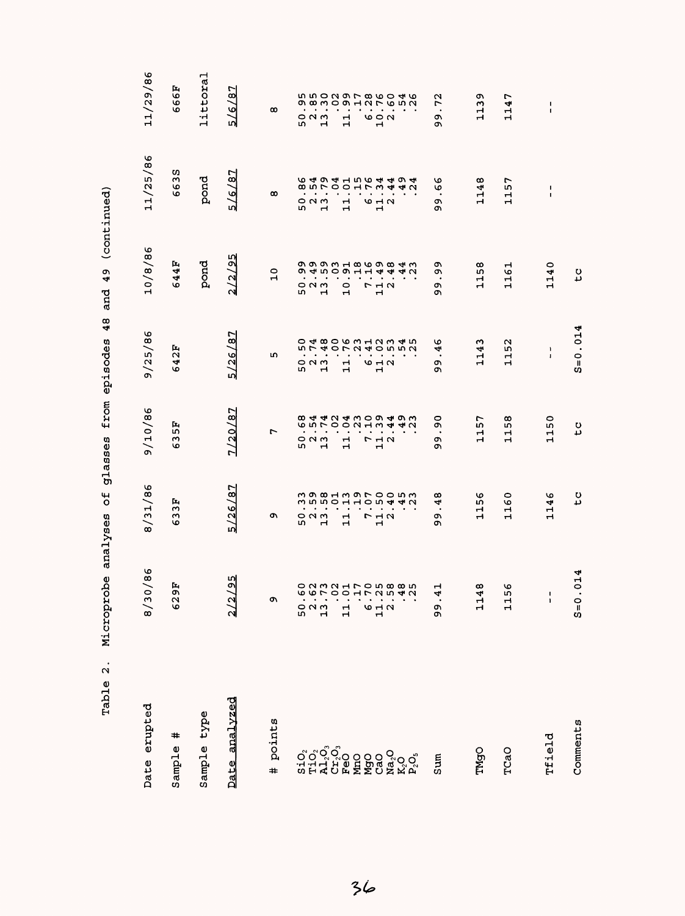Table 2. Microprobe analyses of glasses from episodes 48 and 49 (continued)

| Date erupted | 8/30/86 | 8/31/86 | 9/10/86 | 9/25/86 | 10/8/86 | 11/25/86 | 11/29/86 |
|---|---|---|---|---|---|---|---|
| Sample # | 629F | 633F | 635F | 642F | 644F | 663S | 666F |
| Sample type | | | | | pond | pond | littoral |
| Date analyzed | 2/2/95 | 5/26/87 | 7/20/87 | 5/26/87 | 2/2/95 | 5/6/87 | 5/6/87 |
| # points | 9 | 9 | 7 | 5 | 10 | 8 | 8 |
| $SiO_2$ | 50.60 | 50.33 | 50.68 | 50.50 | 50.99 | 50.86 | 50.95 |
| $TiO_2$ | 2.62 | 2.59 | 2.54 | 2.74 | 2.49 | 2.54 | 2.85 |
| $Al_2O_3$ | 13.73 | 13.58 | 13.74 | 13.48 | 13.59 | 13.79 | 13.30 |
| $Cr_2O_3$ | .02 | .01 | .02 | .00 | .03 | .04 | .02 |
| FeO | 11.01 | 11.13 | 11.04 | 11.76 | 10.91 | 11.01 | 11.99 |
| MnO | .17 | .19 | .23 | .23 | .18 | .15 | .17 |
| MgO | 6.70 | 7.07 | 7.10 | 6.41 | 7.16 | 6.76 | 6.28 |
| CaO | 11.25 | 11.50 | 11.39 | 11.02 | 11.49 | 11.34 | 10.76 |
| $Na_2O$ | 2.58 | 2.40 | 2.44 | 2.53 | 2.48 | 2.44 | 2.60 |
| $K_2O$ | .48 | .45 | .49 | .54 | .44 | .49 | .54 |
| $P_2O_5$ | .25 | .23 | .23 | .25 | .23 | .24 | .26 |
| Sum | 99.41 | 99.48 | 99.90 | 99.46 | 99.99 | 99.66 | 99.72 |
| TMgO | 1148 | 1156 | 1157 | 1143 | 1158 | 1148 | 1139 |
| TCaO | 1156 | 1160 | 1158 | 1152 | 1161 | 1157 | 1147 |
| Tfield | -- | 1146 | 1150 | -- | 1140 | -- | -- |
| Comments | S=0.014 | tc | tc | S=0.014 | tc | | |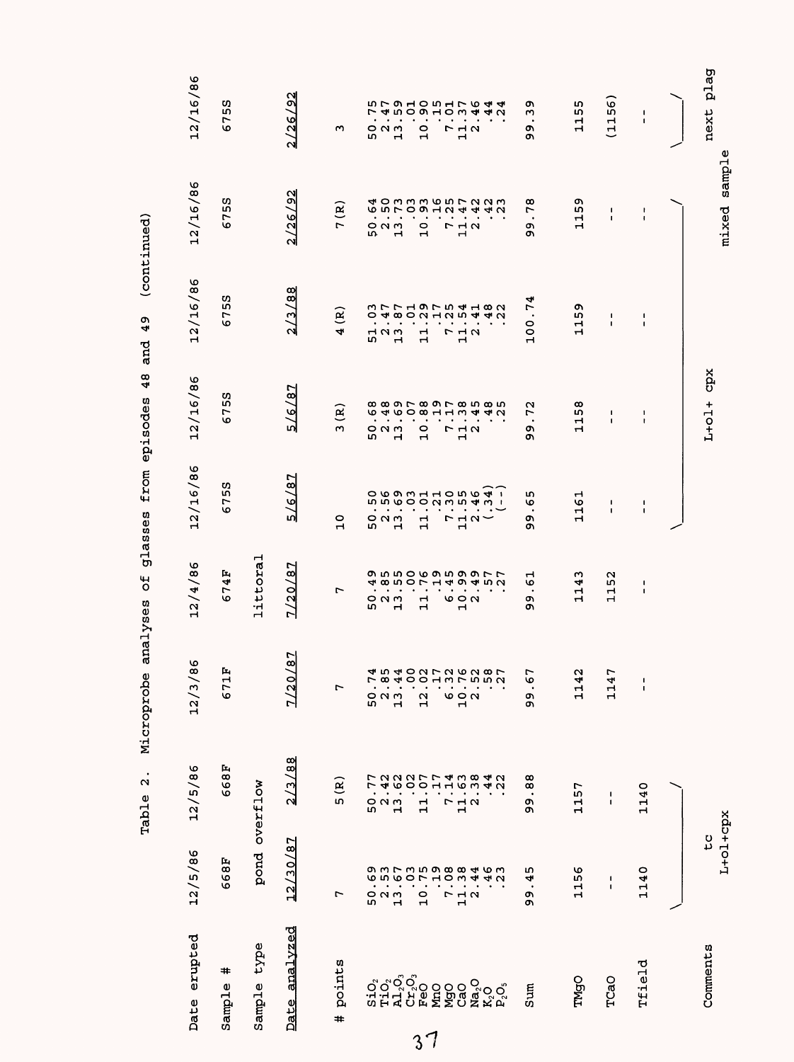Table 2. Microprobe analyses of glasses from episodes 48 and 49 (continued)

| Date erupted | 12/5/86 | 12/5/86 | 12/3/86 | 12/4/86 | 12/16/86 | 12/16/86 | 12/16/86 | 12/16/86 | 12/16/86 |
|---|---|---|---|---|---|---|---|---|---|
| Sample # | 668F | 668F | 671F | 674F | 675S | 675S | 675S | 675S | 675S |
| Sample type | pond overflow | | | littoral | | | | | |
| Date analyzed | 12/30/87 | 2/3/88 | 7/20/87 | 7/20/87 | 5/6/87 | 5/6/87 | 2/3/88 | 2/26/92 | 2/26/92 |
| # points | 7 | 5(R) | 7 | 7 | 10 | 3(R) | 4(R) | 7(R) | 3 |
| $SiO_2$ | 50.69 | 50.77 | 50.74 | 50.49 | 50.50 | 50.68 | 51.03 | 50.64 | 50.75 |
| $TiO_2$ | 2.53 | 2.42 | 2.85 | 2.85 | 2.56 | 2.48 | 2.47 | 2.50 | 2.47 |
| $Al_2O_3$ | 13.67 | 13.62 | 13.44 | 13.55 | 13.69 | 13.69 | 13.87 | 13.73 | 13.59 |
| $Cr_2O_3$ | .03 | .02 | .00 | .00 | .03 | .07 | .01 | .03 | .01 |
| FeO | 10.75 | 11.07 | 12.02 | 11.76 | 11.01 | 10.88 | 11.29 | 10.93 | 10.90 |
| MnO | .19 | .17 | .17 | .19 | .21 | .19 | .17 | .16 | .15 |
| MgO | 7.08 | 7.14 | 6.32 | 6.45 | 7.30 | 7.17 | 7.25 | 7.25 | 7.01 |
| CaO | 11.38 | 11.63 | 10.76 | 10.99 | 11.55 | 11.38 | 11.54 | 11.47 | 11.37 |
| $Na_2O$ | 2.44 | 2.38 | 2.52 | 2.49 | 2.46 | 2.45 | 2.41 | 2.42 | 2.46 |
| $K_2O$ | .46 | .44 | .58 | .57 | (.34) | .48 | .48 | .42 | .44 |
| $P_2O_5$ | .23 | .22 | .27 | .27 | (--) | .25 | .22 | .23 | .24 |
| Sum | 99.45 | 99.88 | 99.67 | 99.61 | 99.65 | 99.72 | 100.74 | 99.78 | 99.39 |
| TMgO | 1156 | 1157 | 1142 | 1143 | 1161 | 1158 | 1159 | 1159 | 1155 |
| TCaO | -- | -- | 1147 | 1152 | -- | -- | -- | -- | (1156) |
| Tfield | 1140 | 1140 | -- | -- | -- | -- | -- | -- | -- |
| Comments | tc L+ol+cpx | | | | | L+ol+ cpx | | mixed sample | next plag |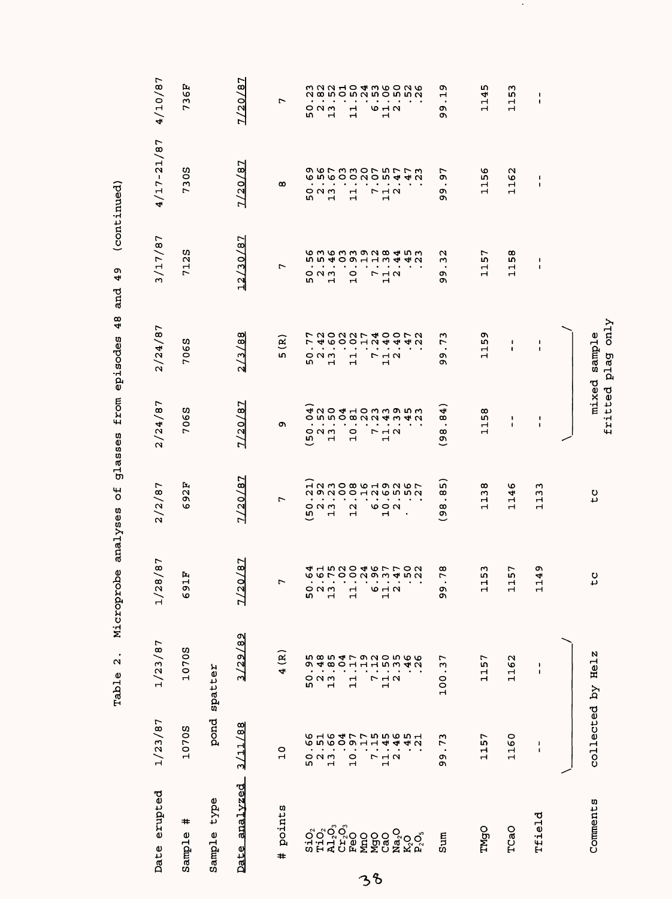Table 2. Microprobe analyses of glasses from episodes 48 and 49 (continued)

| Date erupted | 1/23/87 | 1/23/87 | 1/28/87 | 2/2/87 | 2/24/87 | 2/24/87 | 3/17/87 | 4/17-21/87 | 4/10/87 |
|---|---|---|---|---|---|---|---|---|---|
| Sample # | 1070S | 1070S | 691F | 692F | 706S | 706S | 712S | 730S | 736F |
| Sample type | pond spatter | | | | | | | | |
| Date analyzed | 3/11/88 | 3/29/89 | 7/20/87 | 7/20/87 | 7/20/87 | 2/3/88 | 12/30/87 | 7/20/87 | 7/20/87 |
| # points | 10 | 4(R) | 7 | 7 | 9 | 5(R) | 7 | 8 | 7 |
| $SiO_2$ | 50.66 | 50.95 | 50.64 | (50.21) | (50.04) | 50.77 | 50.56 | 50.69 | 50.23 |
| $TiO_2$ | 2.51 | 2.48 | 2.61 | 2.92 | 2.52 | 2.42 | 2.53 | 2.56 | 2.82 |
| $Al_2O_3$ | 13.66 | 13.85 | 13.75 | 13.23 | 13.50 | 13.60 | 13.46 | 13.67 | 13.52 |
| $Cr_2O_3$ | .04 | .04 | .02 | .00 | .04 | .02 | .03 | .03 | .01 |
| FeO | 10.97 | 11.17 | 11.00 | 12.08 | 10.81 | 11.02 | 10.93 | 11.03 | 11.50 |
| MnO | .17 | .19 | .24 | .16 | .20 | .17 | .19 | .20 | .24 |
| MgO | 7.15 | 7.12 | 6.96 | 6.21 | 7.23 | 7.24 | 7.12 | 7.07 | 6.53 |
| CaO | 11.45 | 11.50 | 11.37 | 10.69 | 11.43 | 11.40 | 11.38 | 11.55 | 11.06 |
| $Na_2O$ | 2.46 | 2.35 | 2.47 | 2.52 | 2.39 | 2.40 | 2.44 | 2.47 | 2.50 |
| $K_2O$ | .45 | .46 | .50 | .56 | .45 | .47 | .45 | .47 | .52 |
| $P_2O_5$ | .21 | .26 | .22 | .27 | .23 | .22 | .23 | .23 | .26 |
| Sum | 99.73 | 100.37 | 99.78 | (98.85) | (98.84) | 99.73 | 99.32 | 99.97 | 99.19 |
| TMgO | 1157 | 1157 | 1153 | 1138 | 1158 | 1159 | 1157 | 1156 | 1145 |
| TCaO | 1160 | 1162 | 1157 | 1146 | -- | -- | 1158 | 1162 | 1153 |
| Tfield | -- | -- | 1149 | 1133 | -- | -- | -- | -- | -- |
| Comments | collected by Helz | | tc | tc | mixed sample fritted plag only | | | | |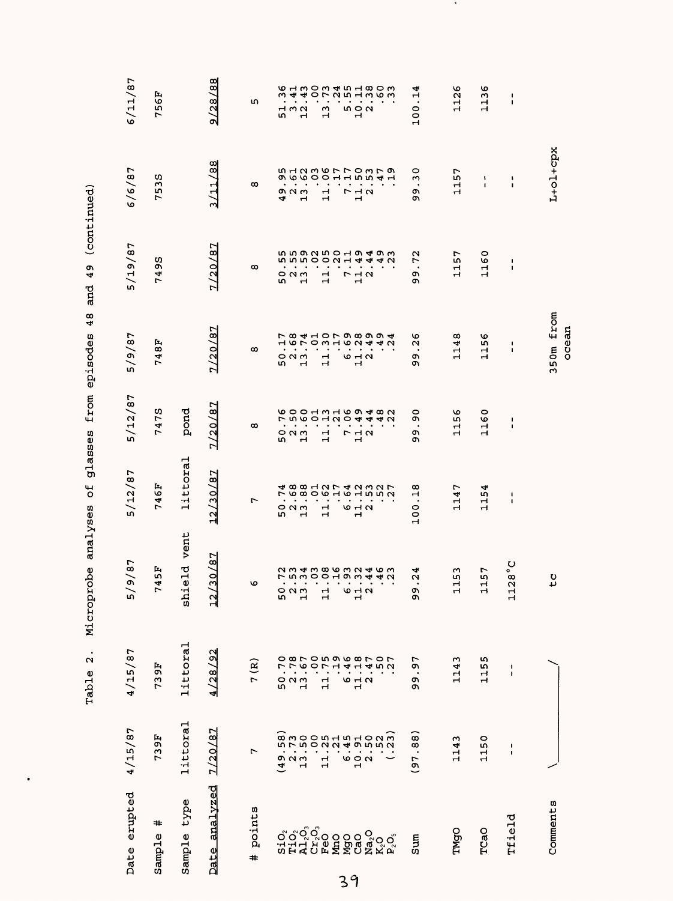Table 2. Microprobe analyses of glasses from episodes 48 and 49 (continued)

| Date erupted | 4/15/87 | 4/15/87 | 5/9/87 | 5/12/87 | 5/12/87 | 5/9/87 | 5/19/87 | 6/6/87 | 6/11/87 |
|---|---|---|---|---|---|---|---|---|---|
| Sample # | 739F | 739F | 745F | 746F | 747S | 748F | 749S | 753S | 756F |
| Sample type | littoral | littoral | shield vent | littoral | pond | | | | |
| Date analyzed | 7/20/87 | 4/28/92 | 12/30/87 | 12/30/87 | 7/20/87 | 7/20/87 | 7/20/87 | 3/11/88 | 9/28/88 |
| # points | 7 | 7 (R) | 6 | 7 | 8 | 8 | 8 | 8 | 5 |
| $SiO_2$ | (49.58) | 50.70 | 50.72 | 50.74 | 50.76 | 50.17 | 50.55 | 49.95 | 51.36 |
| $TiO_2$ | 2.73 | 2.78 | 2.53 | 2.68 | 2.50 | 2.68 | 2.55 | 2.61 | 3.41 |
| $Al_2O_3$ | 13.50 | 13.67 | 13.34 | 13.88 | 13.60 | 13.74 | 13.59 | 13.62 | 12.43 |
| $Cr_2O_3$ | .00 | .00 | .03 | .01 | .01 | .01 | .02 | .03 | .00 |
| FeO | 11.25 | 11.75 | 11.08 | 11.62 | 11.13 | 11.30 | 11.05 | 11.06 | 13.73 |
| MnO | .21 | .19 | .16 | .17 | .21 | .17 | .20 | .17 | .24 |
| MgO | 6.45 | 6.46 | 6.93 | 6.64 | 7.06 | 6.69 | 7.11 | 7.17 | 5.55 |
| CaO | 10.91 | 11.18 | 11.32 | 11.12 | 11.49 | 11.28 | 11.49 | 11.50 | 10.11 |
| $Na_2O$ | 2.50 | 2.47 | 2.44 | 2.53 | 2.44 | 2.49 | 2.44 | 2.53 | 2.38 |
| $K_2O$ | .52 | .50 | .46 | .52 | .48 | .49 | .49 | .47 | .60 |
| $P_2O_5$ | (.23) | .27 | .23 | .27 | .22 | .24 | .23 | .19 | .33 |
| Sum | (97.88) | 99.97 | 99.24 | 100.18 | 99.90 | 99.26 | 99.72 | 99.30 | 100.14 |
| TMgO | 1143 | 1143 | 1153 | 1147 | 1156 | 1148 | 1157 | 1157 | 1126 |
| TCaO | 1150 | 1155 | 1157 | 1154 | 1160 | 1156 | 1160 | -- | 1136 |
| Tfield | -- | -- | 1128°C | -- | -- | -- | -- | -- | -- |
| Comments | \\_\_\_\_\_\_\_\_\_\_ | \_\_\_\_\_\_\_\_\_\_/ | tc | | | 350m from ocean | | L+ol+cpx | |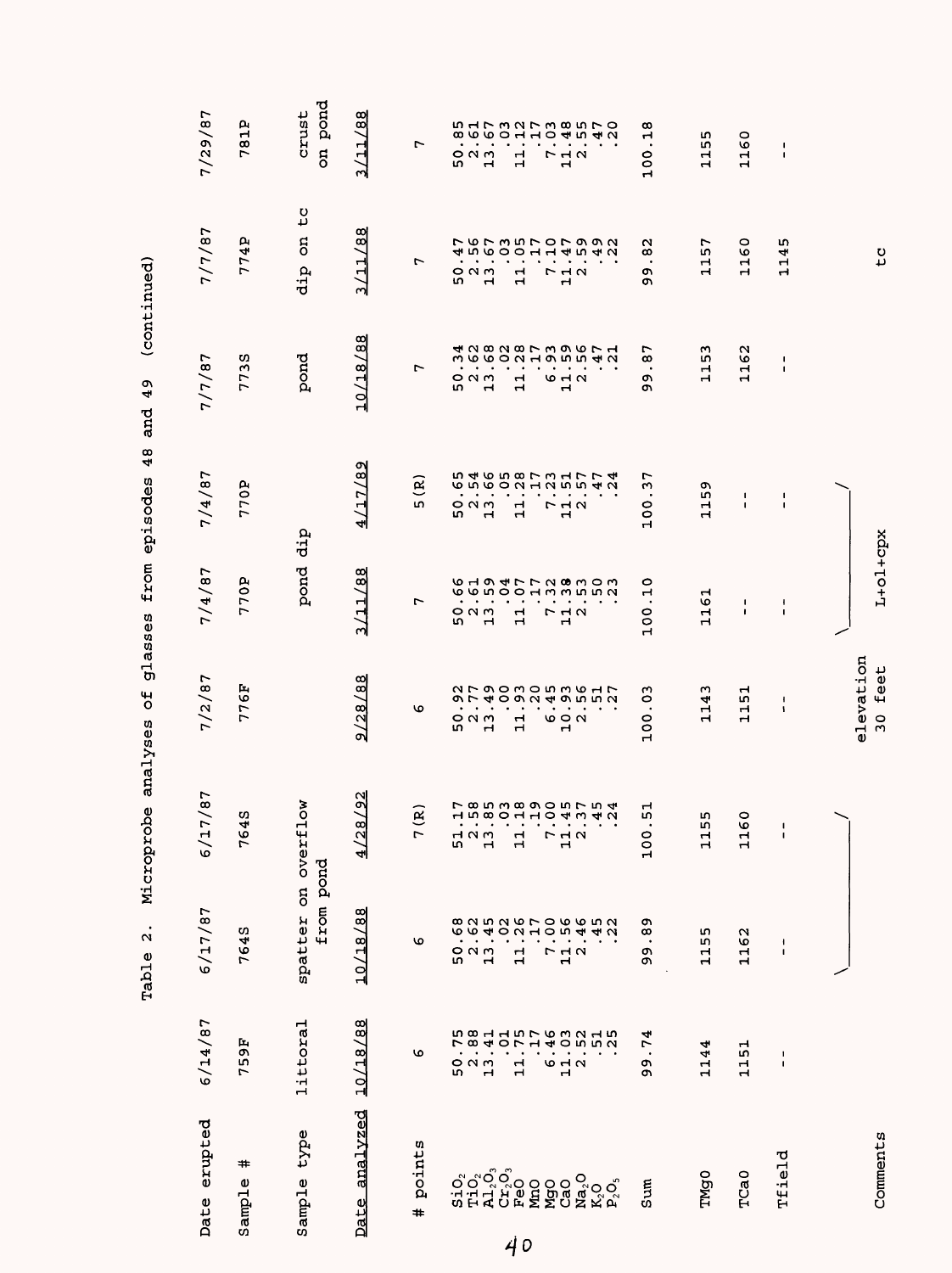Table 2. Microprobe analyses of glasses from episodes 48 and 49 (continued)

| Date erupted | 6/14/87 | 6/17/87 | 6/17/87 | 7/2/87 | 7/4/87 | 7/4/87 | 7/7/87 | 7/7/87 | 7/29/87 |
|---|---|---|---|---|---|---|---|---|---|
| Sample # | 759F | 764S | 764S | 776F | 770P | 770P | 773S | 774P | 781P |
| Sample type | littoral | spatter on overflow from pond | | | pond dip | | pond | dip on tc | crust on pond |
| Date analyzed | 10/18/88 | 10/18/88 | 4/28/92 | 9/28/88 | 3/11/88 | 4/17/89 | 10/18/88 | 3/11/88 | 3/11/88 |
| # points | 6 | 6 | 7(R) | 6 | 7 | 5(R) | 7 | 7 | 7 |
| $SiO_2$ | 50.75 | 50.68 | 51.17 | 50.92 | 50.66 | 50.65 | 50.34 | 50.47 | 50.85 |
| $TiO_2$ | 2.88 | 2.62 | 2.58 | 2.77 | 2.61 | 2.54 | 2.62 | 2.56 | 2.61 |
| $Al_2O_3$ | 13.41 | 13.45 | 13.85 | 13.49 | 13.59 | 13.66 | 13.68 | 13.67 | 13.67 |
| $Cr_2O_3$ | .01 | .02 | .03 | .00 | .04 | .05 | .02 | .03 | .03 |
| FeO | 11.75 | 11.26 | 11.18 | 11.93 | 11.07 | 11.28 | 11.28 | 11.05 | 11.12 |
| MnO | .17 | .17 | .19 | .20 | .17 | .17 | .17 | .17 | .17 |
| MgO | 6.46 | 7.00 | 7.00 | 6.45 | 7.32 | 7.23 | 6.93 | 7.10 | 7.03 |
| CaO | 11.03 | 11.56 | 11.45 | 10.93 | 11.38 | 11.51 | 11.59 | 11.47 | 11.48 |
| $Na_2O$ | 2.52 | 2.46 | 2.37 | 2.56 | 2.53 | 2.57 | 2.56 | 2.59 | 2.55 |
| $K_2O$ | .51 | .45 | .45 | .51 | .50 | .47 | .47 | .49 | .47 |
| $P_2O_5$ | .25 | .22 | .24 | .27 | .23 | .24 | .21 | .22 | .20 |
| Sum | 99.74 | 99.89 | 100.51 | 100.03 | 100.10 | 100.37 | 99.87 | 99.82 | 100.18 |
| TMgO | 1144 | 1155 | 1155 | 1143 | 1161 | 1159 | 1153 | 1157 | 1155 |
| TCaO | 1151 | 1162 | 1160 | 1151 | -- | -- | 1162 | 1160 | 1160 |
| Tfield | -- | -- | -- | -- | -- | -- | -- | 1145 | -- |
| Comments | | | | elevation 30 feet | L+ol+cpx | | | tc | |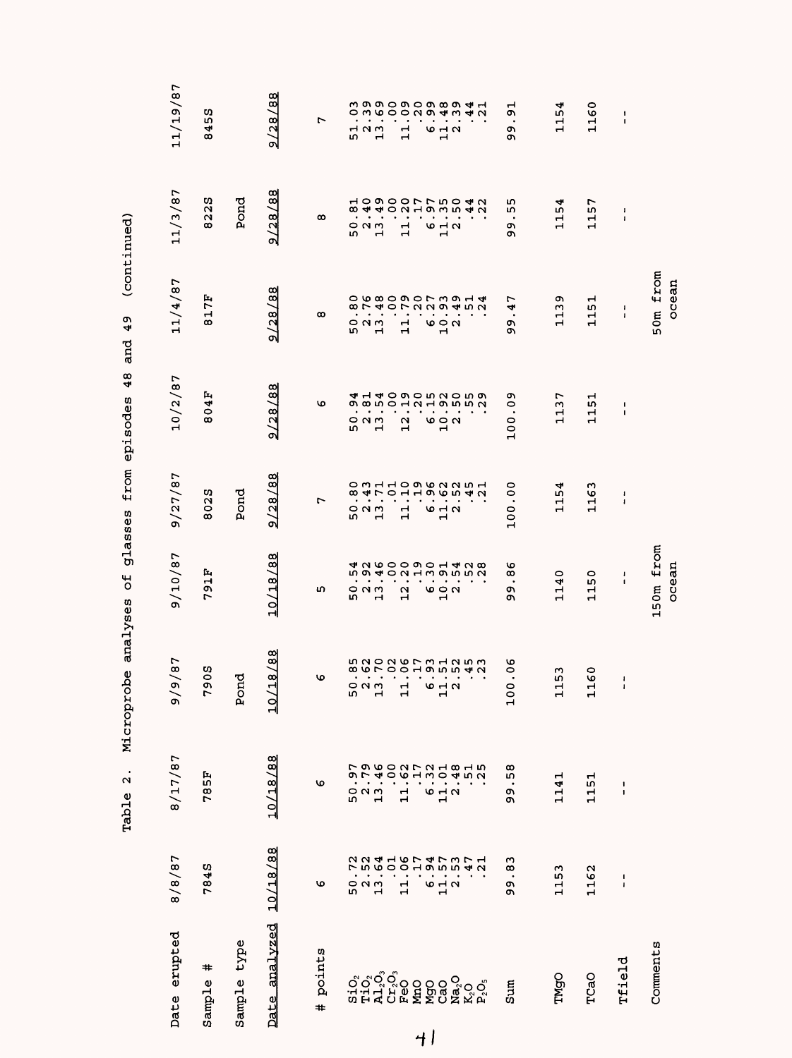Table 2. Microprobe analyses of glasses from episodes 48 and 49 (continued)

| Date erupted | 8/8/87 | 8/17/87 | 9/9/87 | 9/10/87 | 9/27/87 | 10/2/87 | 11/4/87 | 11/3/87 | 11/19/87 |
|---|---|---|---|---|---|---|---|---|---|
| Sample # | 784S | 785F | 790S | 791F | 802S | 804F | 817F | 822S | 845S |
| Sample type | | | Pond | | Pond | | | Pond | |
| Date analyzed | 10/18/88 | 10/18/88 | 10/18/88 | 10/18/88 | 9/28/88 | 9/28/88 | 9/28/88 | 9/28/88 | 9/28/88 |
| # points | 6 | 6 | 6 | 5 | 7 | 6 | 8 | 8 | 7 |
| $SiO_2$ | 50.72 | 50.97 | 50.85 | 50.54 | 50.80 | 50.94 | 50.80 | 50.81 | 51.03 |
| $TiO_2$ | 2.52 | 2.79 | 2.62 | 2.92 | 2.43 | 2.81 | 2.76 | 2.40 | 2.39 |
| $Al_2O_3$ | 13.64 | 13.46 | 13.70 | 13.46 | 13.71 | 13.54 | 13.48 | 13.49 | 13.69 |
| $Cr_2O_3$ | .01 | .00 | .02 | .00 | .01 | .00 | .00 | .00 | .00 |
| FeO | 11.06 | 11.62 | 11.06 | 12.20 | 11.10 | 12.19 | 11.79 | 11.20 | 11.09 |
| MnO | .17 | .17 | .17 | .19 | .19 | .20 | .20 | .17 | .20 |
| MgO | 6.94 | 6.32 | 6.93 | 6.30 | 6.96 | 6.15 | 6.27 | 6.97 | 6.99 |
| CaO | 11.57 | 11.01 | 11.51 | 10.91 | 11.62 | 10.92 | 10.93 | 11.35 | 11.48 |
| $Na_2O$ | 2.53 | 2.48 | 2.52 | 2.54 | 2.52 | 2.50 | 2.49 | 2.50 | 2.39 |
| $K_2O$ | .47 | .51 | .45 | .52 | .45 | .55 | .51 | .44 | .44 |
| $P_2O_5$ | .21 | .25 | .23 | .28 | .21 | .29 | .24 | .22 | .21 |
| Sum | 99.83 | 99.58 | 100.06 | 99.86 | 100.00 | 100.09 | 99.47 | 99.55 | 99.91 |
| TMgO | 1153 | 1141 | 1153 | 1140 | 1154 | 1137 | 1139 | 1154 | 1154 |
| TCaO | 1162 | 1151 | 1160 | 1150 | 1163 | 1151 | 1151 | 1157 | 1160 |
| Tfield | -- | -- | -- | -- | -- | -- | -- | -- | -- |
| Comments | | | | 150m from ocean | | | 50m from ocean | | |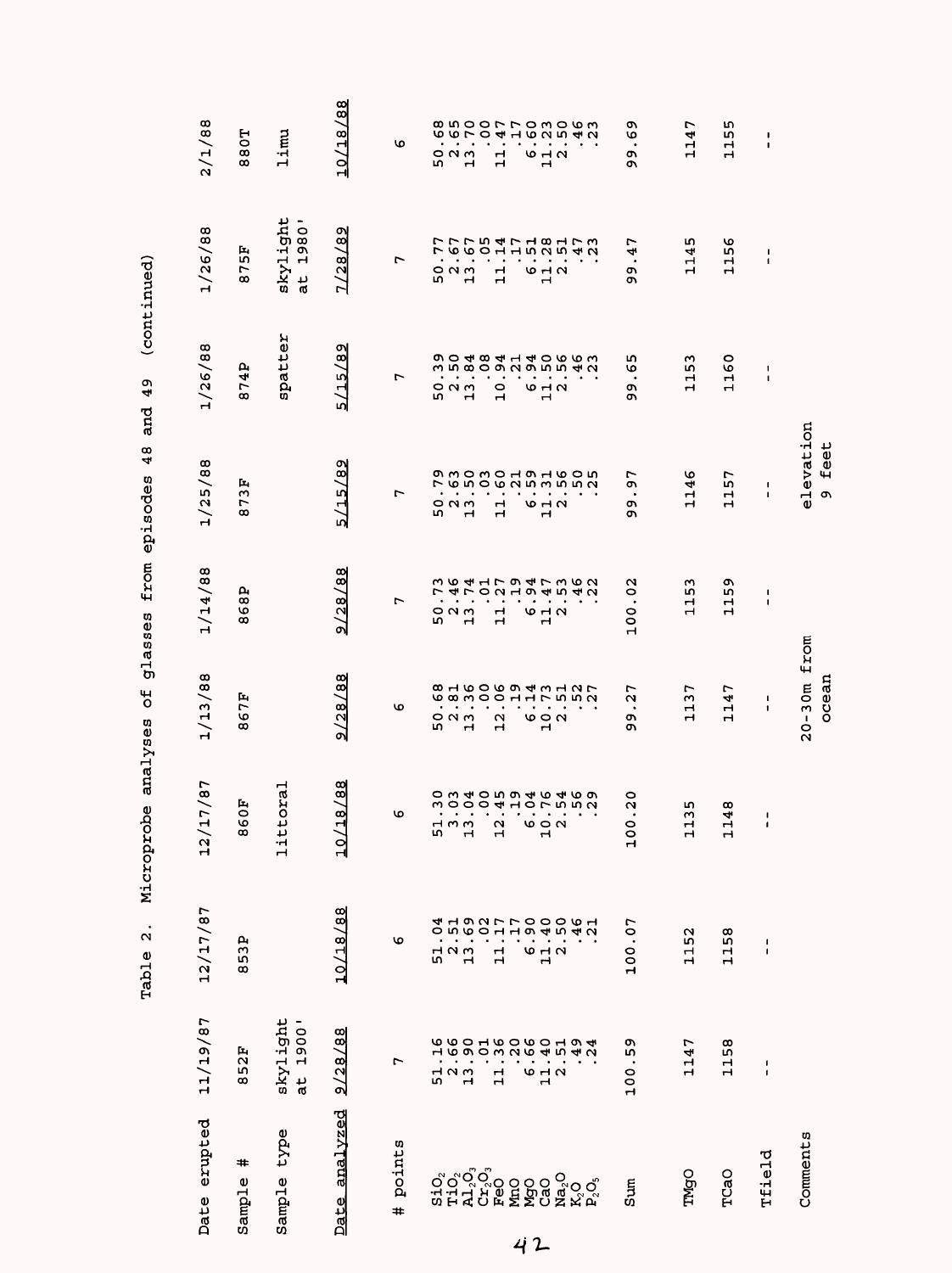Table 2. Microprobe analyses of glasses from episodes 48 and 49 (continued)

| Date erupted | 11/19/87 | 12/17/87 | 12/17/87 | 1/13/88 | 1/14/88 | 1/25/88 | 1/26/88 | 1/26/88 | 2/1/88 |
|---|---|---|---|---|---|---|---|---|---|
| Sample # | 852F | 853P | 860F | 867F | 868P | 873F | 874P | 875F | 880T |
| Sample type | skylight at 1900' | | littoral | | | | spatter | skylight at 1980' | limu |
| Date analyzed | 9/28/88 | 10/18/88 | 10/18/88 | 9/28/88 | 9/28/88 | 5/15/89 | 5/15/89 | 7/28/89 | 10/18/88 |
| # points | 7 | 6 | 6 | 6 | 7 | 7 | 7 | 7 | 6 |
| $SiO_2$ | 51.16 | 51.04 | 51.30 | 50.68 | 50.73 | 50.79 | 50.39 | 50.77 | 50.68 |
| $TiO_2$ | 2.66 | 2.51 | 3.03 | 2.81 | 2.46 | 2.63 | 2.50 | 2.67 | 2.65 |
| $Al_2O_3$ | 13.90 | 13.69 | 13.04 | 13.36 | 13.74 | 13.50 | 13.84 | 13.67 | 13.70 |
| $Cr_2O_3$ | .01 | .02 | .00 | .00 | .01 | .03 | .08 | .05 | .00 |
| FeO | 11.36 | 11.17 | 12.45 | 12.06 | 11.27 | 11.60 | 10.94 | 11.14 | 11.47 |
| MnO | .20 | .17 | .19 | .19 | .19 | .21 | .21 | .17 | .17 |
| MgO | 6.66 | 6.90 | 6.04 | 6.14 | 6.94 | 6.59 | 6.94 | 6.51 | 6.60 |
| CaO | 11.40 | 11.40 | 10.76 | 10.73 | 11.47 | 11.31 | 11.50 | 11.28 | 11.23 |
| $Na_2O$ | 2.51 | 2.50 | 2.54 | 2.51 | 2.53 | 2.56 | 2.56 | 2.51 | 2.50 |
| $K_2O$ | .49 | .46 | .56 | .52 | .46 | .50 | .46 | .47 | .46 |
| $P_2O_5$ | .24 | .21 | .29 | .27 | .22 | .25 | .23 | .23 | .23 |
| Sum | 100.59 | 100.07 | 100.20 | 99.27 | 100.02 | 99.97 | 99.65 | 99.47 | 99.69 |
| TMgO | 1147 | 1152 | 1135 | 1137 | 1153 | 1146 | 1153 | 1145 | 1147 |
| TCaO | 1158 | 1158 | 1148 | 1147 | 1159 | 1157 | 1160 | 1156 | 1155 |
| Tfield | -- | -- | -- | -- | -- | -- | -- | -- | -- |
| Comments | | | | 20-30m from ocean | | elevation 9 feet | | | |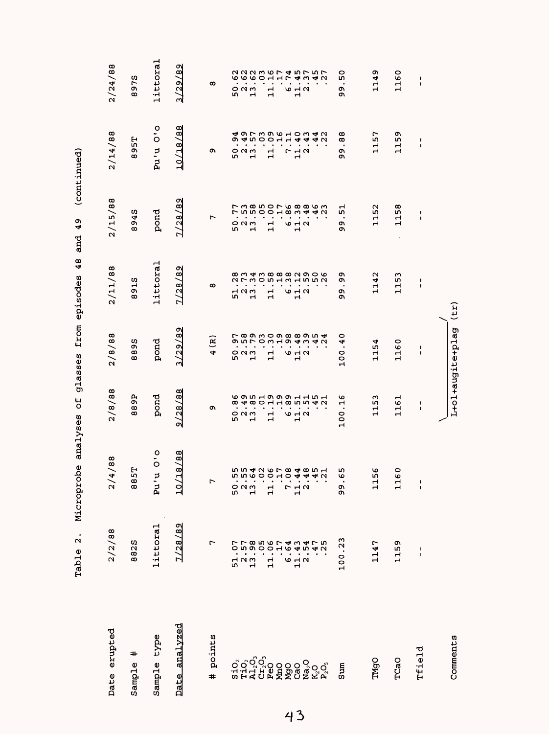Table 2. Microprobe analyses of glasses from episodes 48 and 49 (continued)

| Date erupted | 2/2/88 | 2/4/88 | 2/8/88 | 2/8/88 | 2/11/88 | 2/15/88 | 2/14/88 | 2/24/88 |
|---|---|---|---|---|---|---|---|---|
| Sample # | 882S | 885T | 889P | 889S | 891S | 894S | 895T | 897S |
| Sample type | littoral | Pu'u O'o | pond | pond | littoral | pond | Pu'u O'o | littoral |
| Date analyzed | 7/28/89 | 10/18/88 | 9/28/88 | 3/29/89 | 7/28/89 | 7/28/89 | 10/18/88 | 3/29/89 |
| # points | 7 | 7 | 9 | 4(R) | 8 | 7 | 9 | 8 |
| $SiO_2$ | 51.07 | 50.55 | 50.86 | 50.97 | 51.28 | 50.77 | 50.94 | 50.62 |
| $TiO_2$ | 2.57 | 2.55 | 2.49 | 2.58 | 2.73 | 2.53 | 2.49 | 2.62 |
| $Al_2O_3$ | 13.98 | 13.64 | 13.85 | 13.79 | 13.34 | 13.58 | 13.57 | 13.62 |
| $Cr_2O_3$ | .05 | .02 | .01 | .03 | .03 | .05 | .03 | .03 |
| FeO | 11.06 | 11.06 | 11.19 | 11.30 | 11.58 | 11.00 | 11.09 | 11.16 |
| MnO | .17 | .17 | .19 | .19 | .18 | .17 | .16 | .17 |
| MgO | 6.64 | 7.08 | 6.89 | 6.98 | 6.38 | 6.86 | 7.11 | 6.74 |
| CaO | 11.43 | 11.44 | 11.51 | 11.48 | 11.12 | 11.38 | 11.40 | 11.45 |
| $Na_2O$ | 2.54 | 2.48 | 2.51 | 2.39 | 2.59 | 2.48 | 2.43 | 2.37 |
| $K_2O$ | .47 | .45 | .45 | .45 | .50 | .46 | .44 | .45 |
| $P_2O_5$ | .25 | .21 | .21 | .24 | .26 | .23 | .22 | .27 |
| Sum | 100.23 | 99.65 | 100.16 | 100.40 | 99.99 | 99.51 | 99.88 | 99.50 |
| TMgO | 1147 | 1156 | 1153 | 1154 | 1142 | 1152 | 1157 | 1149 |
| TCaO | 1159 | 1160 | 1161 | 1160 | 1153 | 1158 | 1159 | 1160 |
| Tfield | -- | -- | -- | -- | -- | -- | -- | -- |
| Comments | | | L+ol+augite+plag (tr) | | | | | |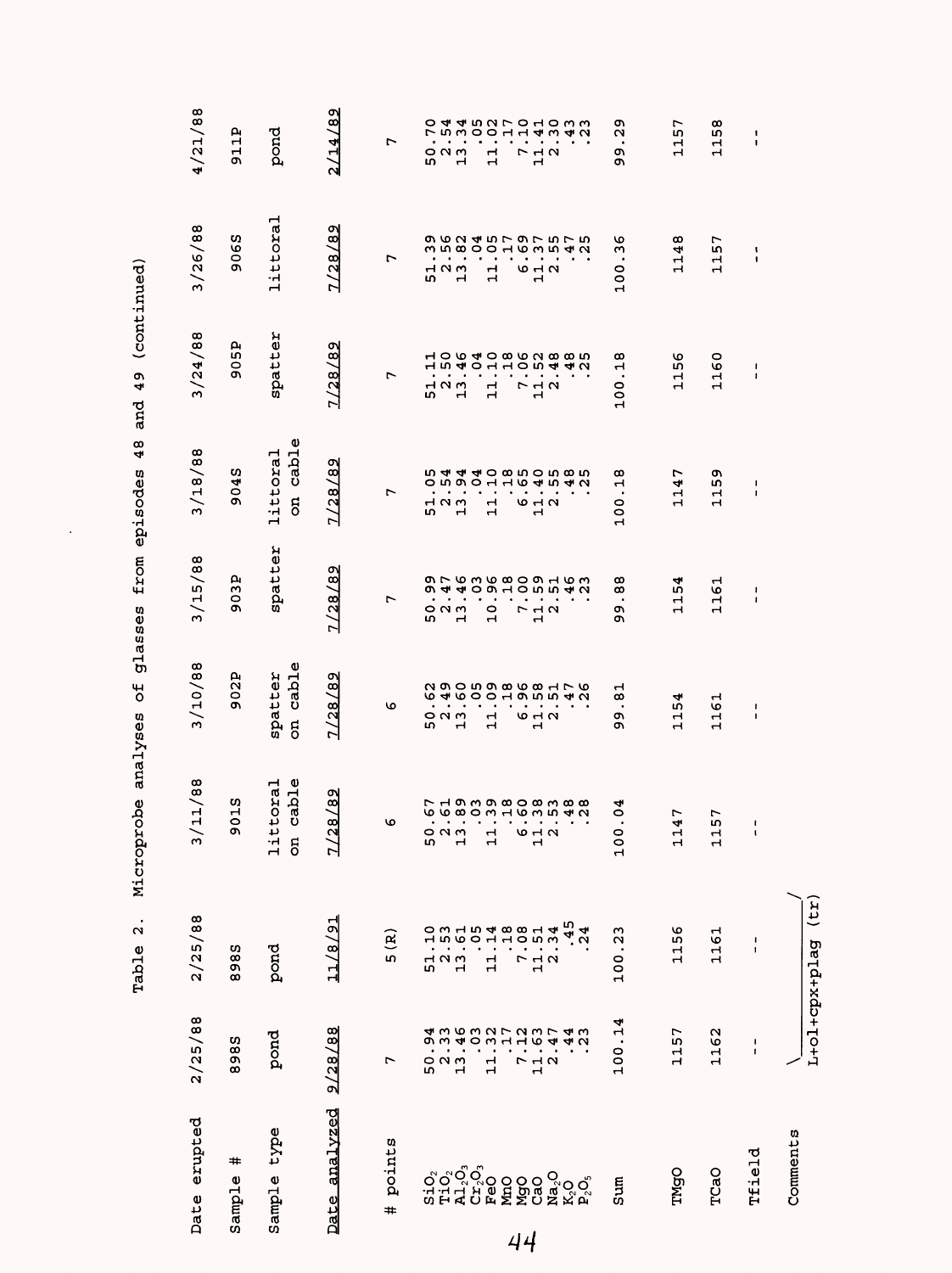Table 2. Microprobe analyses of glasses from episodes 48 and 49 (continued)

| Date erupted | 2/25/88 | 2/25/88 | 3/11/88 | 3/10/88 | 3/15/88 | 3/18/88 | 3/24/88 | 3/26/88 | 4/21/88 |
|---|---|---|---|---|---|---|---|---|---|
| Sample # | 898S | 898S | 901S | 902P | 903P | 904S | 905P | 906S | 911P |
| Sample type | pond | pond | littoral on cable | spatter on cable | spatter | littoral on cable | spatter | littoral | pond |
| Date analyzed | 9/28/88 | 11/8/91 | 7/28/89 | 7/28/89 | 7/28/89 | 7/28/89 | 7/28/89 | 7/28/89 | 2/14/89 |
| # points | 7 | 5 (R) | 6 | 6 | 7 | 7 | 7 | 7 | 7 |
| $SiO_2$ | 50.94 | 51.10 | 50.67 | 50.62 | 50.99 | 51.05 | 51.11 | 51.39 | 50.70 |
| $TiO_2$ | 2.33 | 2.53 | 2.61 | 2.49 | 2.47 | 2.54 | 2.50 | 2.56 | 2.54 |
| $Al_2O_3$ | 13.46 | 13.61 | 13.89 | 13.60 | 13.46 | 13.94 | 13.46 | 13.82 | 13.34 |
| $Cr_2O_3$ | .03 | .05 | .05 | .05 | .03 | .04 | .04 | .04 | .05 |
| FeO | 11.32 | 11.14 | 11.39 | 11.09 | 10.96 | 11.10 | 11.10 | 11.05 | 11.02 |
| MnO | .17 | .18 | .18 | .18 | .18 | .18 | .18 | .17 | .17 |
| MgO | 7.12 | 7.08 | 6.60 | 6.96 | 7.00 | 6.65 | 7.06 | 6.69 | 7.10 |
| CaO | 11.63 | 11.51 | 11.38 | 11.58 | 11.59 | 11.40 | 11.52 | 11.37 | 11.41 |
| $Na_2O$ | 2.47 | 2.34 | 2.53 | 2.51 | 2.51 | 2.55 | 2.48 | 2.55 | 2.30 |
| $K_2O$ | .44 | .45 | .48 | .47 | .46 | .48 | .48 | .47 | .43 |
| $P_2O_5$ | .23 | .24 | .28 | .26 | .23 | .25 | .25 | .25 | .23 |
| Sum | 100.14 | 100.23 | 100.04 | 99.81 | 99.88 | 100.18 | 100.18 | 100.36 | 99.29 |
| TMgO | 1157 | 1156 | 1147 | 1154 | 1154 | 1147 | 1156 | 1148 | 1157 |
| TCaO | 1162 | 1161 | 1157 | 1161 | 1161 | 1159 | 1160 | 1157 | 1158 |
| Tfield | -- | -- | -- | -- | -- | -- | -- | -- | -- |
| Comments | L+ol+cpx+plag (tr) | | | | | | | | |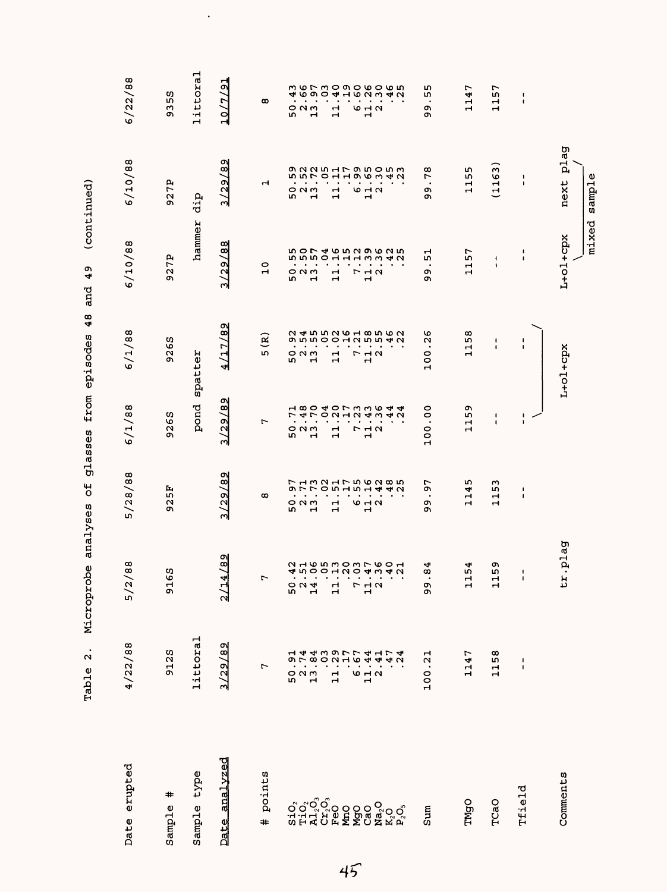Table 2. Microprobe analyses of glasses from episodes 48 and 49 (continued)

| Date erupted | 4/22/88 | 5/2/88 | 5/28/88 | 6/1/88 | 6/1/88 | 6/10/88 | 6/10/88 | 6/22/88 |
|---|---|---|---|---|---|---|---|---|
| Sample # | 912S | 916S | 925F | 926S | 926S | 927P | 927P | 935S |
| Sample type | littoral | | | pond spatter | | hammer dip | | littoral |
| Date analyzed | 3/29/89 | 2/14/89 | 3/29/89 | 3/29/89 | 4/17/89 | 3/29/88 | 3/29/89 | 10/7/91 |
| # points | 7 | 7 | 8 | 7 | 5(R) | 10 | 1 | 8 |
| $SiO_2$ | 50.91 | 50.42 | 50.97 | 50.71 | 50.92 | 50.55 | 50.59 | 50.43 |
| $TiO_2$ | 2.74 | 2.51 | 2.71 | 2.48 | 2.54 | 2.50 | 2.52 | 2.66 |
| $Al_2O_3$ | 13.84 | 14.06 | 13.73 | 13.70 | 13.55 | 13.57 | 13.72 | 13.97 |
| $Cr_2O_3$ | .03 | .05 | .02 | .04 | .05 | .04 | .05 | .03 |
| FeO | 11.29 | 11.13 | 11.51 | 11.20 | 11.02 | 11.16 | 11.11 | 11.40 |
| MnO | .17 | .20 | .17 | .17 | .16 | .15 | .17 | .19 |
| MgO | 6.67 | 7.03 | 6.55 | 7.23 | 7.21 | 7.12 | 6.99 | 6.60 |
| CaO | 11.44 | 11.47 | 11.16 | 11.43 | 11.58 | 11.39 | 11.65 | 11.26 |
| $Na_2O$ | 2.41 | 2.36 | 2.42 | 2.36 | 2.55 | 2.36 | 2.30 | 2.30 |
| $K_2O$ | .47 | .40 | .48 | .44 | .46 | .42 | .45 | .46 |
| $P_2O_5$ | .24 | .21 | .25 | .24 | .22 | .25 | .23 | .25 |
| Sum | 100.21 | 99.84 | 99.97 | 100.00 | 100.26 | 99.51 | 99.78 | 99.55 |
| TMgO | 1147 | 1154 | 1145 | 1159 | 1158 | 1157 | 1155 | 1147 |
| TCaO | 1158 | 1159 | 1153 | -- | -- | -- | (1163) | 1157 |
| Tfield | -- | -- | -- | -- | -- | -- | -- | -- |
| Comments | | tr.plag | | L+ol+cpx | | L+ol+cpx (mixed sample) | next plag (mixed sample) | |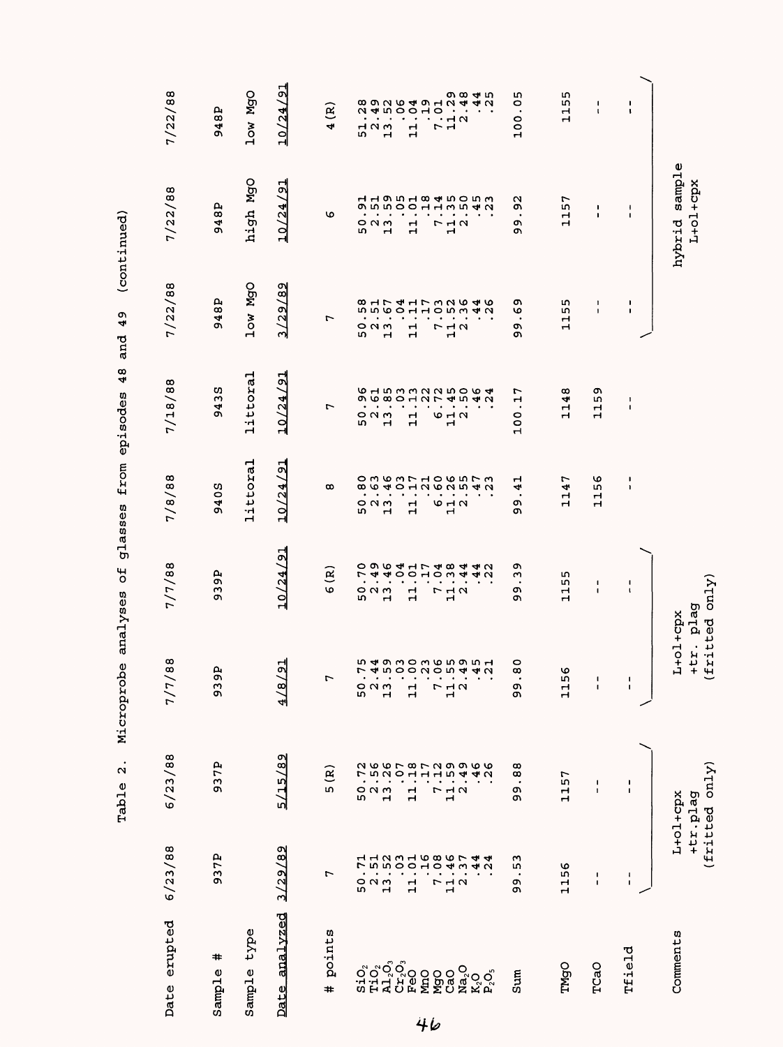Table 2. Microprobe analyses of glasses from episodes 48 and 49 (continued)

| Date erupted | 6/23/88 | 6/23/88 | 7/7/88 | 7/7/88 | 7/8/88 | 7/18/88 | 7/22/88 | 7/22/88 | 7/22/88 |
|---|---|---|---|---|---|---|---|---|---|
| Sample # | 937P | 937P | 939P | 939P | 940S | 943S | 948P | 948P | 948P |
| Sample type | | | | | littoral | littoral | low MgO | high MgO | low MgO |
| Date analyzed | 3/29/89 | 5/15/89 | 4/8/91 | 10/24/91 | 10/24/91 | 10/24/91 | 3/29/89 | 10/24/91 | 10/24/91 |
| # points | 7 | 5(R) | 7 | 6(R) | 8 | 7 | 7 | 6 | 4(R) |
| $SiO_2$ | 50.71 | 50.72 | 50.75 | 50.70 | 50.80 | 50.96 | 50.58 | 50.91 | 51.28 |
| $TiO_2$ | 2.51 | 2.56 | 2.44 | 2.49 | 2.63 | 2.61 | 2.51 | 2.51 | 2.49 |
| $Al_2O_3$ | 13.52 | 13.26 | 13.59 | 13.46 | 13.46 | 13.85 | 13.67 | 13.59 | 13.52 |
| $Cr_2O_3$ | .03 | .07 | .03 | .04 | .03 | .03 | .04 | .05 | .06 |
| FeO | 11.01 | 11.18 | 11.00 | 11.01 | 11.17 | 11.13 | 11.11 | 11.01 | 11.04 |
| MnO | .16 | .17 | .23 | .17 | .21 | .22 | .17 | .18 | .19 |
| MgO | 7.08 | 7.12 | 7.06 | 7.04 | 6.60 | 6.72 | 7.03 | 7.14 | 7.01 |
| CaO | 11.46 | 11.59 | 11.55 | 11.38 | 11.26 | 11.45 | 11.52 | 11.35 | 11.29 |
| $Na_2O$ | 2.37 | 2.49 | 2.49 | 2.44 | 2.55 | 2.50 | 2.36 | 2.50 | 2.48 |
| $K_2O$ | .44 | .46 | .45 | .44 | .47 | .46 | .44 | .45 | .44 |
| $P_2O_5$ | .24 | .26 | .21 | .22 | .23 | .24 | .26 | .23 | .25 |
| Sum | 99.53 | 99.88 | 99.80 | 99.39 | 99.41 | 100.17 | 99.69 | 99.92 | 100.05 |
| TMgO | 1156 | 1157 | 1156 | 1155 | 1147 | 1148 | 1155 | 1157 | 1155 |
| TCaO | -- | -- | -- | -- | 1156 | 1159 | -- | -- | -- |
| Tfield | -- | -- | -- | -- | -- | -- | -- | -- | -- |
| Comments | L+ol+cpx +tr.plag (fritted only) | | L+ol+cpx +tr. plag (fritted only) | | | | hybrid sample L+ol+cpx | | |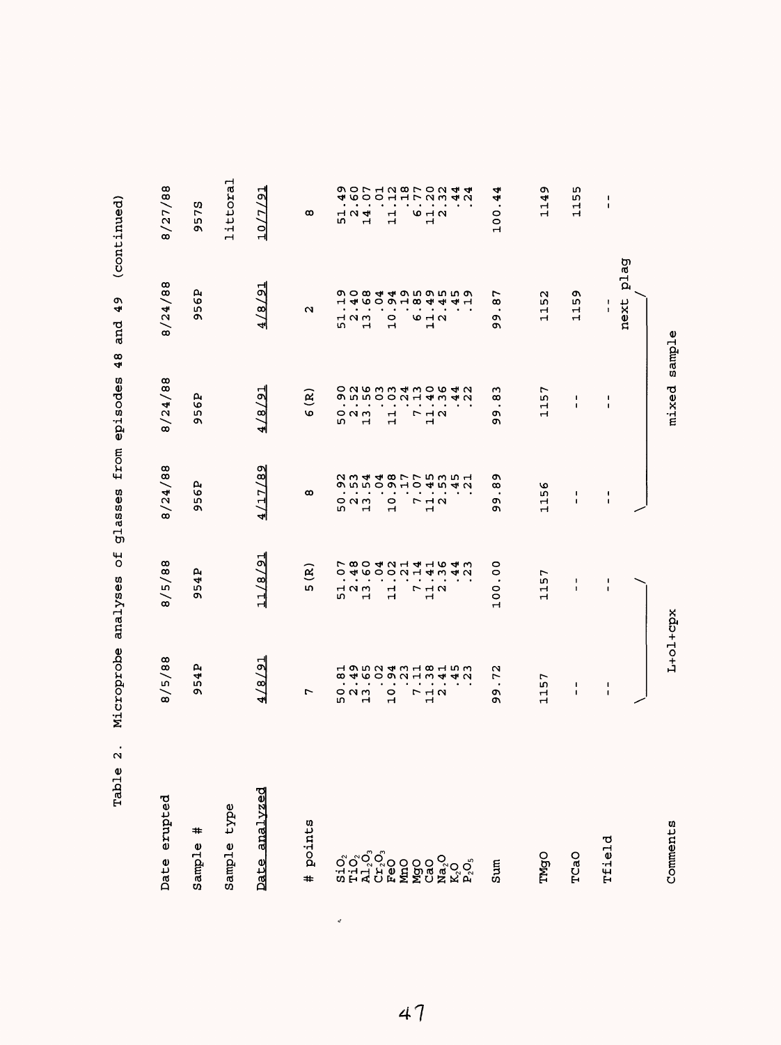Table 2. Microprobe analyses of glasses from episodes 48 and 49 (continued)

| Date erupted | 8/5/88 | 8/5/88 | 8/24/88 | 8/24/88 | 8/24/88 | 8/27/88 |
|---|---|---|---|---|---|---|
| Sample # | 954P | 954P | 956P | 956P | 956P | 957S |
| Sample type | | | | | | littoral |
| Date analyzed | 4/8/91 | 11/8/91 | 4/17/89 | 4/8/91 | 4/8/91 | 10/7/91 |
| # points | 7 | 5(R) | 8 | 6(R) | 2 | 8 |
| $SiO_2$ | 50.81 | 51.07 | 50.92 | 50.90 | 51.19 | 51.49 |
| $TiO_2$ | 2.49 | 2.48 | 2.53 | 2.52 | 2.40 | 2.60 |
| $Al_2O_3$ | 13.65 | 13.60 | 13.54 | 13.56 | 13.68 | 14.07 |
| $Cr_2O_3$ | .02 | .04 | .04 | .03 | .04 | .01 |
| FeO | 10.94 | 11.02 | 10.98 | 11.03 | 10.94 | 11.12 |
| MnO | .23 | .21 | .17 | .24 | .19 | .18 |
| MgO | 7.11 | 7.14 | 7.07 | 7.13 | 6.85 | 6.77 |
| CaO | 11.38 | 11.41 | 11.45 | 11.40 | 11.49 | 11.20 |
| $Na_2O$ | 2.41 | 2.36 | 2.53 | 2.36 | 2.45 | 2.32 |
| $K_2O$ | .45 | .44 | .45 | .44 | .45 | .44 |
| $P_2O_5$ | .23 | .23 | .21 | .22 | .19 | .24 |
| Sum | 99.72 | 100.00 | 99.89 | 99.83 | 99.87 | 100.44 |
| TMgO | 1157 | 1157 | 1156 | 1157 | 1152 | 1149 |
| TCaO | -- | -- | -- | -- | 1159 | 1155 |
| Tfield | -- | -- | -- | -- | -- | -- |
| Comments | L+ol+cpx | | mixed sample | | next plag | |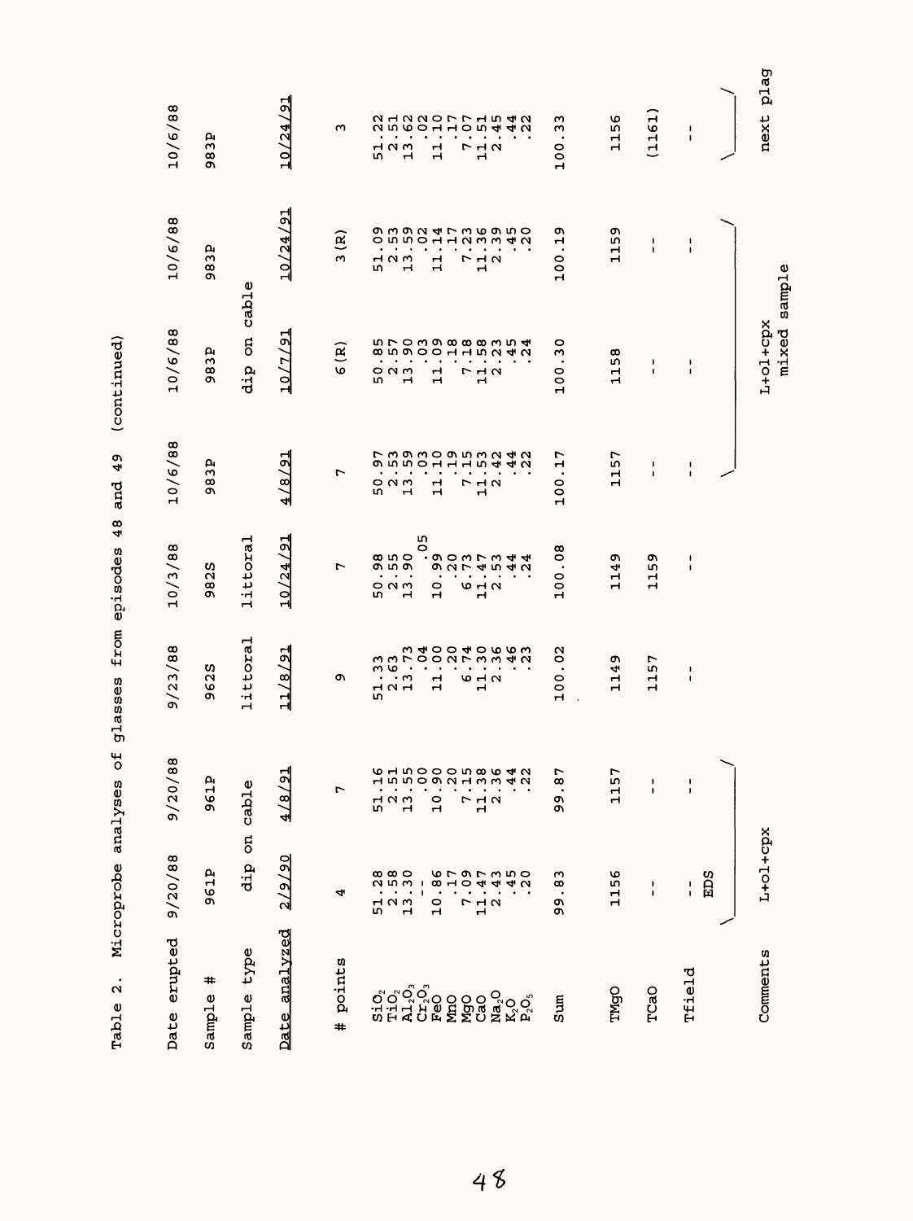Table 2. Microprobe analyses of glasses from episodes 48 and 49 (continued)

| Date erupted | 9/20/88 | 9/20/88 | 9/23/88 | 10/3/88 | 10/6/88 | 10/6/88 | 10/6/88 | 10/6/88 |
|---|---|---|---|---|---|---|---|---|
| Sample # | 961P | 961P | 962S | 982S | 983P | 983P | 983P | 983P |
| Sample type | dip on cable | | littoral | littoral | | dip on cable | | |
| Date analyzed | 2/9/90 | 4/8/91 | 11/8/91 | 10/24/91 | 4/8/91 | 10/7/91 | 10/24/91 | 10/24/91 |
| # points | 4 | 7 | 9 | 7 | 7 | 6 (R) | 3 (R) | 3 |
| $SiO_2$ | 51.28 | 51.16 | 51.33 | 50.98 | 50.97 | 50.85 | 51.09 | 51.22 |
| $TiO_2$ | 2.58 | 2.51 | 2.63 | 2.55 | 2.53 | 2.57 | 2.53 | 2.51 |
| $Al_2O_3$ | 13.30 | 13.55 | 13.73 | 13.90 | 13.59 | 13.90 | 13.59 | 13.62 |
| $Cr_2O_3$ | -- | .00 | .04 | .05 | .03 | .03 | .02 | .02 |
| FeO | 10.86 | 10.90 | 11.00 | 10.99 | 11.10 | 11.09 | 11.14 | 11.10 |
| MnO | .17 | .20 | .20 | .20 | .19 | .18 | .17 | .17 |
| MgO | 7.09 | 7.15 | 6.74 | 6.73 | 7.15 | 7.18 | 7.23 | 7.07 |
| CaO | 11.47 | 11.38 | 11.30 | 11.47 | 11.53 | 11.58 | 11.36 | 11.51 |
| $Na_2O$ | 2.43 | 2.36 | 2.36 | 2.53 | 2.42 | 2.23 | 2.39 | 2.45 |
| $K_2O$ | .45 | .44 | .46 | .44 | .44 | .45 | .45 | .44 |
| $P_2O_5$ | .20 | .22 | .23 | .24 | .22 | .24 | .20 | .22 |
| Sum | 99.83 | 99.87 | 100.02 | 100.08 | 100.17 | 100.30 | 100.19 | 100.33 |
| TMgO | 1156 | 1157 | 1149 | 1149 | 1157 | 1158 | 1159 | 1156 |
| TCaO | -- | -- | 1157 | 1159 | -- | -- | -- | (1161) |
| Tfield | -- | -- | -- | -- | -- | -- | -- | -- |
| | EDS | | | | | | | |
| Comments | L+ol+cpx | | | | | L+ol+cpx mixed sample | | next plag |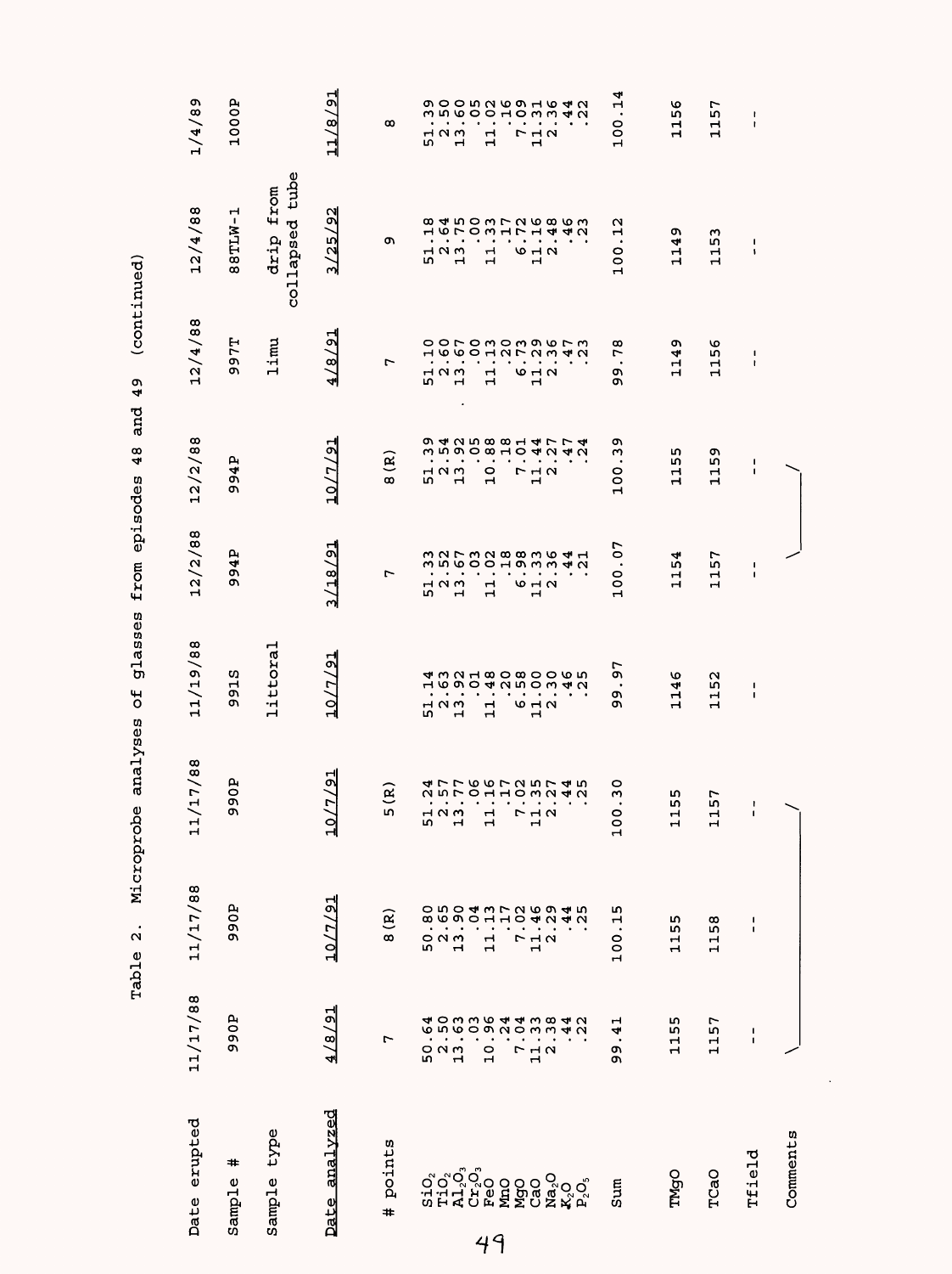Table 2. Microprobe analyses of glasses from episodes 48 and 49 (continued)

| Date erupted | 11/17/88 | 11/17/88 | 11/17/88 | 11/19/88 | 12/2/88 | 12/2/88 | 12/4/88 | 12/4/88 | 1/4/89 |
|---|---|---|---|---|---|---|---|---|---|
| Sample # | 990P | 990P | 990P | 991S | 994P | 994P | 997T | 88TLW-1 | 1000P |
| Sample type | | | | littoral | | | limu | drip from collapsed tube | |
| Date analyzed | 4/8/91 | 10/7/91 | 10/7/91 | 10/7/91 | 3/18/91 | 10/7/91 | 4/8/91 | 3/25/92 | 11/8/91 |
| # points | 7 | 8(R) | 5(R) | | 7 | 8(R) | 7 | 9 | 8 |
| $SiO_2$ | 50.64 | 50.80 | 51.24 | 51.14 | 51.33 | 51.39 | 51.10 | 51.18 | 51.39 |
| $TiO_2$ | 2.50 | 2.65 | 2.57 | 2.63 | 2.52 | 2.54 | 2.60 | 2.64 | 2.50 |
| $Al_2O_3$ | 13.63 | 13.90 | 13.77 | 13.92 | 13.67 | 13.92 | 13.67 | 13.75 | 13.60 |
| $Cr_2O_3$ | .03 | .04 | .06 | .01 | .03 | .05 | .00 | .00 | .05 |
| FeO | 10.96 | 11.13 | 11.16 | 11.48 | 11.02 | 10.88 | 11.13 | 11.33 | 11.02 |
| MnO | .24 | .17 | .17 | .20 | .18 | .18 | .20 | .17 | .16 |
| MgO | 7.04 | 7.02 | 7.02 | 6.58 | 6.98 | 7.01 | 6.73 | 6.72 | 7.09 |
| CaO | 11.33 | 11.46 | 11.35 | 11.00 | 11.33 | 11.44 | 11.29 | 11.16 | 11.31 |
| $Na_2O$ | 2.38 | 2.29 | 2.27 | 2.30 | 2.36 | 2.27 | 2.36 | 2.48 | 2.36 |
| $K_2O$ | .44 | .44 | .44 | .46 | .44 | .47 | .47 | .46 | .44 |
| $P_2O_5$ | .22 | .25 | .25 | .25 | .21 | .24 | .23 | .23 | .22 |
| Sum | 99.41 | 100.15 | 100.30 | 99.97 | 100.07 | 100.39 | 99.78 | 100.12 | 100.14 |
| TMgO | 1155 | 1155 | 1155 | 1146 | 1154 | 1155 | 1149 | 1149 | 1156 |
| TCaO | 1157 | 1158 | 1157 | 1152 | 1157 | 1159 | 1156 | 1153 | 1157 |
| Tfield | -- | -- | -- | -- | -- | -- | -- | -- | -- |
| Comments | | | | | | | | | |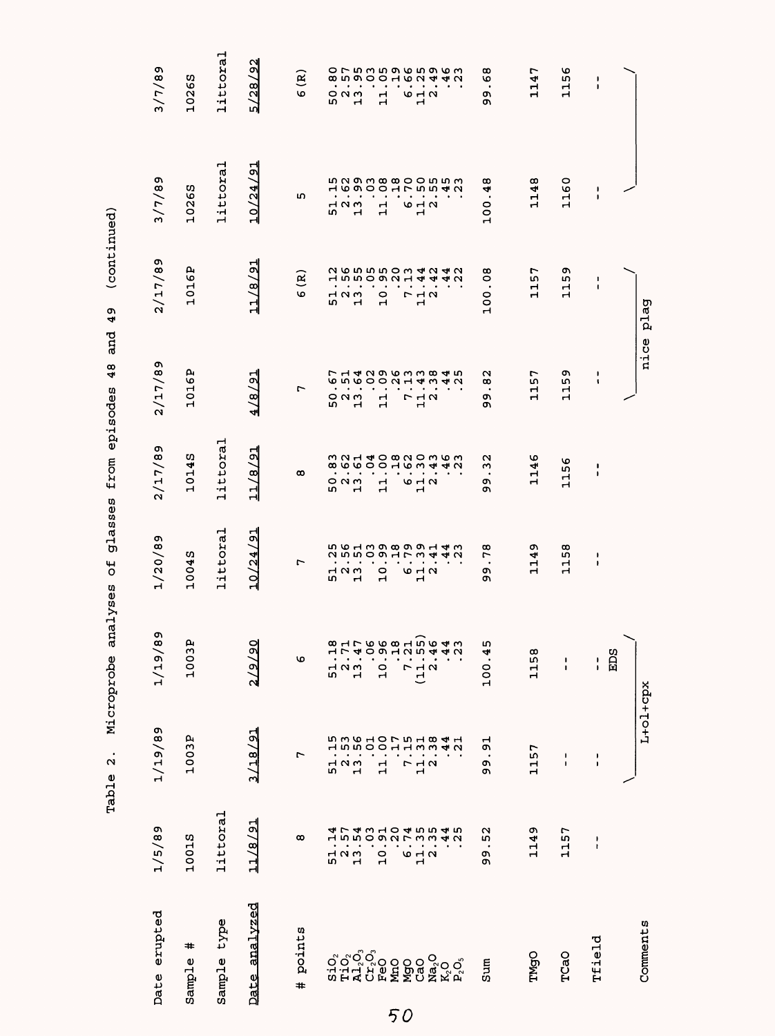Table 2. Microprobe analyses of glasses from episodes 48 and 49 (continued)

| Date erupted | 1/5/89 | 1/19/89 | 1/19/89 | 1/20/89 | 2/17/89 | 2/17/89 | 2/17/89 | 3/7/89 | 3/7/89 |
|---|---|---|---|---|---|---|---|---|---|
| Sample # | 1001S | 1003P | 1003P | 1004S | 1014S | 1016P | 1016P | 1026S | 1026S |
| Sample type | littoral | | | littoral | littoral | | | littoral | littoral |
| Date analyzed | 11/8/91 | 3/18/91 | 2/9/90 | 10/24/91 | 11/8/91 | 4/8/91 | 11/8/91 | 10/24/91 | 5/28/92 |
| # points | 8 | 7 | 6 | 7 | 8 | 7 | 6 (R) | 5 | 6 (R) |
| $SiO_2$ | 51.14 | 51.15 | 51.18 | 51.25 | 50.83 | 50.67 | 51.12 | 51.15 | 50.80 |
| $TiO_2$ | 2.57 | 2.53 | 2.71 | 2.56 | 2.62 | 2.51 | 2.56 | 2.62 | 2.57 |
| $Al_2O_3$ | 13.54 | 13.56 | 13.47 | 13.51 | 13.61 | 13.64 | 13.55 | 13.99 | 13.95 |
| $Cr_2O_3$ | .03 | .01 | .06 | .03 | .04 | .02 | .05 | .03 | .03 |
| FeO | 10.91 | 11.00 | 10.96 | 10.99 | 11.00 | 11.09 | 10.95 | 11.08 | 11.05 |
| MnO | .20 | .17 | .18 | .18 | .18 | .26 | .20 | .18 | .19 |
| MgO | 6.74 | 7.15 | 7.21 | 6.79 | 6.62 | 7.13 | 7.13 | 6.70 | 6.66 |
| CaO | 11.35 | 11.31 | (11.55) | 11.39 | 11.30 | 11.43 | 11.44 | 11.50 | 11.25 |
| $Na_2O$ | 2.35 | 2.38 | 2.46 | 2.41 | 2.43 | 2.38 | 2.42 | 2.55 | 2.49 |
| $K_2O$ | .44 | .44 | .44 | .44 | .46 | .44 | .44 | .45 | .46 |
| $P_2O_5$ | .25 | .21 | .23 | .23 | .23 | .25 | .22 | .23 | .23 |
| Sum | 99.52 | 99.91 | 100.45 | 99.78 | 99.32 | 99.82 | 100.08 | 100.48 | 99.68 |
| TMgO | 1149 | 1157 | 1158 | 1149 | 1146 | 1157 | 1157 | 1148 | 1147 |
| TCaO | 1157 | -- | -- | 1158 | 1156 | 1159 | 1159 | 1160 | 1156 |
| Tfield | -- | -- | -- | -- | -- | -- | -- | -- | -- |
| Comments | | L+ol+cpx | EDS | | | nice plag | | | |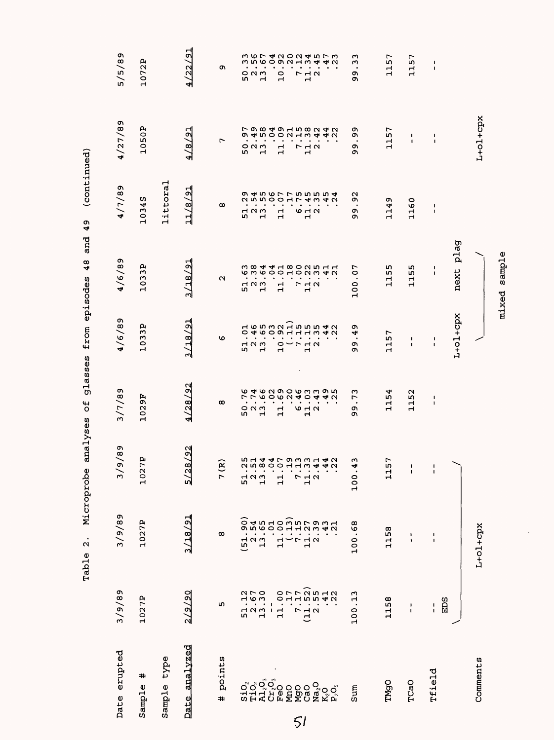Table 2. Microprobe analyses of glasses from episodes 48 and 49 (continued)

| Date erupted | 3/9/89 | 3/9/89 | 3/9/89 | 3/7/89 | 4/6/89 | 4/6/89 | 4/7/89 | 4/27/89 | 5/5/89 |
|---|---|---|---|---|---|---|---|---|---|
| Sample # | 1027P | 1027P | 1027P | 1029F | 1033P | 1033P | 1034S | 1050P | 1072P |
| Sample type | | | | | | | littoral | | |
| Date analyzed | 2/9/90 | 3/18/91 | 5/28/92 | 4/28/92 | 3/18/91 | 3/18/91 | 11/8/91 | 4/8/91 | 4/22/91 |
| # points | 5 | 8 | 7(R) | 8 | 6 | 2 | 8 | 7 | 9 |
| $SiO_2$ | 51.12 | (51.90) | 51.25 | 50.76 | 51.01 | 51.63 | 51.29 | 50.97 | 50.33 |
| $TiO_2$ | 2.67 | 2.54 | 2.51 | 2.74 | 2.46 | 2.38 | 2.54 | 2.49 | 2.56 |
| $Al_2O_3$ | 13.30 | 13.65 | 13.84 | 13.66 | 13.65 | 13.64 | 13.55 | 13.58 | 13.67 |
| $Cr_2O_3$ | -- | .01 | .04 | .02 | .03 | .04 | .06 | .04 | .04 |
| FeO | 11.00 | 11.00 | 11.07 | 11.69 | 10.92 | 11.01 | 11.07 | 11.09 | 10.92 |
| MnO | .17 | (.13) | .19 | .20 | (.11) | .18 | .17 | .21 | .20 |
| MgO | 7.17 | 7.15 | 7.13 | 6.46 | 7.15 | 7.00 | 6.75 | 7.15 | 7.12 |
| CaO | (11.52) | 11.27 | 11.33 | 11.03 | 11.15 | 11.22 | 11.45 | 11.38 | 11.34 |
| $Na_2O$ | 2.55 | 2.39 | 2.41 | 2.43 | 2.35 | 2.35 | 2.35 | 2.42 | 2.45 |
| $K_2O$ | .41 | .43 | .44 | .49 | .44 | .41 | .45 | .44 | .47 |
| $P_2O_5$ | .22 | .21 | .22 | .25 | .22 | .21 | .24 | .22 | .23 |
| Sum | 100.13 | 100.68 | 100.43 | 99.73 | 99.49 | 100.07 | 99.92 | 99.99 | 99.33 |
| TMgO | 1158 | 1158 | 1157 | 1154 | 1157 | 1155 | 1149 | 1157 | 1157 |
| TCaO | -- | -- | -- | 1152 | -- | 1155 | 1160 | -- | 1157 |
| Tfield | -- | -- | -- | -- | -- | -- | -- | -- | -- |
| Comments | EDS; L+ol+cpx (1027P samples) | | | | L+ol+cpx; mixed sample | next plag; mixed sample | | L+ol+cpx | |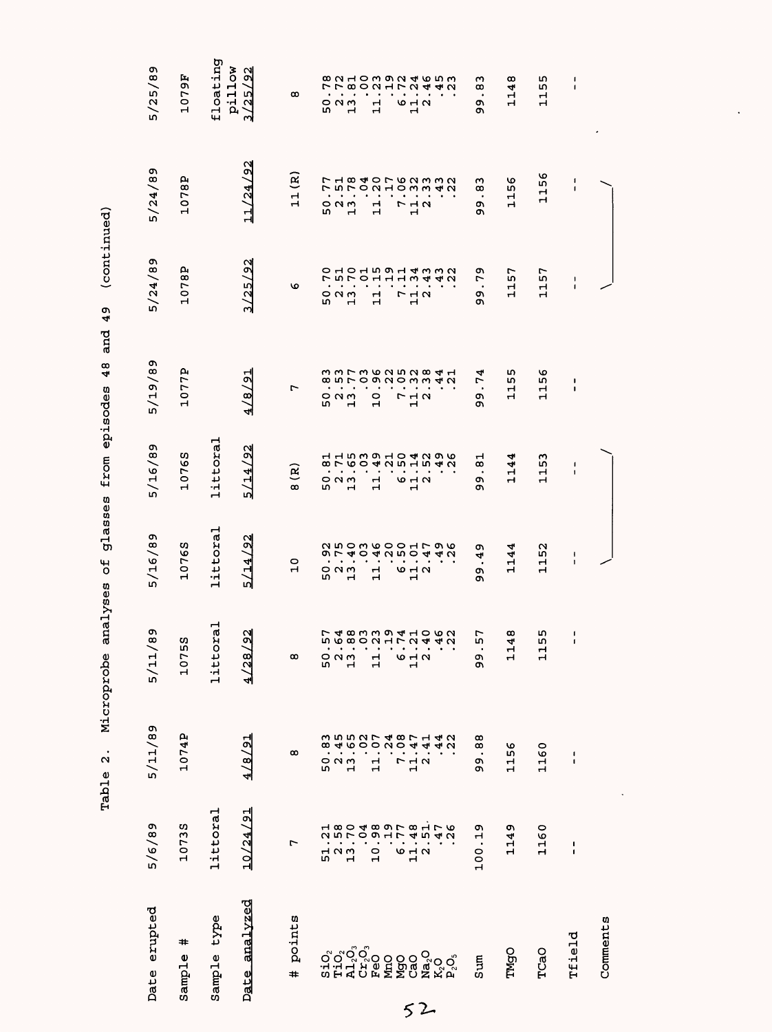Table 2. Microprobe analyses of glasses from episodes 48 and 49 (continued)

| Date erupted | 5/6/89 | 5/11/89 | 5/11/89 | 5/16/89 | 5/16/89 | 5/19/89 | 5/24/89 | 5/24/89 | 5/25/89 |
|---|---|---|---|---|---|---|---|---|---|
| Sample # | 1073S | 1074P | 1075S | 1076S | 1076S | 1077P | 1078P | 1078P | 1079F |
| Sample type | littoral | | littoral | littoral | littoral | | | | floating pillow |
| Date analyzed | 10/24/91 | 4/8/91 | 4/28/92 | 5/14/92 | 5/14/92 | 4/8/91 | 3/25/92 | 11/24/92 | 3/25/92 |
| # points | 7 | 8 | 8 | 10 | 8(R) | 7 | 6 | 11(R) | 8 |
| $SiO_2$ | 51.21 | 50.83 | 50.57 | 50.92 | 50.81 | 50.83 | 50.70 | 50.77 | 50.78 |
| $TiO_2$ | 2.58 | 2.45 | 2.64 | 2.75 | 2.71 | 2.53 | 2.51 | 2.51 | 2.72 |
| $Al_2O_3$ | 13.70 | 13.65 | 13.88 | 13.40 | 13.65 | 13.77 | 13.70 | 13.78 | 13.81 |
| $Cr_2O_3$ | .04 | .02 | .03 | .03 | .03 | .03 | .01 | .04 | .00 |
| FeO | 10.98 | 11.07 | 11.23 | 11.46 | 11.49 | 10.96 | 11.15 | 11.20 | 11.23 |
| MnO | .19 | .24 | .19 | .20 | .21 | .22 | .19 | .17 | .19 |
| MgO | 6.77 | 7.08 | 6.74 | 6.50 | 6.50 | 7.05 | 7.11 | 7.06 | 6.72 |
| CaO | 11.48 | 11.47 | 11.21 | 11.01 | 11.14 | 11.32 | 11.34 | 11.32 | 11.24 |
| $Na_2O$ | 2.51 | 2.41 | 2.40 | 2.47 | 2.52 | 2.38 | 2.43 | 2.33 | 2.46 |
| $K_2O$ | .47 | .44 | .46 | .49 | .49 | .44 | .43 | .43 | .45 |
| $P_2O_5$ | .26 | .22 | .22 | .26 | .26 | .21 | .22 | .22 | .23 |
| Sum | 100.19 | 99.88 | 99.57 | 99.49 | 99.81 | 99.74 | 99.79 | 99.83 | 99.83 |
| TMgO | 1149 | 1156 | 1148 | 1144 | 1144 | 1155 | 1157 | 1156 | 1148 |
| TCaO | 1160 | 1160 | 1155 | 1152 | 1153 | 1156 | 1157 | 1156 | 1155 |
| Tfield | -- | -- | -- | -- | -- | -- | -- | -- | -- |
| Comments | | | | | | | | | |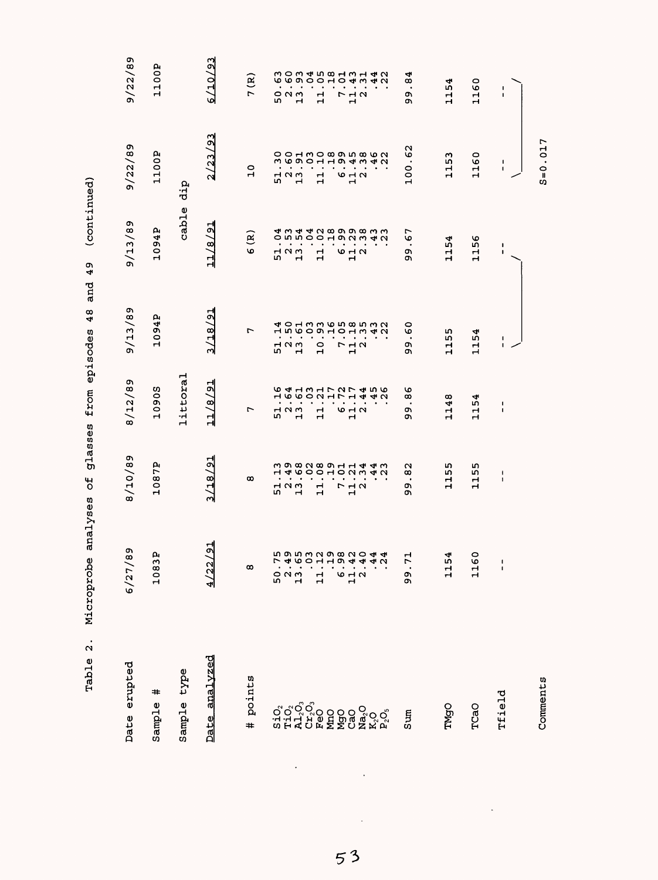Table 2. Microprobe analyses of glasses from episodes 48 and 49 (continued)

| Date erupted | 6/27/89 | 8/10/89 | 8/12/89 | 9/13/89 | 9/13/89 | 9/22/89 | 9/22/89 |
|---|---|---|---|---|---|---|---|
| Sample # | 1083P | 1087P | 1090S | 1094P | 1094P | 1100P | 1100P |
| Sample type | | | littoral | | cable dip | | |
| Date analyzed | 4/22/91 | 3/18/91 | 11/8/91 | 3/18/91 | 11/8/91 | 2/23/93 | 6/10/93 |
| # points | 8 | 8 | 7 | 7 | 6(R) | 10 | 7(R) |
| $SiO_2$ | 50.75 | 51.13 | 51.16 | 51.14 | 51.04 | 51.30 | 50.63 |
| $TiO_2$ | 2.49 | 2.49 | 2.64 | 2.50 | 2.53 | 2.60 | 2.60 |
| $Al_2O_3$ | 13.65 | 13.68 | 13.61 | 13.61 | 13.54 | 13.91 | 13.93 |
| $Cr_2O_3$ | .03 | .02 | .03 | .03 | .04 | .03 | .04 |
| FeO | 11.12 | 11.08 | 11.21 | 10.93 | 11.02 | 11.10 | 11.05 |
| MnO | .19 | .19 | .17 | .16 | .18 | .18 | .18 |
| MgO | 6.98 | 7.01 | 6.72 | 7.05 | 6.99 | 6.99 | 7.01 |
| CaO | 11.42 | 11.21 | 11.17 | 11.18 | 11.29 | 11.45 | 11.43 |
| $Na_2O$ | 2.40 | 2.34 | 2.44 | 2.35 | 2.38 | 2.38 | 2.31 |
| $K_2O$ | .44 | .44 | .45 | .43 | .43 | .46 | .44 |
| $P_2O_5$ | .24 | .23 | .26 | .22 | .23 | .22 | .22 |
| Sum | 99.71 | 99.82 | 99.86 | 99.60 | 99.67 | 100.62 | 99.84 |
| TMgO | 1154 | 1155 | 1148 | 1155 | 1154 | 1153 | 1154 |
| TCaO | 1160 | 1155 | 1154 | 1154 | 1156 | 1160 | 1160 |
| Tfield | -- | -- | -- | -- | -- | -- | -- |
| Comments | | | | | | S=0.017 | |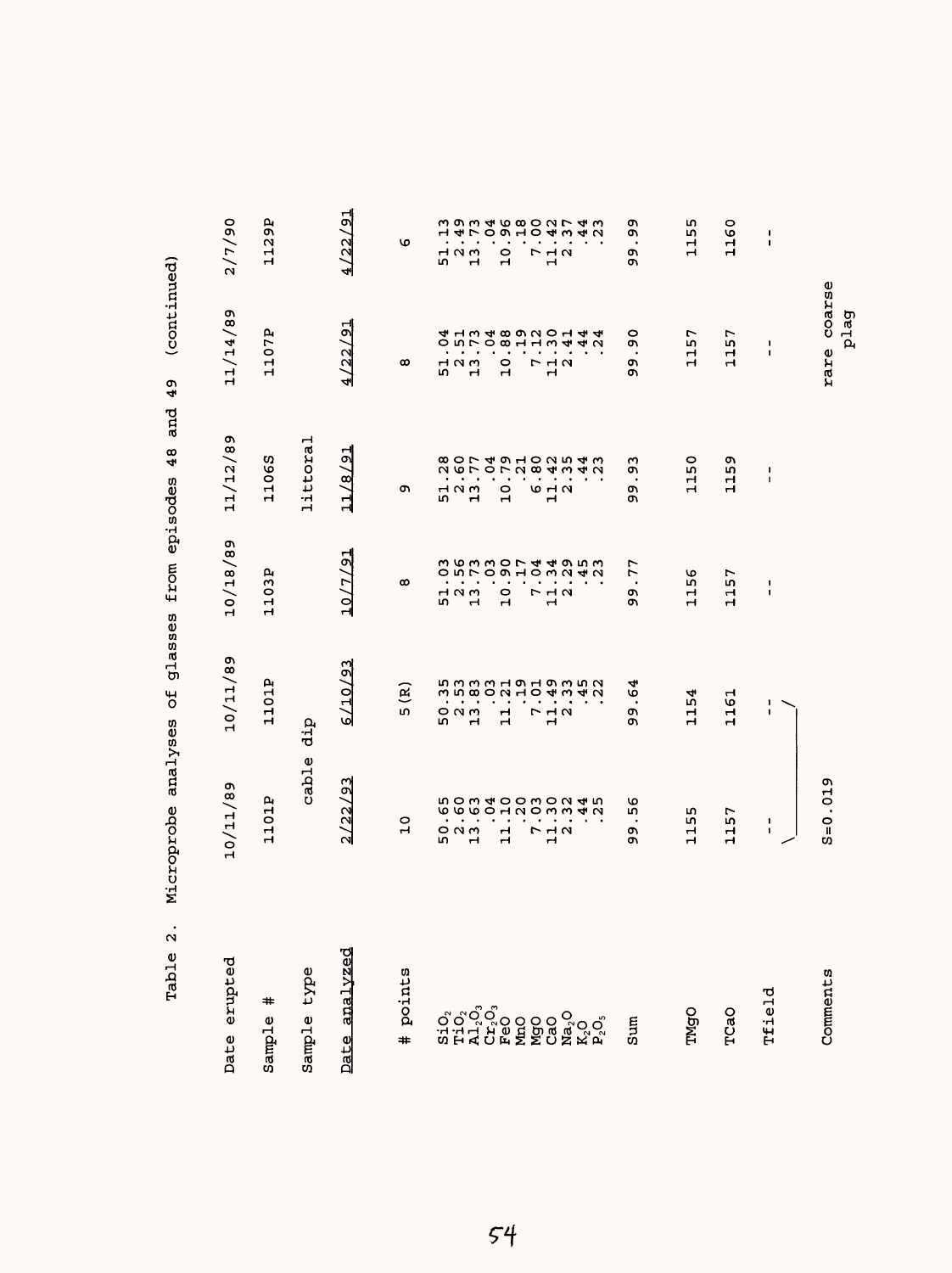Table 2. Microprobe analyses of glasses from episodes 48 and 49 (continued)

| Date erupted | 10/11/89 | 10/11/89 | 10/18/89 | 11/12/89 | 11/14/89 | 2/7/90 |
|---|---|---|---|---|---|---|
| Sample # | 1101P | 1101P | 1103P | 1106S | 1107P | 1129P |
| Sample type | cable dip | | | littoral | | |
| Date analyzed | 2/22/93 | 6/10/93 | 10/7/91 | 11/8/91 | 4/22/91 | 4/22/91 |
| # points | 10 | 5(R) | 8 | 9 | 8 | 6 |
| $SiO_2$ | 50.65 | 50.35 | 51.03 | 51.28 | 51.04 | 51.13 |
| $TiO_2$ | 2.60 | 2.53 | 2.56 | 2.60 | 2.51 | 2.49 |
| $Al_2O_3$ | 13.63 | 13.83 | 13.73 | 13.77 | 13.73 | 13.73 |
| $Cr_2O_3$ | .04 | .03 | .03 | .04 | .04 | .04 |
| FeO | 11.10 | 11.21 | 10.90 | 10.79 | 10.88 | 10.96 |
| MnO | .20 | .19 | .17 | .21 | .19 | .18 |
| MgO | 7.03 | 7.01 | 7.04 | 6.80 | 7.12 | 7.00 |
| CaO | 11.30 | 11.49 | 11.34 | 11.42 | 11.30 | 11.42 |
| $Na_2O$ | 2.32 | 2.33 | 2.29 | 2.35 | 2.41 | 2.37 |
| $K_2O$ | .44 | .45 | .45 | .44 | .44 | .44 |
| $P_2O_5$ | .25 | .22 | .23 | .23 | .24 | .23 |
| Sum | 99.56 | 99.64 | 99.77 | 99.93 | 99.90 | 99.99 |
| TMgO | 1155 | 1154 | 1156 | 1150 | 1157 | 1155 |
| TCaO | 1157 | 1161 | 1157 | 1159 | 1157 | 1160 |
| Tfield | -- | -- | -- | -- | -- | -- |
| Comments | S=0.019 | | | | rare coarse plag | |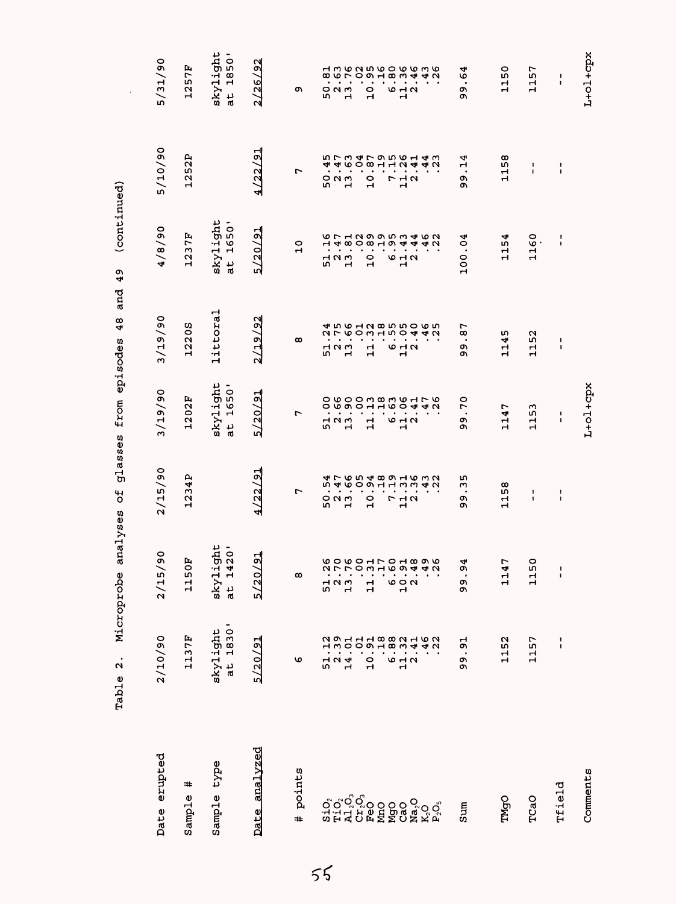Table 2. Microprobe analyses of glasses from episodes 48 and 49 (continued)

| Date erupted | 2/10/90 | 2/15/90 | 2/15/90 | 3/19/90 | 3/19/90 | 4/8/90 | 5/10/90 | 5/31/90 |
|---|---|---|---|---|---|---|---|---|
| Sample # | 1137F | 1150F | 1234P | 1202F | 1220S | 1237F | 1252P | 1257F |
| Sample type | skylight at 1830' | skylight at 1420' | | skylight at 1650' | littoral | skylight at 1650' | | skylight at 1850' |
| Date analyzed | 5/20/91 | 5/20/91 | 4/22/91 | 5/20/91 | 2/19/92 | 5/20/91 | 4/22/91 | 2/26/92 |
| # points | 6 | 8 | 7 | 7 | 8 | 10 | 7 | 9 |
| $SiO_2$ | 51.12 | 51.26 | 50.54 | 51.00 | 51.24 | 51.16 | 50.45 | 50.81 |
| $TiO_2$ | 2.39 | 2.70 | 2.47 | 2.66 | 2.75 | 2.47 | 2.47 | 2.63 |
| $Al_2O_3$ | 14.01 | 13.76 | 13.66 | 13.90 | 13.66 | 13.81 | 13.63 | 13.76 |
| $Cr_2O_3$ | .01 | .00 | .05 | .00 | .01 | .02 | .04 | .02 |
| FeO | 10.91 | 11.31 | 10.94 | 11.13 | 11.32 | 10.89 | 10.87 | 10.95 |
| MnO | .18 | .17 | .18 | .18 | .18 | .19 | .19 | .16 |
| MgO | 6.88 | 6.60 | 7.19 | 6.63 | 6.55 | 6.95 | 7.15 | 6.80 |
| CaO | 11.32 | 10.91 | 11.31 | 11.06 | 11.05 | 11.43 | 11.26 | 11.36 |
| $Na_2O$ | 2.41 | 2.48 | 2.36 | 2.41 | 2.40 | 2.44 | 2.41 | 2.46 |
| $K_2O$ | .46 | .49 | .43 | .47 | .46 | .46 | .44 | .43 |
| $P_2O_5$ | .22 | .26 | .22 | .26 | .25 | .22 | .23 | .26 |
| Sum | 99.91 | 99.94 | 99.35 | 99.70 | 99.87 | 100.04 | 99.14 | 99.64 |
| TMgO | 1152 | 1147 | 1158 | 1147 | 1145 | 1154 | 1158 | 1150 |
| TCaO | 1157 | 1150 | -- | 1153 | 1152 | 1160 | -- | 1157 |
| Tfield | -- | -- | -- | -- | -- | -- | -- | -- |
| Comments | | | | L+ol+cpx | | | | L+ol+cpx |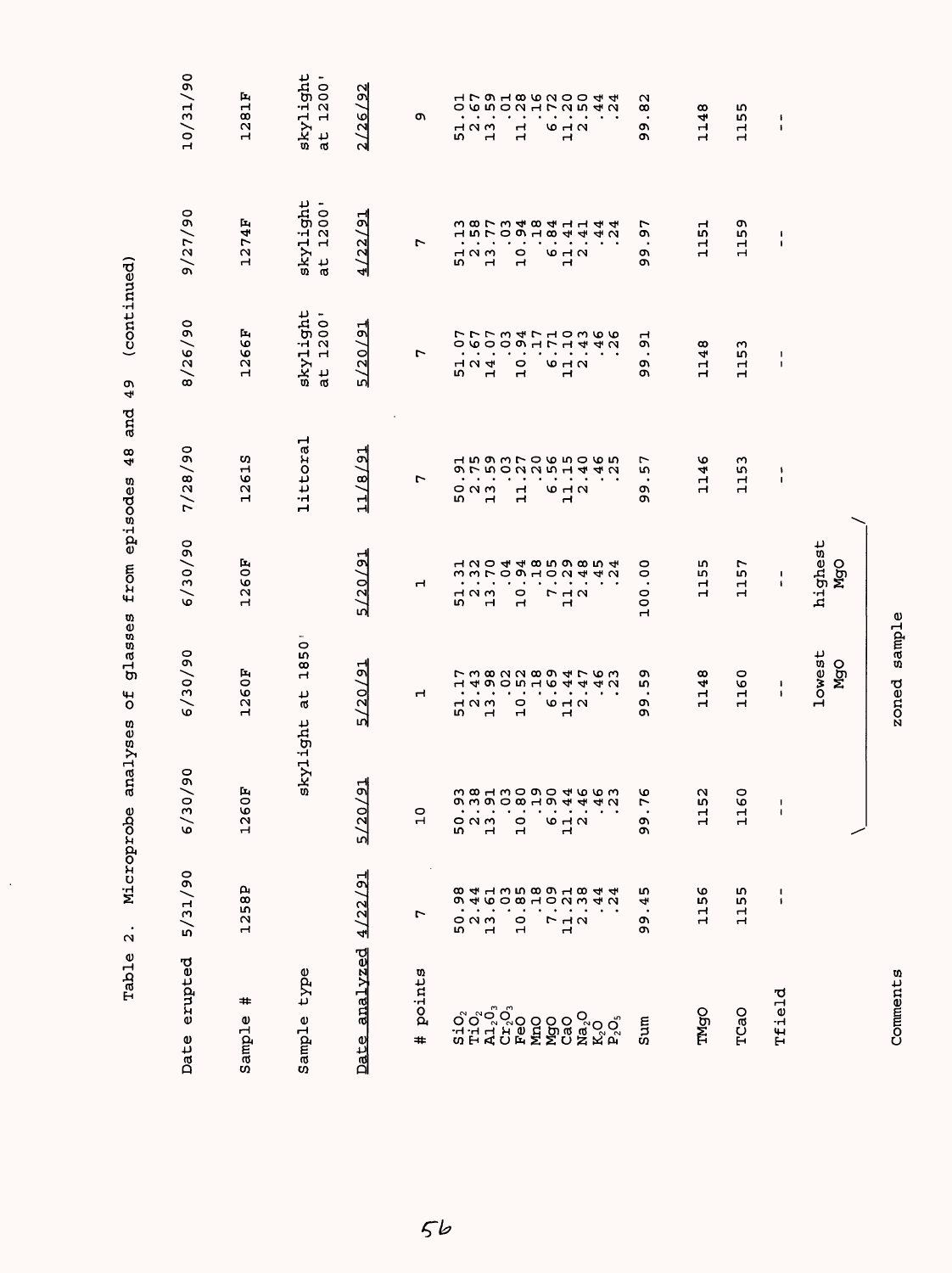Table 2. Microprobe analyses of glasses from episodes 48 and 49 (continued)

| Date erupted | 5/31/90 | 6/30/90 | 6/30/90 | 6/30/90 | 7/28/90 | 8/26/90 | 9/27/90 | 10/31/90 |
|---|---|---|---|---|---|---|---|---|
| Sample # | 1258P | 1260F | 1260F | 1260F | 1261S | 1266F | 1274F | 1281F |
| Sample type | | skylight at 1850' | | | littoral | skylight at 1200' | skylight at 1200' | skylight at 1200' |
| Date analyzed | 4/22/91 | 5/20/91 | 5/20/91 | 5/20/91 | 11/8/91 | 5/20/91 | 4/22/91 | 2/26/92 |
| # points | 7 | 10 | 1 | 1 | 7 | 7 | 7 | 9 |
| $SiO_2$ | 50.98 | 50.93 | 51.17 | 51.31 | 50.91 | 51.07 | 51.13 | 51.01 |
| $TiO_2$ | 2.44 | 2.38 | 2.43 | 2.32 | 2.75 | 2.67 | 2.58 | 2.67 |
| $Al_2O_3$ | 13.61 | 13.91 | 13.98 | 13.70 | 13.59 | 14.07 | 13.77 | 13.59 |
| $Cr_2O_3$ | .03 | .03 | .02 | .04 | .03 | .03 | .03 | .01 |
| FeO | 10.85 | 10.80 | 10.52 | 10.94 | 11.27 | 10.94 | 10.94 | 11.28 |
| MnO | .18 | .19 | .18 | .18 | .20 | .17 | .18 | .16 |
| MgO | 7.09 | 6.90 | 6.69 | 7.05 | 6.56 | 6.71 | 6.84 | 6.72 |
| CaO | 11.21 | 11.44 | 11.44 | 11.29 | 11.15 | 11.10 | 11.41 | 11.20 |
| $Na_2O$ | 2.38 | 2.46 | 2.47 | 2.48 | 2.40 | 2.43 | 2.41 | 2.50 |
| $K_2O$ | .44 | .46 | .46 | .45 | .46 | .46 | .44 | .44 |
| $P_2O_5$ | .24 | .23 | .23 | .24 | .25 | .26 | .24 | .24 |
| Sum | 99.45 | 99.76 | 99.59 | 100.00 | 99.57 | 99.91 | 99.97 | 99.82 |
| TMgO | 1156 | 1152 | 1148 | 1155 | 1146 | 1148 | 1151 | 1148 |
| TCaO | 1155 | 1160 | 1160 | 1157 | 1153 | 1153 | 1159 | 1155 |
| Tfield | -- | -- | -- | -- | -- | -- | -- | -- |
| Comments | | zoned sample | lowest MgO | highest MgO | | | | |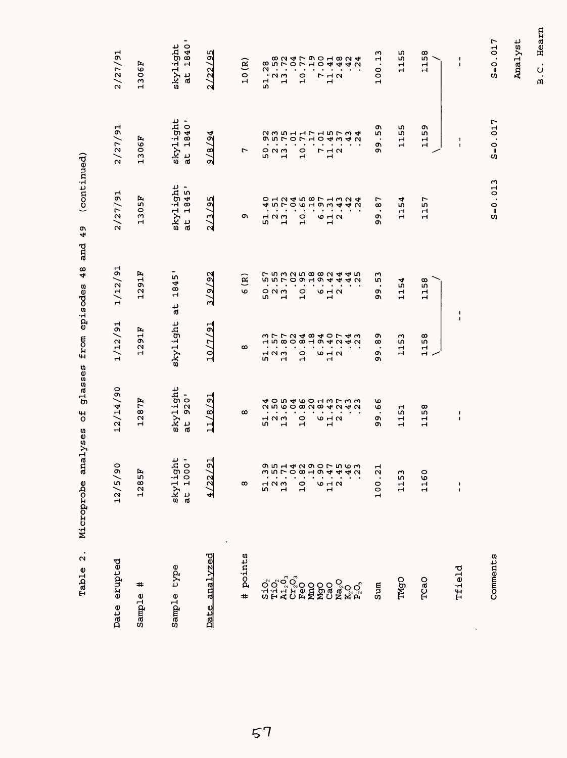Table 2. Microprobe analyses of glasses from episodes 48 and 49 (continued)

| Date erupted | 12/5/90 | 12/14/90 | 1/12/91 | 1/12/91 | 2/27/91 | 2/27/91 | 2/27/91 |
|---|---|---|---|---|---|---|---|
| Sample # | 1285F | 1287F | 1291F | 1291F | 1305F | 1306F | 1306F |
| Sample type | skylight at 1000' | skylight at 920' | skylight at 1845' | | skylight at 1845' | skylight at 1840' | skylight at 1840' |
| Date analyzed | 4/22/91 | 11/8/91 | 10/7/91 | 3/9/92 | 2/3/95 | 9/8/94 | 2/22/95 |
| # points | 8 | 8 | 8 | 6(R) | 9 | 7 | 10(R) |
| $SiO_2$ | 51.39 | 51.24 | 51.13 | 50.57 | 51.40 | 50.92 | 51.28 |
| $TiO_2$ | 2.55 | 2.50 | 2.57 | 2.55 | 2.51 | 2.53 | 2.58 |
| $Al_2O_3$ | 13.71 | 13.65 | 13.87 | 13.73 | 13.72 | 13.75 | 13.72 |
| $Cr_2O_3$ | .04 | .04 | .02 | .02 | .04 | .01 | .04 |
| FeO | 10.82 | 10.86 | 10.84 | 10.95 | 10.65 | 10.71 | 10.77 |
| MnO | .19 | .20 | .18 | .18 | .18 | .17 | .19 |
| MgO | 6.90 | 6.81 | 6.94 | 6.98 | 6.97 | 7.01 | 7.00 |
| CaO | 11.47 | 11.43 | 11.40 | 11.42 | 11.31 | 11.45 | 11.41 |
| $Na_2O$ | 2.45 | 2.27 | 2.27 | 2.44 | 2.43 | 2.37 | 2.48 |
| $K_2O$ | .46 | .43 | .44 | .44 | .42 | .43 | .42 |
| $P_2O_5$ | .23 | .23 | .23 | .25 | .24 | .24 | .24 |
| Sum | 100.21 | 99.66 | 99.89 | 99.53 | 99.87 | 99.59 | 100.13 |
| TMgO | 1153 | 1151 | 1153 | 1154 | 1154 | 1155 | 1155 |
| TCaO | 1160 | 1158 | 1158 | 1158 | 1157 | 1159 | 1158 |
| Tfield | -- | -- | -- | | | -- | -- |
| Comments | | | | | S=0.013 | S=0.017 | S=0.017 |

Analyst

B.C. Hearn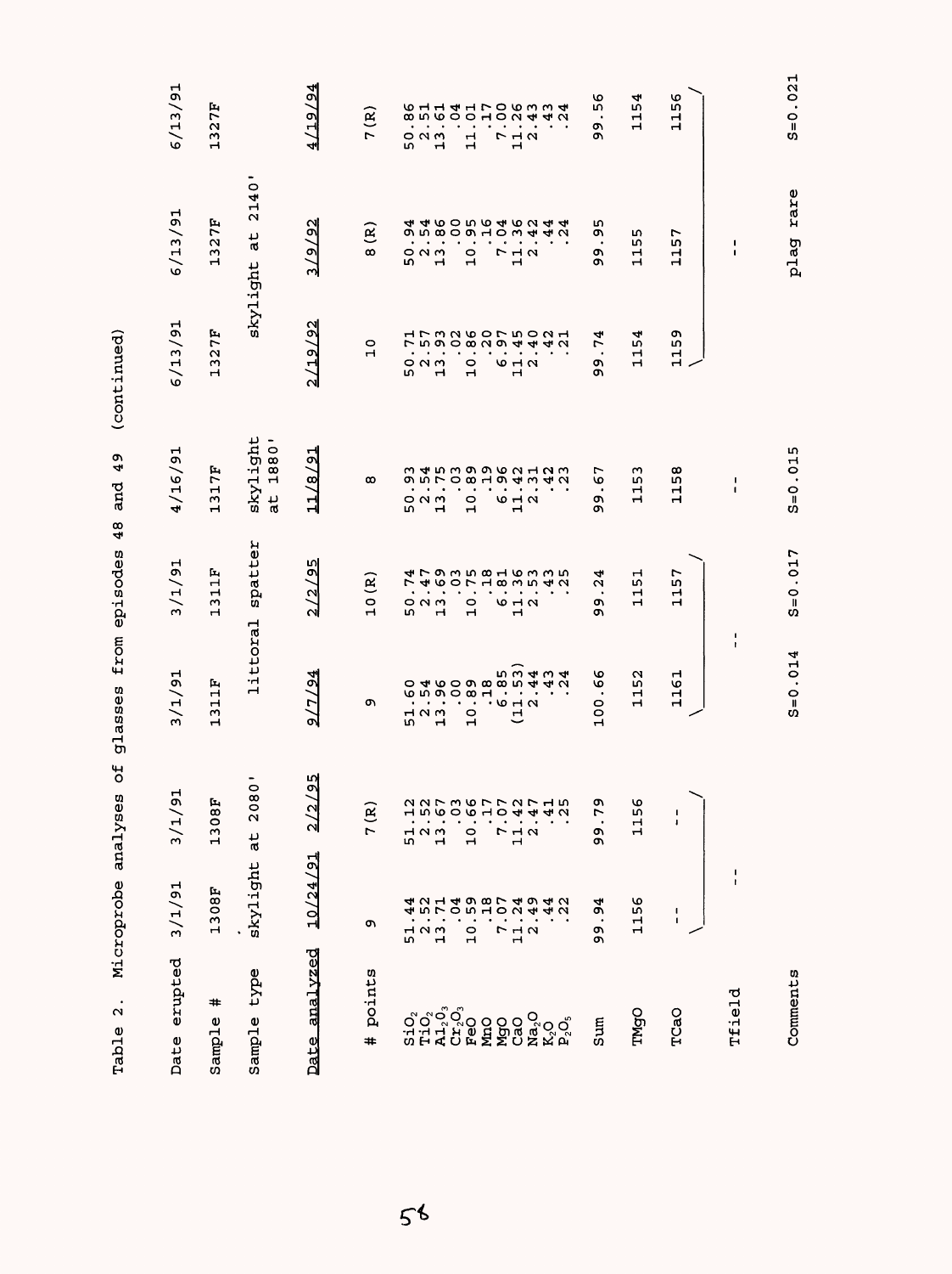Table 2. Microprobe analyses of glasses from episodes 48 and 49 (continued)

| Date erupted | 3/1/91 | 3/1/91 | 3/1/91 | 3/1/91 | 4/16/91 | 6/13/91 | 6/13/91 | 6/13/91 |
|---|---|---|---|---|---|---|---|---|
| Sample # | 1308F | 1308F | 1311F | 1311F | 1317F | 1327F | 1327F | 1327F |
| Sample type | skylight at 2080' | | littoral spatter | | skylight at 1880' | skylight at 2140' | | |
| Date analyzed | 10/24/91 | 2/2/95 | 9/7/94 | 2/2/95 | 11/8/91 | 2/19/92 | 3/9/92 | 4/19/94 |
| # points | 9 | 7(R) | 9 | 10(R) | 8 | 10 | 8(R) | 7(R) |
| $SiO_2$ | 51.44 | 51.12 | 51.60 | 50.74 | 50.93 | 50.71 | 50.94 | 50.86 |
| $TiO_2$ | 2.52 | 2.52 | 2.54 | 2.47 | 2.54 | 2.57 | 2.54 | 2.51 |
| $Al_2O_3$ | 13.71 | 13.67 | 13.96 | 13.69 | 13.75 | 13.93 | 13.86 | 13.61 |
| $Cr_2O_3$ | .04 | .03 | .00 | .03 | .03 | .02 | .00 | .04 |
| FeO | 10.59 | 10.66 | 10.89 | 10.75 | 10.89 | 10.86 | 10.95 | 11.01 |
| MnO | .18 | .17 | .18 | .18 | .19 | .20 | .16 | .17 |
| MgO | 7.07 | 7.07 | 6.85 | 6.81 | 6.96 | 6.97 | 7.04 | 7.00 |
| CaO | 11.24 | 11.42 | (11.53) | 11.36 | 11.42 | 11.45 | 11.36 | 11.26 |
| $Na_2O$ | 2.49 | 2.47 | 2.44 | 2.53 | 2.31 | 2.40 | 2.42 | 2.43 |
| $K_2O$ | .44 | .41 | .43 | .43 | .42 | .42 | .44 | .43 |
| $P_2O_5$ | .22 | .25 | .24 | .25 | .23 | .21 | .24 | .24 |
| Sum | 99.94 | 99.79 | 100.66 | 99.24 | 99.67 | 99.74 | 99.95 | 99.56 |
| TMgO | 1156 | 1156 | 1152 | 1151 | 1153 | 1154 | 1155 | 1154 |
| TCaO | -- | -- | 1161 | 1157 | 1158 | 1159 | 1157 | 1156 |
| Tfield | -- | | -- | | -- | | -- | |
| Comments | | | S=0.014 | S=0.017 | S=0.015 | | plag rare | S=0.021 |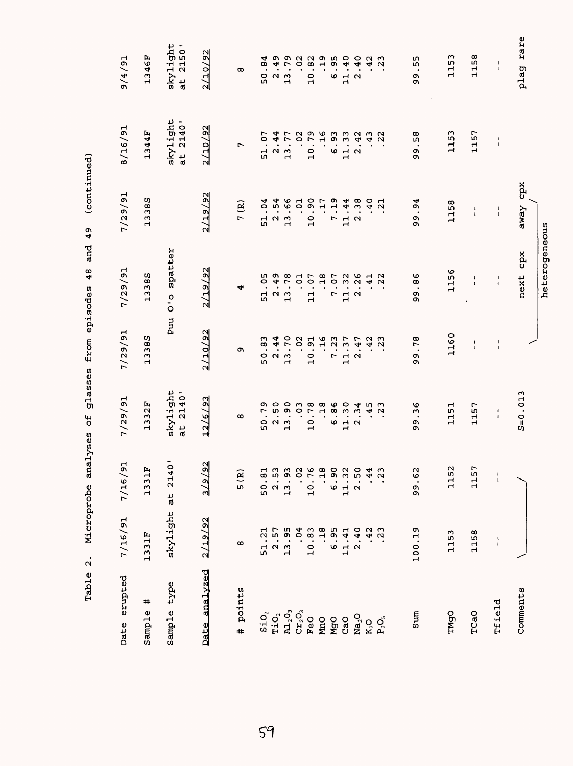Table 2. Microprobe analyses of glasses from episodes 48 and 49 (continued)

| Date erupted | 7/16/91 | 7/16/91 | 7/29/91 | 7/29/91 | 7/29/91 | 7/29/91 | 8/16/91 | 9/4/91 |
|---|---|---|---|---|---|---|---|---|
| Sample # | 1331F | 1331F | 1332F | 1338S | 1338S | 1338S | 1344F | 1346F |
| Sample type | skylight at 2140' | | skylight at 2140' | Puu O'o spatter | | | skylight at 2140' | skylight at 2150' |
| Date analyzed | 2/19/92 | 3/9/92 | 12/6/93 | 2/10/92 | 2/19/92 | 2/19/92 | 2/10/92 | 2/10/92 |
| # points | 8 | 5 (R) | 8 | 9 | 4 | 7 (R) | 7 | 8 |
| $SiO_2$ | 51.21 | 50.81 | 50.79 | 50.83 | 51.05 | 51.04 | 51.07 | 50.84 |
| $TiO_2$ | 2.57 | 2.53 | 2.50 | 2.44 | 2.49 | 2.54 | 2.44 | 2.49 |
| $Al_2O_3$ | 13.95 | 13.93 | 13.90 | 13.70 | 13.78 | 13.66 | 13.77 | 13.79 |
| $Cr_2O_3$ | .04 | .02 | .03 | .02 | .01 | .01 | .02 | .02 |
| FeO | 10.83 | 10.76 | 10.78 | 10.91 | 11.07 | 10.90 | 10.79 | 10.82 |
| MnO | .18 | .18 | .18 | .16 | .18 | .17 | .16 | .19 |
| MgO | 6.95 | 6.90 | 6.86 | 7.23 | 7.07 | 7.19 | 6.93 | 6.95 |
| CaO | 11.41 | 11.32 | 11.30 | 11.37 | 11.32 | 11.44 | 11.33 | 11.40 |
| $Na_2O$ | 2.40 | 2.50 | 2.34 | 2.47 | 2.26 | 2.38 | 2.42 | 2.40 |
| $K_2O$ | .42 | .44 | .45 | .42 | .41 | .40 | .43 | .42 |
| $P_2O_5$ | .23 | .23 | .23 | .23 | .22 | .21 | .22 | .23 |
| Sum | 100.19 | 99.62 | 99.36 | 99.78 | 99.86 | 99.94 | 99.58 | 99.55 |
| TMgO | 1153 | 1152 | 1151 | 1160 | 1156 | 1158 | 1153 | 1153 |
| TCaO | 1158 | 1157 | 1157 | -- | -- | -- | 1157 | 1158 |
| Tfield | -- | -- | -- | -- | -- | -- | -- | -- |
| Comments | (1331F, both analyses) | | S=0.013 | heterogeneous | next cpx | away cpx | | plag rare |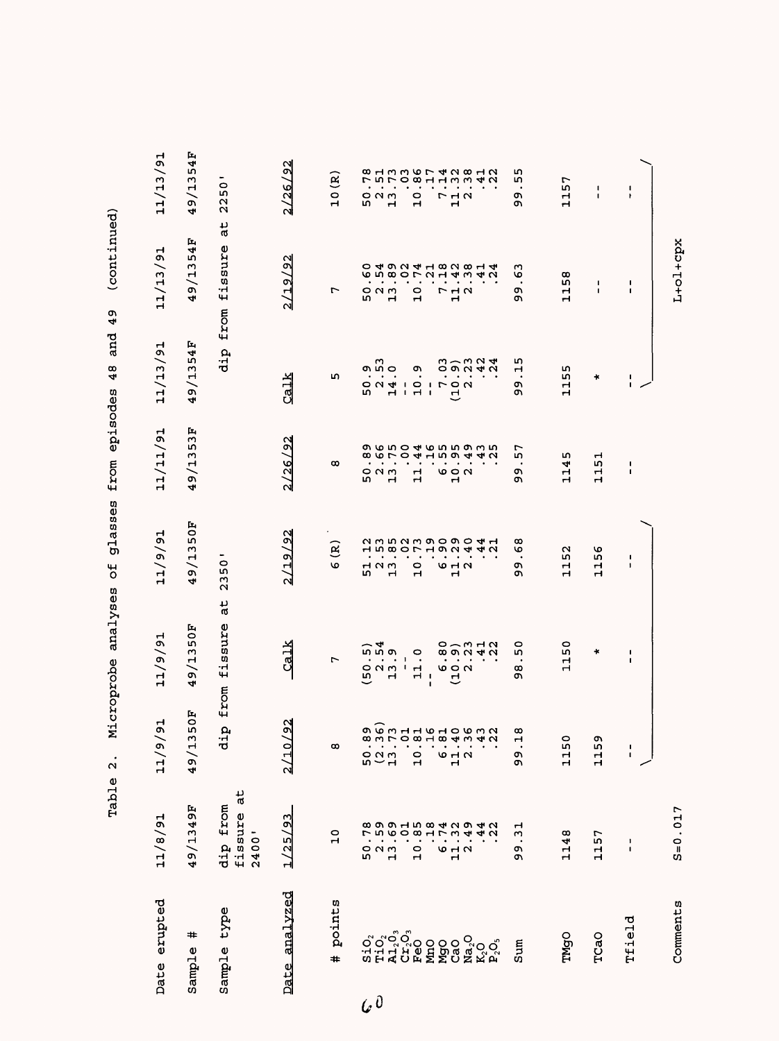Table 2. Microprobe analyses of glasses from episodes 48 and 49 (continued)

| Date erupted | 11/8/91 | 11/9/91 | 11/9/91 | 11/9/91 | 11/11/91 | 11/13/91 | 11/13/91 | 11/13/91 |
|---|---|---|---|---|---|---|---|---|
| Sample # | 49/1349F | 49/1350F | 49/1350F | 49/1350F | 49/1353F | 49/1354F | 49/1354F | 49/1354F |
| Sample type | dip from fissure at 2400' | dip from fissure at 2350' | | | | dip from fissure at 2250' | | |
| Date analyzed | 1/25/93 | 2/10/92 | Calk | 2/19/92 | 2/26/92 | Calk | 2/19/92 | 2/26/92 |
| # points | 10 | 8 | 7 | 6 (R) | 8 | 5 | 7 | 10 (R) |
| $SiO_2$ | 50.78 | 50.89 | (50.5) | 51.12 | 50.89 | 50.9 | 50.60 | 50.78 |
| $TiO_2$ | 2.59 | (2.36) | 2.54 | 2.53 | 2.66 | 2.53 | 2.54 | 2.51 |
| $Al_2O_3$ | 13.69 | 13.73 | 13.9 | 13.85 | 13.75 | 14.0 | 13.89 | 13.73 |
| $Cr_2O_3$ | .01 | .01 | -- | .02 | .00 | -- | .02 | .03 |
| FeO | 10.85 | 10.81 | 11.0 | 10.73 | 11.44 | 10.9 | 10.74 | 10.86 |
| MnO | .18 | .16 | -- | .19 | .16 | -- | .21 | .17 |
| MgO | 6.74 | 6.81 | 6.80 | 6.90 | 6.55 | 7.03 | 7.18 | 7.14 |
| CaO | 11.32 | 11.40 | (10.9) | 11.29 | 10.95 | (10.9) | 11.42 | 11.32 |
| $Na_2O$ | 2.49 | 2.36 | 2.23 | 2.40 | 2.49 | 2.23 | 2.38 | 2.38 |
| $K_2O$ | .44 | .43 | .41 | .44 | .43 | .42 | .41 | .41 |
| $P_2O_5$ | .22 | .22 | .22 | .21 | .25 | .24 | .24 | .22 |
| Sum | 99.31 | 99.18 | 98.50 | 99.68 | 99.57 | 99.15 | 99.63 | 99.55 |
| TMgO | 1148 | 1150 | 1150 | 1152 | 1145 | 1155 | 1158 | 1157 |
| TCaO | 1157 | 1159 | * | 1156 | 1151 | * | -- | -- |
| Tfield | -- | -- | -- | -- | -- | -- | -- | -- |
| Comments | S=0.017 | | | | | | L+ol+cpx | |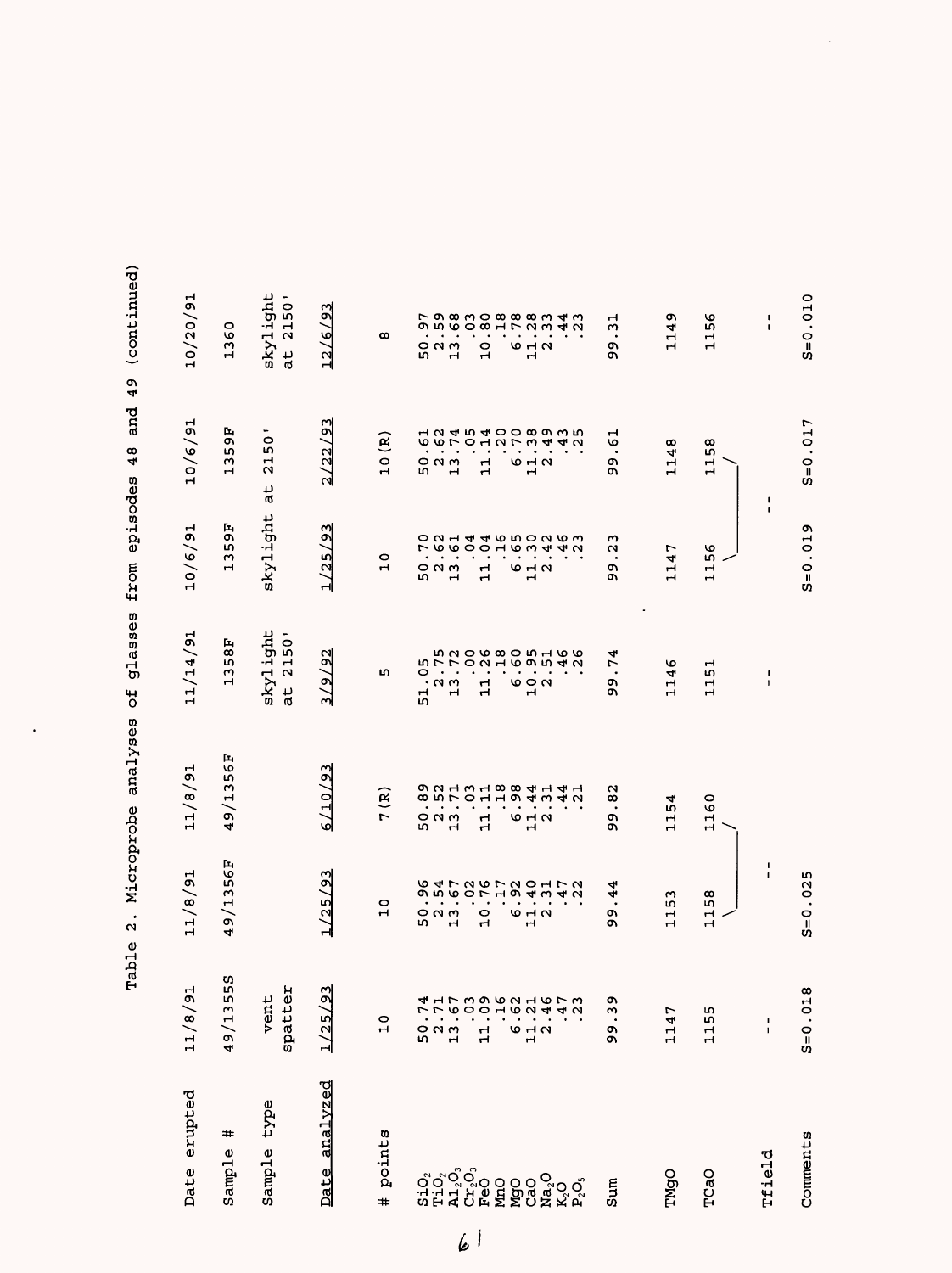Table 2. Microprobe analyses of glasses from episodes 48 and 49 (continued)

| Date erupted | 11/8/91 | 11/8/91 | 11/8/91 | 11/14/91 | 10/6/91 | 10/6/91 | 10/20/91 |
|---|---|---|---|---|---|---|---|
| Sample # | 49/1355S | 49/1356F | 49/1356F | 1358F | 1359F | 1359F | 1360 |
| Sample type | vent spatter | | | skylight at 2150' | skylight at 2150' | | skylight at 2150' |
| Date analyzed | 1/25/93 | 1/25/93 | 6/10/93 | 3/9/92 | 1/25/93 | 2/22/93 | 12/6/93 |
| # points | 10 | 10 | 7(R) | 5 | 10 | 10(R) | 8 |
| $SiO_2$ | 50.74 | 50.96 | 50.89 | 51.05 | 50.70 | 50.61 | 50.97 |
| $TiO_2$ | 2.71 | 2.54 | 2.52 | 2.75 | 2.62 | 2.62 | 2.59 |
| $Al_2O_3$ | 13.67 | 13.67 | 13.71 | 13.72 | 13.61 | 13.74 | 13.68 |
| $Cr_2O_3$ | .03 | .02 | .03 | .00 | .04 | .05 | .03 |
| FeO | 11.09 | 10.76 | 11.11 | 11.26 | 11.04 | 11.14 | 10.80 |
| MnO | .16 | .17 | .18 | .18 | .16 | .20 | .18 |
| MgO | 6.62 | 6.92 | 6.98 | 6.60 | 6.65 | 6.70 | 6.78 |
| CaO | 11.21 | 11.40 | 11.44 | 10.95 | 11.30 | 11.38 | 11.28 |
| $Na_2O$ | 2.46 | 2.31 | 2.31 | 2.51 | 2.42 | 2.49 | 2.33 |
| $K_2O$ | .47 | .47 | .44 | .46 | .46 | .43 | .44 |
| $P_2O_5$ | .23 | .22 | .21 | .26 | .23 | .25 | .23 |
| Sum | 99.39 | 99.44 | 99.82 | 99.74 | 99.23 | 99.61 | 99.31 |
| TMgO | 1147 | 1153 | 1154 | 1146 | 1147 | 1148 | 1149 |
| TCaO | 1155 | 1158 | 1160 | 1151 | 1156 | 1158 | 1156 |
| Tfield | -- | -- | | -- | -- | | -- |
| Comments | S=0.018 | S=0.025 | | | S=0.019 | S=0.017 | S=0.010 |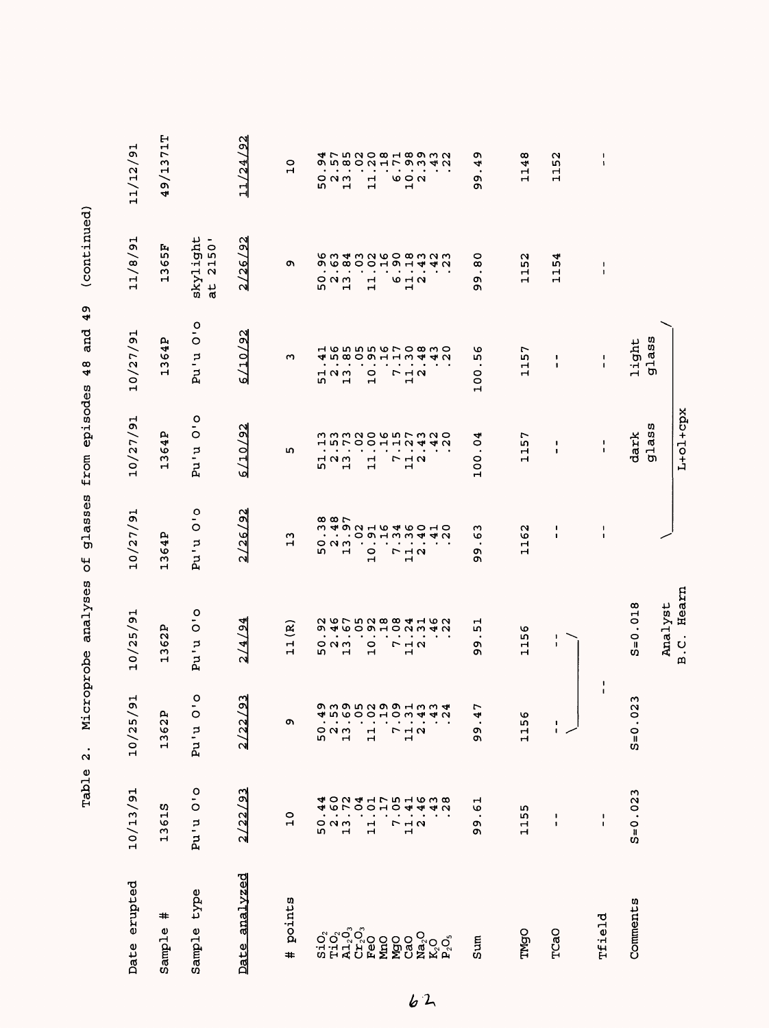Table 2. Microprobe analyses of glasses from episodes 48 and 49 (continued)

| Date erupted | 10/13/91 | 10/25/91 | 10/25/91 | 10/27/91 | 10/27/91 | 10/27/91 | 11/8/91 | 11/12/91 |
|---|---|---|---|---|---|---|---|---|
| Sample # | 1361S | 1362P | 1362P | 1364P | 1364P | 1364P | 1365F | 49/1371T |
| Sample type | Pu'u O'o | Pu'u O'o | Pu'u O'o | Pu'u O'o | Pu'u O'o | Pu'u O'o | skylight at 2150' | |
| Date analyzed | 2/22/93 | 2/22/93 | 2/4/94 | 2/26/92 | 6/10/92 | 6/10/92 | 2/26/92 | 11/24/92 |
| # points | 10 | 9 | 11(R) | 13 | 5 | 3 | 9 | 10 |
| $SiO_2$ | 50.44 | 50.49 | 50.92 | 50.38 | 51.13 | 51.41 | 50.96 | 50.94 |
| $TiO_2$ | 2.60 | 2.53 | 2.46 | 2.48 | 2.53 | 2.56 | 2.63 | 2.57 |
| $Al_2O_3$ | 13.72 | 13.69 | 13.67 | 13.97 | 13.73 | 13.85 | 13.84 | 13.85 |
| $Cr_2O_3$ | .04 | .05 | .05 | .02 | .02 | .05 | .03 | .02 |
| FeO | 11.01 | 11.02 | 10.92 | 10.91 | 11.00 | 10.95 | 11.02 | 11.20 |
| MnO | .17 | .19 | .18 | .16 | .16 | .16 | .16 | .18 |
| MgO | 7.05 | 7.09 | 7.08 | 7.34 | 7.15 | 7.17 | 6.90 | 6.71 |
| CaO | 11.41 | 11.31 | 11.24 | 11.36 | 11.27 | 11.30 | 11.18 | 10.98 |
| $Na_2O$ | 2.46 | 2.43 | 2.31 | 2.40 | 2.43 | 2.48 | 2.43 | 2.39 |
| $K_2O$ | .43 | .43 | .46 | .41 | .42 | .43 | .42 | .43 |
| $P_2O_5$ | .28 | .24 | .22 | .20 | .20 | .20 | .23 | .22 |
| Sum | 99.61 | 99.47 | 99.51 | 99.63 | 100.04 | 100.56 | 99.80 | 99.49 |
| TMgO | 1155 | 1156 | 1156 | 1162 | 1157 | 1157 | 1152 | 1148 |
| TCaO | -- | -- | -- | -- | -- | -- | 1154 | 1152 |
| Tfield | -- | -- | -- | -- | -- | -- | -- | -- |
| Comments | S=0.023 | S=0.023 | S=0.018 | | dark glass | light glass | | |
| | | | | L+ol+cpx | L+ol+cpx | L+ol+cpx | | |

Analyst B.C. Hearn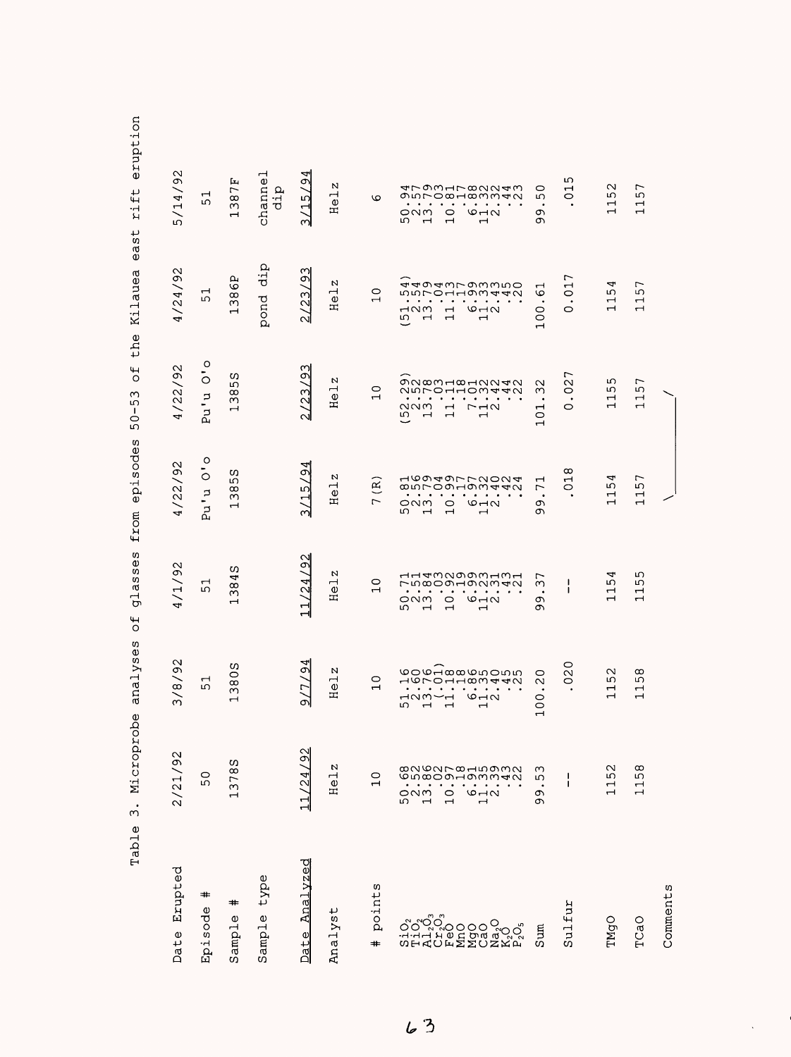Table 3. Microprobe analyses of glasses from episodes 50-53 of the Kilauea east rift eruption

| Date Erupted | 2/21/92 | 3/8/92 | 4/1/92 | 4/22/92 | 4/22/92 | 4/24/92 | 5/14/92 |
|---|---|---|---|---|---|---|---|
| Episode # | 50 | 51 | 51 | Pu'u O'o | Pu'u O'o | 51 | 51 |
| Sample # | 1378S | 1380S | 1384S | 1385S | 1385S | 1386P | 1387F |
| Sample type | | | | | | pond dip | channel dip |
| Date Analyzed | 11/24/92 | 9/7/94 | 11/24/92 | 3/15/94 | 2/23/93 | 2/23/93 | 3/15/94 |
| Analyst | Helz | Helz | Helz | Helz | Helz | Helz | Helz |
| # points | 10 | 10 | 10 | 7 (R) | 10 | 10 | 6 |
| $SiO_2$ | 50.68 | 51.16 | 50.71 | 50.81 | (52.29) | (51.54) | 50.94 |
| $TiO_2$ | 2.52 | 2.60 | 2.51 | 2.56 | 2.52 | 2.54 | 2.57 |
| $Al_2O_3$ | 13.86 | 13.76 | 13.84 | 13.79 | 13.78 | 13.79 | 13.79 |
| $Cr_2O_3$ | .02 | (.01) | .03 | .04 | .03 | .04 | .03 |
| FeO | 10.97 | 11.18 | 10.92 | 10.99 | 11.11 | 11.13 | 10.81 |
| MnO | .18 | .18 | .19 | .17 | .18 | .17 | .17 |
| MgO | 6.91 | 6.86 | 6.99 | 6.97 | 7.01 | 6.99 | 6.88 |
| CaO | 11.35 | 11.35 | 11.23 | 11.32 | 11.32 | 11.33 | 11.32 |
| $Na_2O$ | 2.39 | 2.40 | 2.31 | 2.40 | 2.42 | 2.43 | 2.32 |
| $K_2O$ | .43 | .45 | .43 | .42 | .44 | .45 | .44 |
| $P_2O_5$ | .22 | .25 | .21 | .24 | .22 | .20 | .23 |
| Sum | 99.53 | 100.20 | 99.37 | 99.71 | 101.32 | 100.61 | 99.50 |
| Sulfur | -- | .020 | -- | .018 | 0.027 | 0.017 | .015 |
| TMgO | 1152 | 1152 | 1154 | 1154 | 1155 | 1154 | 1152 |
| TCaO | 1158 | 1158 | 1155 | 1157 | 1157 | 1157 | 1157 |
| Comments | | | | | | | |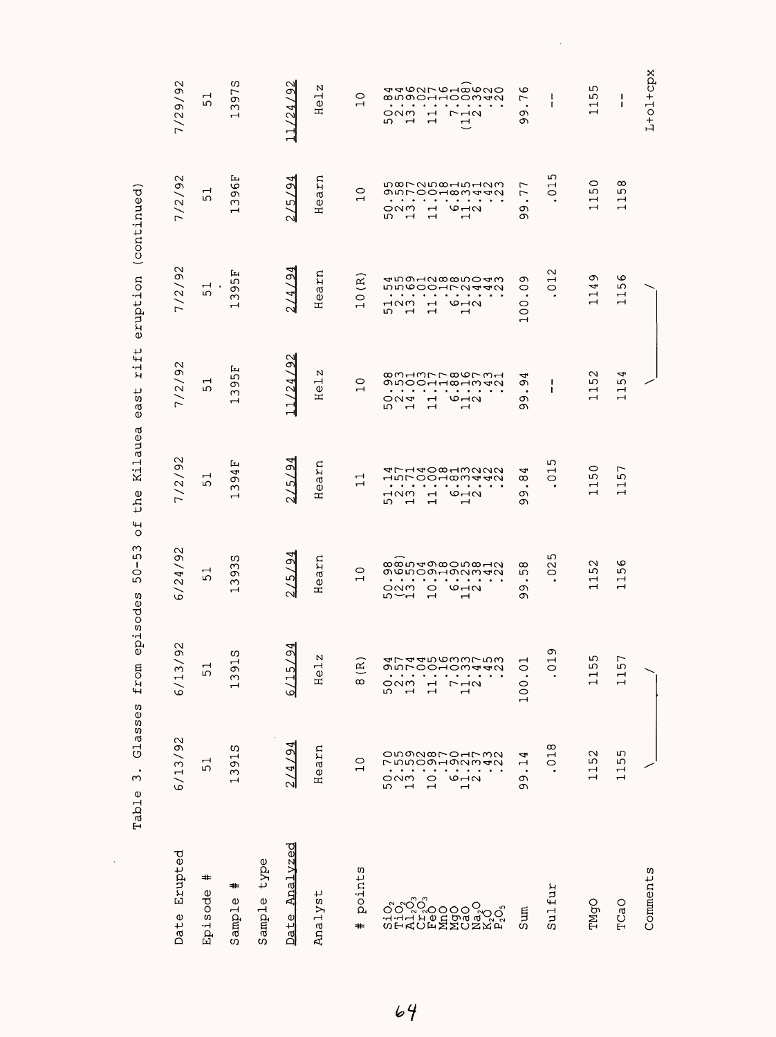Table 3. Glasses from episodes 50-53 of the Kilauea east rift eruption (continued)

| Date Erupted | 6/13/92 | 6/13/92 | 6/24/92 | 7/2/92 | 7/2/92 | 7/2/92 | 7/2/92 | 7/29/92 |
|---|---|---|---|---|---|---|---|---|
| Episode # | 51 | 51 | 51 | 51 | 51 | 51 | 51 | 51 |
| Sample # | 1391S | 1391S | 1393S | 1394F | 1395F | 1395F | 1396F | 1397S |
| Sample type | | | | | | | | |
| Date Analyzed | 2/4/94 | 6/15/94 | 2/5/94 | 2/5/94 | 11/24/92 | 2/4/94 | 2/5/94 | 11/24/92 |
| Analyst | Hearn | Helz | Hearn | Hearn | Helz | Hearn | Hearn | Helz |
| # points | 10 | 8(R) | 10 | 11 | 10 | 10(R) | 10 | 10 |
| $SiO_2$ | 50.70 | 50.94 | 50.98 | 51.14 | 50.98 | 51.54 | 50.95 | 50.84 |
| $TiO_2$ | 2.55 | 2.57 | (2.68) | 2.57 | 2.53 | 2.55 | 2.58 | 2.54 |
| $Al_2O_3$ | 13.59 | 13.74 | 13.55 | 13.71 | 14.01 | 13.69 | 13.77 | 13.96 |
| $Cr_2O_3$ | .02 | .04 | .04 | .04 | .03 | .01 | .02 | .02 |
| FeO | 10.98 | 11.05 | 10.99 | 11.00 | 11.17 | 11.02 | 11.05 | 11.17 |
| MnO | .17 | .16 | .18 | .18 | .17 | .18 | .18 | .16 |
| MgO | 6.90 | 7.03 | 6.90 | 6.81 | 6.88 | 6.78 | 6.81 | 7.01 |
| CaO | 11.21 | 11.33 | 11.25 | 11.33 | 11.16 | 11.25 | 11.35 | (11.08) |
| $Na_2O$ | 2.37 | 2.47 | 2.38 | 2.42 | 2.37 | 2.40 | 2.41 | 2.36 |
| $K_2O$ | .43 | .45 | .41 | .42 | .43 | .44 | .42 | .42 |
| $P_2O_5$ | .22 | .23 | .22 | .22 | .21 | .23 | .23 | .20 |
| Sum | 99.14 | 100.01 | 99.58 | 99.84 | 99.94 | 100.09 | 99.77 | 99.76 |
| Sulfur | .018 | .019 | .025 | .015 | -- | .012 | .015 | -- |
| TMgO | 1152 | 1155 | 1152 | 1150 | 1152 | 1149 | 1150 | 1155 |
| TCaO | 1155 | 1157 | 1156 | 1157 | 1154 | 1156 | 1158 | -- |
| Comments | | | | | | | | L+ol+cpx |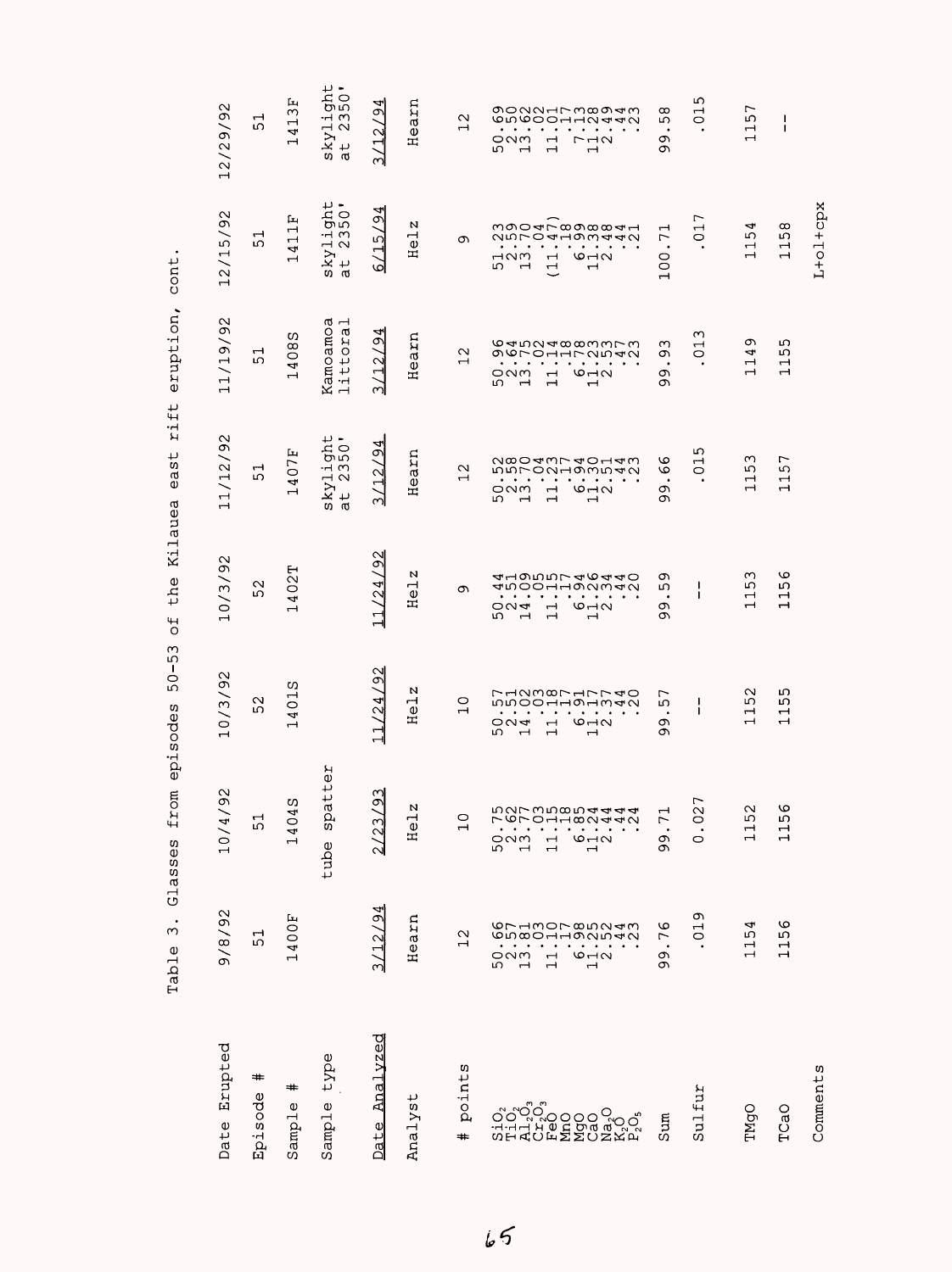Table 3. Glasses from episodes 50-53 of the Kilauea east rift eruption, cont.

| Date Erupted | 9/8/92 | 10/4/92 | 10/3/92 | 10/3/92 | 11/12/92 | 11/19/92 | 12/15/92 | 12/29/92 |
|---|---|---|---|---|---|---|---|---|
| Episode # | 51 | 51 | 52 | 52 | 51 | 51 | 51 | 51 |
| Sample # | 1400F | 1404S | 1401S | 1402T | 1407F | 1408S | 1411F | 1413F |
| Sample type | | tube spatter | | | skylight at 2350' | Kamoamoa littoral | skylight at 2350' | skylight at 2350' |
| Date Analyzed | 3/12/94 | 2/23/93 | 11/24/92 | 11/24/92 | 3/12/94 | 3/12/94 | 6/15/94 | 3/12/94 |
| Analyst | Hearn | Helz | Helz | Helz | Hearn | Hearn | Helz | Hearn |
| # points | 12 | 10 | 10 | 9 | 12 | 12 | 9 | 12 |
| $SiO_2$ | 50.66 | 50.75 | 50.57 | 50.44 | 50.52 | 50.96 | 51.23 | 50.69 |
| $TiO_2$ | 2.57 | 2.62 | 2.51 | 2.51 | 2.58 | 2.64 | 2.59 | 2.50 |
| $Al_2O_3$ | 13.81 | 13.77 | 14.02 | 14.09 | 13.70 | 13.75 | 13.70 | 13.62 |
| $Cr_2O_3$ | .03 | .03 | .03 | .05 | .04 | .02 | .04 | .02 |
| FeO | 11.10 | 11.15 | 11.18 | 11.15 | 11.23 | 11.14 | (11.47) | 11.01 |
| MnO | .17 | .18 | .17 | .17 | .17 | .18 | .18 | .17 |
| MgO | 6.98 | 6.85 | 6.91 | 6.94 | 6.94 | 6.78 | 6.99 | 7.13 |
| CaO | 11.25 | 11.24 | 11.17 | 11.26 | 11.30 | 11.23 | 11.38 | 11.28 |
| $Na_2O$ | 2.52 | 2.44 | 2.37 | 2.34 | 2.51 | 2.53 | 2.48 | 2.49 |
| $K_2O$ | .44 | .44 | .44 | .44 | .44 | .47 | .44 | .44 |
| $P_2O_5$ | .23 | .24 | .20 | .20 | .23 | .23 | .21 | .23 |
| Sum | 99.76 | 99.71 | 99.57 | 99.59 | 99.66 | 99.93 | 100.71 | 99.58 |
| Sulfur | .019 | 0.027 | -- | -- | .015 | .013 | .017 | .015 |
| TMgO | 1154 | 1152 | 1152 | 1153 | 1153 | 1149 | 1154 | 1157 |
| TCaO | 1156 | 1156 | 1155 | 1156 | 1157 | 1155 | 1158 | -- |
| Comments | | | | | | | L+ol+cpx | |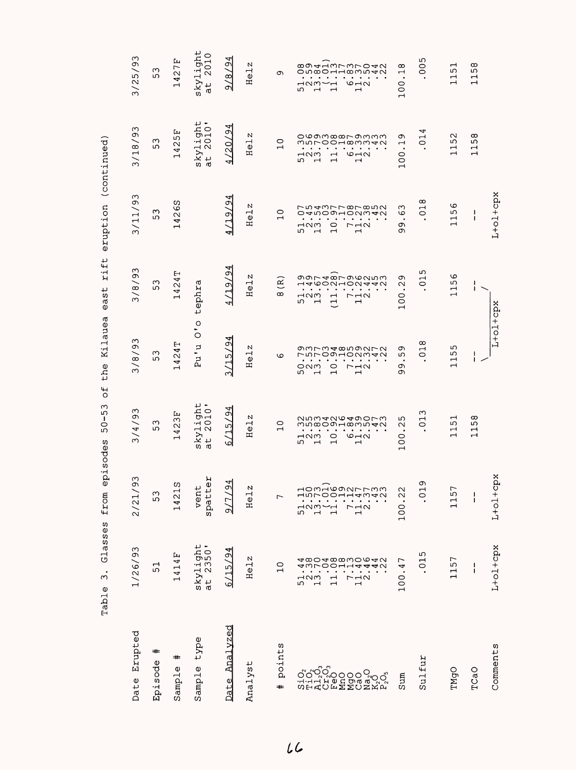Table 3. Glasses from episodes 50-53 of the Kilauea east rift eruption (continued)

| Date Erupted | 1/26/93 | 2/21/93 | 3/4/93 | 3/8/93 | 3/8/93 | 3/11/93 | 3/18/93 | 3/25/93 |
|---|---|---|---|---|---|---|---|---|
| Episode # | 51 | 53 | 53 | 53 | 53 | 53 | 53 | 53 |
| Sample # | 1414F | 1421S | 1423F | 1424T | 1424T | 1426S | 1425F | 1427F |
| Sample type | skylight at 2350' | vent spatter | skylight at 2010' | Pu'u O'o tephra | | | skylight at 2010' | skylight at 2010 |
| Date Analyzed | 6/15/94 | 9/7/94 | 6/15/94 | 3/15/94 | 4/19/94 | 4/19/94 | 4/20/94 | 9/8/94 |
| Analyst | Helz | Helz | Helz | Helz | Helz | Helz | Helz | Helz |
| # points | 10 | 7 | 10 | 6 | 8(R) | 10 | 10 | 9 |
| $SiO_2$ | 51.44 | 51.11 | 51.32 | 50.79 | 51.19 | 51.07 | 51.30 | 51.08 |
| $TiO_2$ | 2.38 | 2.50 | 2.55 | 2.53 | 2.49 | 2.45 | 2.56 | 2.59 |
| $Al_2O_3$ | 13.70 | 13.73 | 13.83 | 13.77 | 13.67 | 13.54 | 13.79 | 13.84 |
| $Cr_2O_3$ | .04 | (.01) | .04 | .03 | .04 | .03 | .03 | (.01) |
| FeO | 11.08 | 11.06 | 10.92 | 10.94 | (11.28) | 10.97 | 11.08 | 11.13 |
| MnO | .18 | .19 | .16 | .18 | .17 | .17 | .18 | .17 |
| MgO | 7.13 | 7.12 | 6.84 | 7.05 | 7.09 | 7.08 | 6.87 | 6.83 |
| CaO | 11.40 | 11.47 | 11.39 | 11.29 | 11.26 | 11.27 | 11.39 | 11.37 |
| $Na_2O$ | 2.46 | 2.37 | 2.50 | 2.32 | 2.42 | 2.38 | 2.33 | 2.50 |
| $K_2O$ | .44 | .43 | .47 | .47 | .45 | .45 | .43 | .44 |
| $P_2O_5$ | .22 | .23 | .23 | .22 | .23 | .22 | .23 | .22 |
| Sum | 100.47 | 100.22 | 100.25 | 99.59 | 100.29 | 99.63 | 100.19 | 100.18 |
| Sulfur | .015 | .019 | .013 | .018 | .015 | .018 | .014 | .005 |
| TMgO | 1157 | 1157 | 1151 | 1155 | 1156 | 1156 | 1152 | 1151 |
| TCaO | -- | -- | 1158 | -- | -- | -- | 1158 | 1158 |
| Comments | L+ol+cpx | L+ol+cpx | | L+ol+cpx | | L+ol+cpx | | |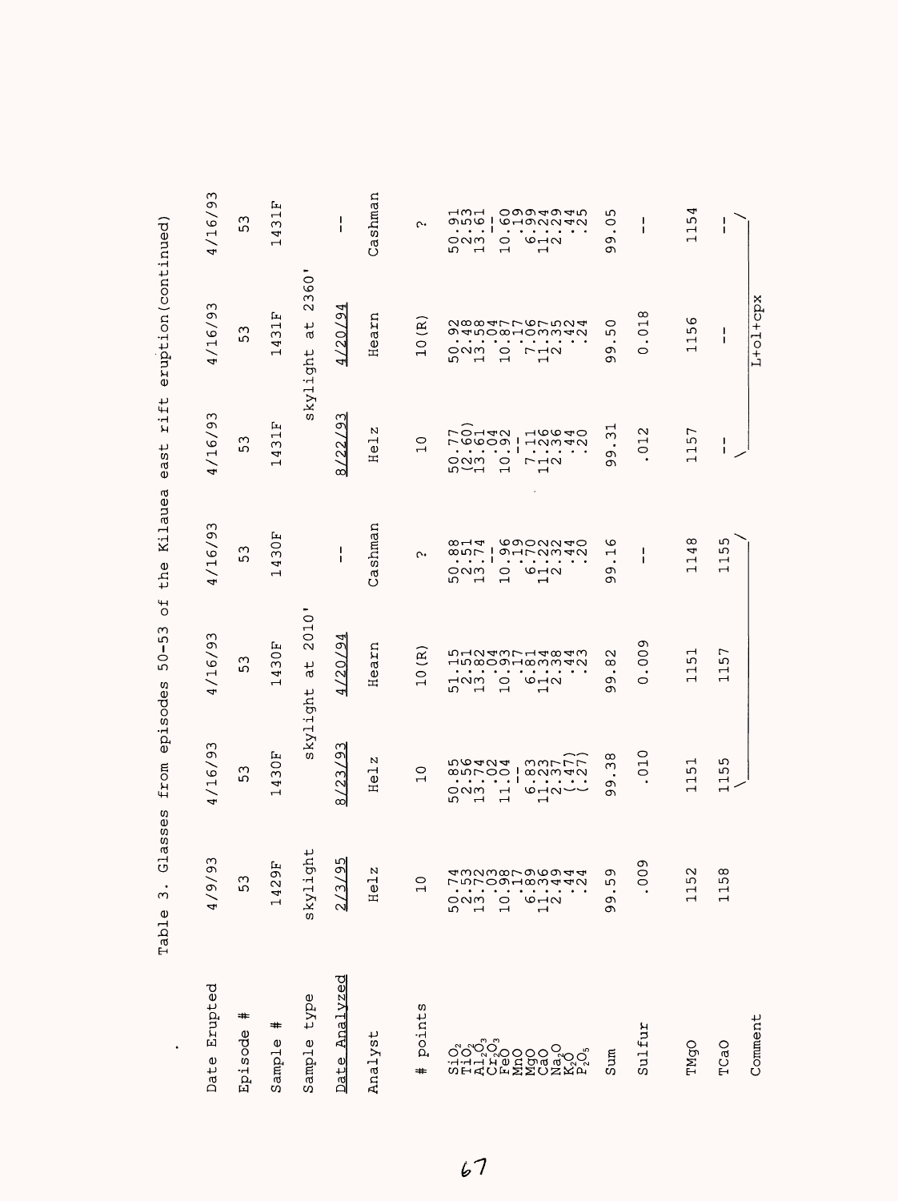Table 3. Glasses from episodes 50-53 of the Kilauea east rift eruption (continued)

| Date Erupted | 4/9/93 | 4/16/93 | 4/16/93 | 4/16/93 | 4/16/93 | 4/16/93 | 4/16/93 |
|---|---|---|---|---|---|---|---|
| Episode # | 53 | 53 | 53 | 53 | 53 | 53 | 53 |
| Sample # | 1429F | 1430F | 1430F | 1430F | 1431F | 1431F | 1431F |
| Sample type | skylight | skylight at 2010' | | | skylight at 2360' | | |
| Date Analyzed | 2/3/95 | 8/23/93 | 4/20/94 | -- | 8/22/93 | 4/20/94 | -- |
| Analyst | Helz | Helz | Hearn | Cashman | Helz | Hearn | Cashman |
| # points | 10 | 10 | 10(R) | ? | 10 | 10(R) | ? |
| $SiO_2$ | 50.74 | 50.85 | 51.15 | 50.88 | 50.77 | 50.92 | 50.91 |
| $TiO_2$ | 2.53 | 2.56 | 2.51 | 2.51 | (2.60) | 2.48 | 2.53 |
| $Al_2O_3$ | 13.72 | 13.74 | 13.82 | 13.74 | 13.61 | 13.58 | 13.61 |
| $Cr_2O_3$ | .03 | .02 | .04 | -- | .04 | .04 | -- |
| FeO | 10.98 | 11.04 | 10.93 | 10.96 | 10.92 | 10.87 | 10.60 |
| MnO | .17 | -- | .17 | .19 | -- | .17 | .19 |
| MgO | 6.89 | 6.83 | 6.81 | 6.70 | 7.11 | 7.06 | 6.99 |
| CaO | 11.36 | 11.23 | 11.34 | 11.22 | 11.26 | 11.37 | 11.24 |
| $Na_2O$ | 2.49 | 2.37 | 2.38 | 2.32 | 2.36 | 2.35 | 2.29 |
| $K_2O$ | .44 | (.47) | .44 | .44 | .44 | .42 | .44 |
| $P_2O_5$ | .24 | (.27) | .23 | .20 | .20 | .24 | .25 |
| Sum | 99.59 | 99.38 | 99.82 | 99.16 | 99.31 | 99.50 | 99.05 |
| Sulfur | .009 | .010 | 0.009 | -- | .012 | 0.018 | -- |
| TMgO | 1152 | 1151 | 1151 | 1148 | 1157 | 1156 | 1154 |
| TCaO | 1158 | 1155 | 1157 | 1155 | -- | -- | -- |
| Comment | | | | | | L+ol+cpx | |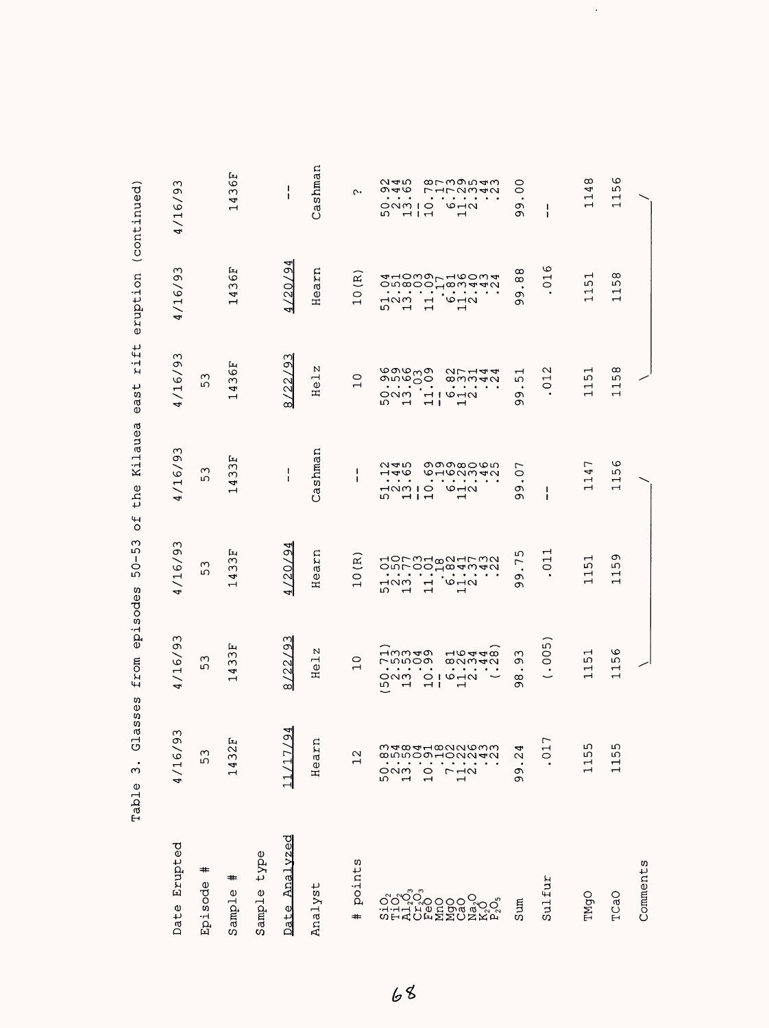Table 3. Glasses from episodes 50-53 of the Kilauea east rift eruption (continued)

| Date Erupted | 4/16/93 | 4/16/93 | 4/16/93 | 4/16/93 | 4/16/93 | 4/16/93 | 4/16/93 |
|---|---|---|---|---|---|---|---|
| Episode # | 53 | 53 | 53 | 53 | 53 | | |
| Sample # | 1432F | 1433F | 1433F | 1433F | 1436F | 1436F | 1436F |
| Sample type | | | | | | | |
| Date Analyzed | 11/17/94 | 8/22/93 | 4/20/94 | -- | 8/22/93 | 4/20/94 | -- |
| Analyst | Hearn | Helz | Hearn | Cashman | Helz | Hearn | Cashman |
| # points | 12 | 10 | 10(R) | -- | 10 | 10(R) | ? |
| $SiO_2$ | 50.83 | (50.71) | 51.01 | 51.12 | 50.96 | 51.04 | 50.92 |
| $TiO_2$ | 2.54 | 2.53 | 2.50 | 2.44 | 2.59 | 2.51 | 2.44 |
| $Al_2O_3$ | 13.58 | 13.53 | 13.77 | 13.65 | 13.66 | 13.80 | 13.65 |
| $Cr_2O_3$ | .04 | .04 | .03 | -- | .03 | .03 | -- |
| FeO | 10.91 | 10.99 | 11.01 | 10.69 | 11.09 | 11.09 | 10.78 |
| MnO | .18 | -- | .18 | .19 | -- | .17 | .17 |
| MgO | 7.02 | 6.81 | 6.82 | 6.69 | 6.82 | 6.81 | 6.73 |
| CaO | 11.22 | 11.26 | 11.41 | 11.28 | 11.37 | 11.36 | 11.29 |
| $Na_2O$ | 2.26 | 2.34 | 2.37 | 2.30 | 2.31 | 2.40 | 2.35 |
| $K_2O$ | .43 | .44 | .43 | .46 | .44 | .43 | .44 |
| $P_2O_5$ | .23 | (.28) | .22 | .25 | .24 | .24 | .23 |
| Sum | 99.24 | 98.93 | 99.75 | 99.07 | 99.51 | 99.88 | 99.00 |
| Sulfur | .017 | (.005) | .011 | -- | .012 | .016 | -- |
| TMgO | 1155 | 1151 | 1151 | 1147 | 1151 | 1151 | 1148 |
| TCaO | 1155 | 1156 | 1159 | 1156 | 1158 | 1158 | 1156 |
| Comments | | | | | | | |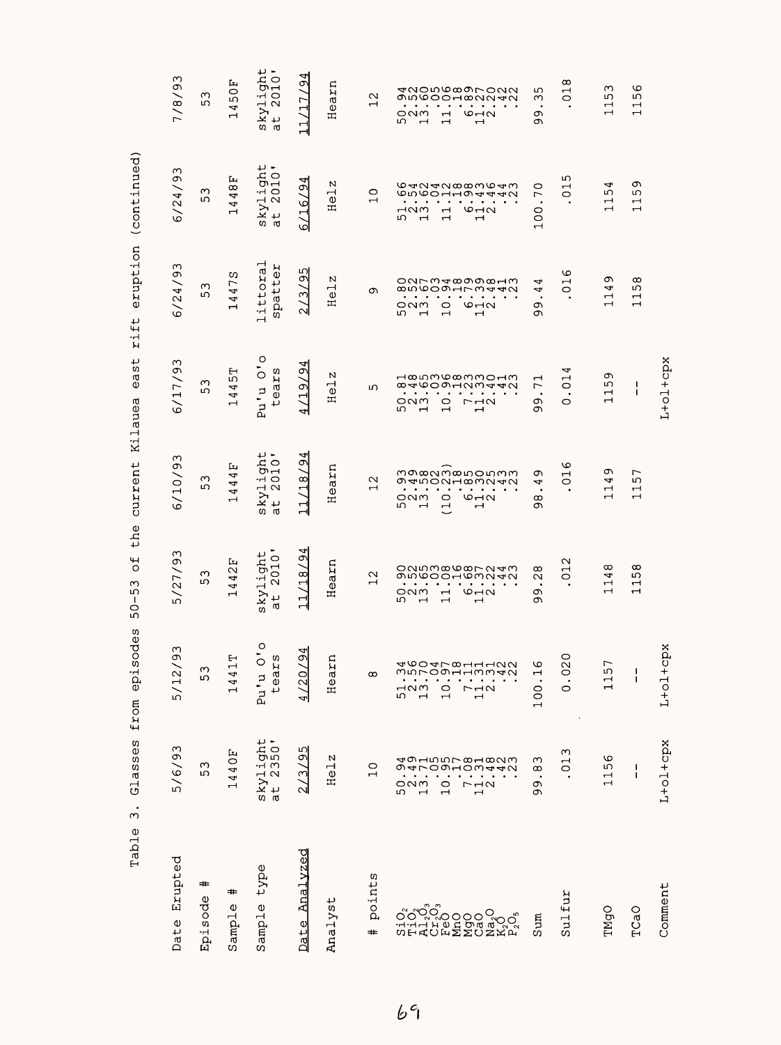Table 3. Glasses from episodes 50-53 of the current Kilauea east rift eruption (continued)

| Date Erupted | 5/6/93 | 5/12/93 | 5/27/93 | 6/10/93 | 6/17/93 | 6/24/93 | 6/24/93 | 7/8/93 |
|---|---|---|---|---|---|---|---|---|
| Episode # | 53 | 53 | 53 | 53 | 53 | 53 | 53 | 53 |
| Sample # | 1440F | 1441T | 1442F | 1444F | 1445T | 1447S | 1448F | 1450F |
| Sample type | skylight at 2350' | Pu'u O'o tears | skylight at 2010' | skylight at 2010' | Pu'u O'o tears | littoral spatter | skylight at 2010' | skylight at 2010' |
| Date Analyzed | 2/3/95 | 4/20/94 | 11/18/94 | 11/18/94 | 4/19/94 | 2/3/95 | 6/16/94 | 11/17/94 |
| Analyst | Helz | Hearn | Hearn | Hearn | Helz | Helz | Helz | Hearn |
| # points | 10 | 8 | 12 | 12 | 5 | 9 | 10 | 12 |
| $SiO_2$ | 50.94 | 51.34 | 50.90 | 50.93 | 50.81 | 50.80 | 51.66 | 50.94 |
| $TiO_2$ | 2.49 | 2.56 | 2.52 | 2.49 | 2.48 | 2.52 | 2.54 | 2.52 |
| $Al_2O_3$ | 13.71 | 13.70 | 13.65 | 13.58 | 13.65 | 13.67 | 13.62 | 13.60 |
| $Cr_2O_3$ | .05 | .04 | .03 | .02 | .03 | .03 | .04 | .05 |
| FeO | 10.95 | 10.97 | 11.08 | (10.23) | 10.96 | 10.94 | 11.12 | 11.06 |
| MnO | .17 | .18 | .16 | .18 | .18 | .18 | .18 | .18 |
| MgO | 7.08 | 7.11 | 6.68 | 6.85 | 7.23 | 6.79 | 6.98 | 6.89 |
| CaO | 11.31 | 11.31 | 11.37 | 11.30 | 11.33 | 11.39 | 11.43 | 11.27 |
| $Na_2O$ | 2.48 | 2.31 | 2.22 | 2.25 | 2.40 | 2.48 | 2.46 | 2.20 |
| $K_2O$ | .42 | .42 | .44 | .43 | .41 | .41 | .44 | .42 |
| $P_2O_5$ | .23 | .22 | .23 | .23 | .23 | .23 | .23 | .22 |
| Sum | 99.83 | 100.16 | 99.28 | 98.49 | 99.71 | 99.44 | 100.70 | 99.35 |
| Sulfur | .013 | 0.020 | .012 | .016 | 0.014 | .016 | .015 | .018 |
| TMgO | 1156 | 1157 | 1148 | 1149 | 1159 | 1149 | 1154 | 1153 |
| TCaO | -- | -- | 1158 | 1157 | -- | 1158 | 1159 | 1156 |
| Comment | L+ol+cpx | L+ol+cpx | | | L+ol+cpx | | | |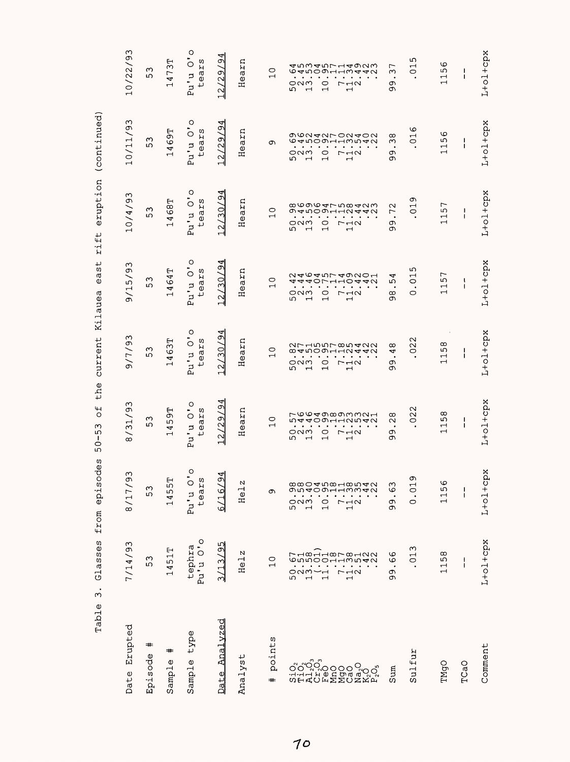Table 3. Glasses from episodes 50-53 of the current Kilauea east rift eruption (continued)

| Date Erupted | 7/14/93 | 8/17/93 | 8/31/93 | 9/7/93 | 9/15/93 | 10/4/93 | 10/11/93 | 10/22/93 |
|---|---|---|---|---|---|---|---|---|
| Episode # | 53 | 53 | 53 | 53 | 53 | 53 | 53 | 53 |
| Sample # | 1451T | 1455T | 1459T | 1463T | 1464T | 1468T | 1469T | 1473T |
| Sample type | tephra Pu'u O'o | Pu'u O'o tears | Pu'u O'o tears | Pu'u O'o tears | Pu'u O'o tears | Pu'u O'o tears | Pu'u O'o tears | Pu'u O'o tears |
| Date Analyzed | 3/13/95 | 6/16/94 | 12/29/94 | 12/30/94 | 12/30/94 | 12/30/94 | 12/29/94 | 12/29/94 |
| Analyst | Helz | Helz | Hearn | Hearn | Hearn | Hearn | Hearn | Hearn |
| # points | 10 | 9 | 10 | 10 | 10 | 10 | 9 | 10 |
| $SiO_2$ | 50.67 | 50.98 | 50.57 | 50.82 | 50.42 | 50.98 | 50.69 | 50.64 |
| $TiO_2$ | 2.51 | 2.58 | 2.46 | 2.47 | 2.44 | 2.46 | 2.46 | 2.45 |
| $Al_2O_3$ | 13.58 | 13.40 | 13.46 | 13.51 | 13.46 | 13.59 | 13.52 | 13.53 |
| $Cr_2O_3$ | (.01) | .04 | .04 | .05 | .04 | .06 | .04 | .04 |
| FeO | 11.01 | 10.95 | 10.99 | 10.95 | 10.75 | 10.94 | 10.92 | 10.95 |
| MnO | .18 | .18 | .18 | .17 | .17 | .17 | .17 | .17 |
| MgO | 7.17 | 7.11 | 7.19 | 7.18 | 7.14 | 7.15 | 7.10 | 7.11 |
| CaO | 11.38 | 11.38 | 11.23 | 11.25 | 11.09 | 11.28 | 11.32 | 11.34 |
| $Na_2O$ | 2.51 | 2.35 | 2.53 | 2.44 | 2.42 | 2.44 | 2.54 | 2.49 |
| $K_2O$ | .42 | .44 | .42 | .42 | .40 | .42 | .40 | .42 |
| $P_2O_5$ | .22 | .22 | .21 | .22 | .21 | .23 | .22 | .23 |
| Sum | 99.66 | 99.63 | 99.28 | 99.48 | 98.54 | 99.72 | 99.38 | 99.37 |
| Sulfur | .013 | 0.019 | .022 | .022 | 0.015 | .019 | .016 | .015 |
| TMgO | 1158 | 1156 | 1158 | 1158 | 1157 | 1157 | 1156 | 1156 |
| TCaO | -- | -- | -- | -- | -- | -- | -- | -- |
| Comment | L+ol+cpx | L+ol+cpx | L+ol+cpx | L+ol+cpx | L+ol+cpx | L+ol+cpx | L+ol+cpx | L+ol+cpx |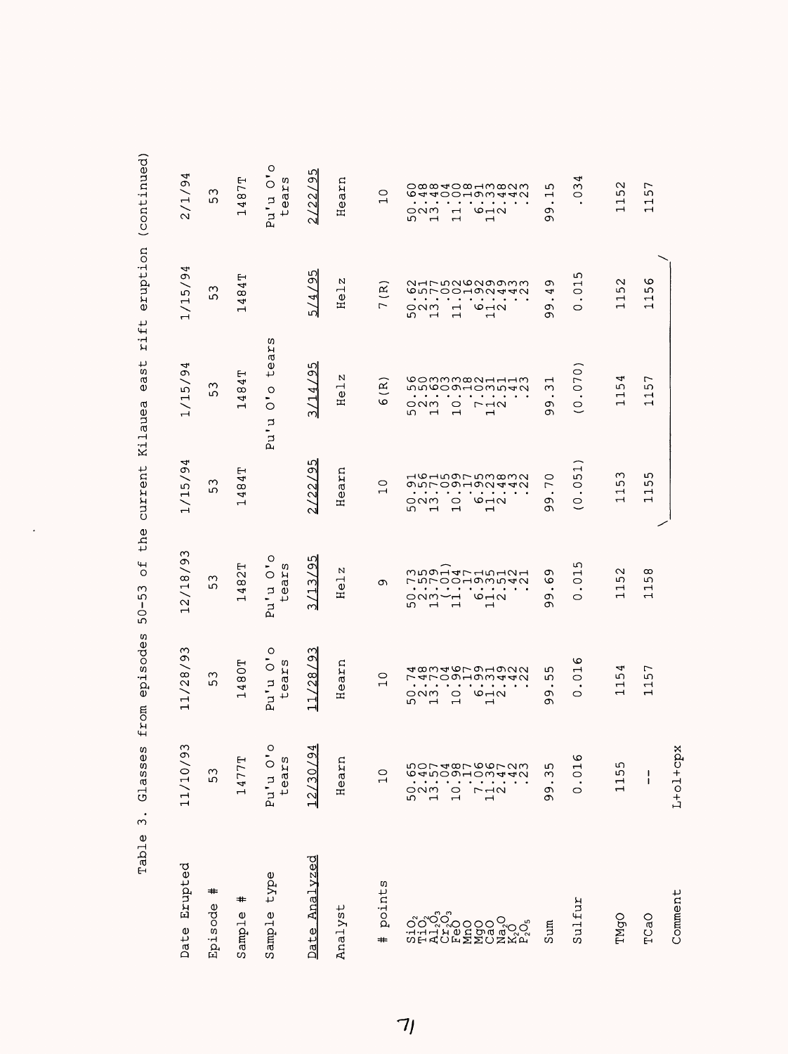Table 3. Glasses from episodes 50-53 of the current Kilauea east rift eruption (continued)

| Date Erupted | 11/10/93 | 11/28/93 | 12/18/93 | 1/15/94 | 1/15/94 | 1/15/94 | 2/1/94 |
|---|---|---|---|---|---|---|---|
| Episode # | 53 | 53 | 53 | 53 | 53 | 53 | 53 |
| Sample # | 1477T | 1480T | 1482T | 1484T | 1484T | 1484T | 1487T |
| Sample type | Pu'u O'o tears | Pu'u O'o tears | Pu'u O'o tears | Pu'u O'o tears | | | Pu'u O'o tears |
| Date Analyzed | 12/30/94 | 11/28/93 | 3/13/95 | 2/22/95 | 3/14/95 | 5/4/95 | 2/22/95 |
| Analyst | Hearn | Hearn | Helz | Hearn | Helz | Helz | Hearn |
| # points | 10 | 10 | 9 | 10 | 6(R) | 7(R) | 10 |
| $SiO_2$ | 50.65 | 50.74 | 50.73 | 50.91 | 50.56 | 50.62 | 50.60 |
| $TiO_2$ | 2.40 | 2.48 | 2.55 | 2.56 | 2.50 | 2.51 | 2.48 |
| $Al_2O_3$ | 13.57 | 13.73 | 13.79 | 13.71 | 13.63 | 13.77 | 13.48 |
| $Cr_2O_3$ | .04 | .04 | (.01) | .05 | .03 | .05 | .04 |
| FeO | 10.98 | 10.96 | 11.04 | 10.99 | 10.93 | 11.02 | 11.00 |
| MnO | .17 | .17 | .17 | .17 | .18 | .16 | .18 |
| MgO | 7.06 | 6.99 | 6.91 | 6.95 | 7.02 | 6.92 | 6.91 |
| CaO | 11.36 | 11.31 | 11.35 | 11.23 | 11.31 | 11.29 | 11.33 |
| $Na_2O$ | 2.47 | 2.49 | 2.51 | 2.48 | 2.51 | 2.49 | 2.48 |
| $K_2O$ | .42 | .42 | .42 | .43 | .41 | .43 | .42 |
| $P_2O_5$ | .23 | .22 | .21 | .22 | .23 | .23 | .23 |
| Sum | 99.35 | 99.55 | 99.69 | 99.70 | 99.31 | 99.49 | 99.15 |
| Sulfur | 0.016 | 0.016 | 0.015 | (0.051) | (0.070) | 0.015 | .034 |
| TMgO | 1155 | 1154 | 1152 | 1153 | 1154 | 1152 | 1152 |
| TCaO | -- | 1157 | 1158 | 1155 | 1157 | 1156 | 1157 |
| Comment | L+ol+cpx | | | | | | |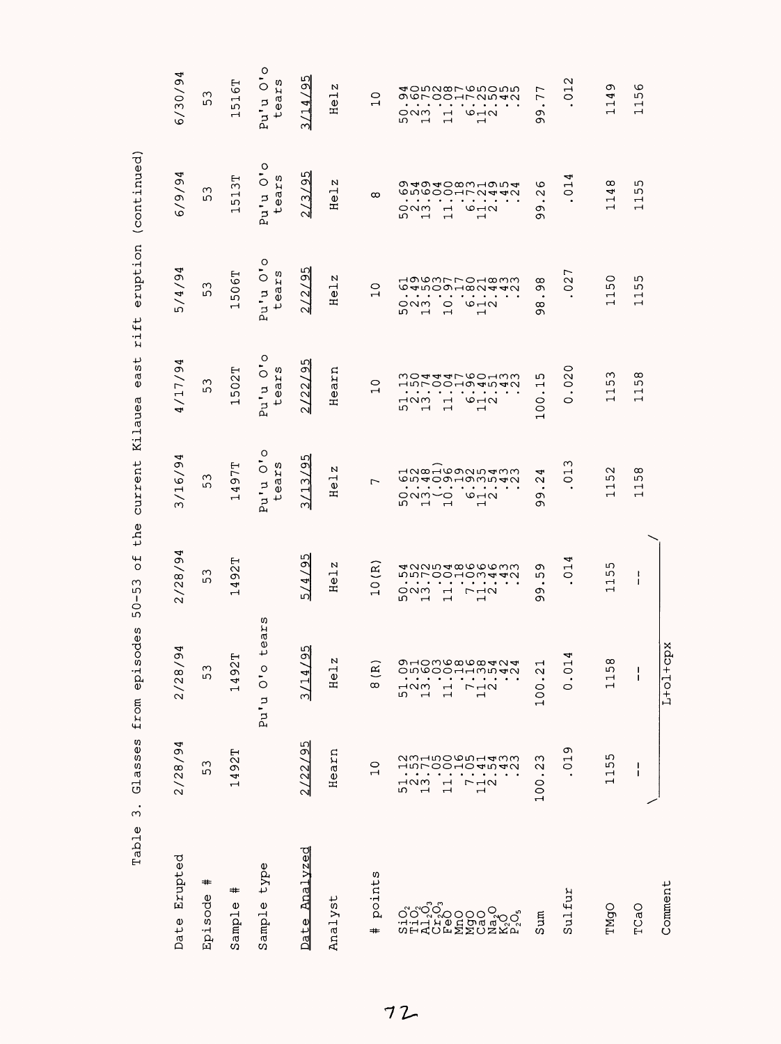Table 3. Glasses from episodes 50-53 of the current Kilauea east rift eruption (continued)

| Date Erupted | 2/28/94 | 2/28/94 | 2/28/94 | 3/16/94 | 4/17/94 | 5/4/94 | 6/9/94 | 6/30/94 |
|---|---|---|---|---|---|---|---|---|
| Episode # | 53 | 53 | 53 | 53 | 53 | 53 | 53 | 53 |
| Sample # | 1492T | 1492T | 1492T | 1497T | 1502T | 1506T | 1513T | 1516T |
| Sample type | | Pu'u O'o tears | | Pu'u O'o tears | Pu'u O'o tears | Pu'u O'o tears | Pu'u O'o tears | Pu'u O'o tears |
| Date Analyzed | 2/22/95 | 3/14/95 | 5/4/95 | 3/13/95 | 2/22/95 | 2/2/95 | 2/3/95 | 3/14/95 |
| Analyst | Hearn | Helz | Helz | Helz | Hearn | Helz | Helz | Helz |
| # points | 10 | 8 (R) | 10 (R) | 7 | 10 | 10 | 8 | 10 |
| $SiO_2$ | 51.12 | 51.09 | 50.54 | 50.61 | 51.13 | 50.61 | 50.69 | 50.94 |
| $TiO_2$ | 2.53 | 2.51 | 2.52 | 2.52 | 2.50 | 2.49 | 2.54 | 2.60 |
| $Al_2O_3$ | 13.71 | 13.60 | 13.72 | 13.48 | 13.74 | 13.56 | 13.69 | 13.75 |
| $Cr_2O_3$ | .05 | .03 | .05 | (.01) | .04 | .03 | .04 | .02 |
| FeO | 11.00 | 11.06 | 11.04 | 10.96 | 11.04 | 10.97 | 11.00 | 11.08 |
| MnO | .16 | .18 | .18 | .19 | .17 | .17 | .18 | .17 |
| MgO | 7.05 | 7.16 | 7.06 | 6.92 | 6.96 | 6.80 | 6.73 | 6.76 |
| CaO | 11.41 | 11.38 | 11.36 | 11.35 | 11.40 | 11.21 | 11.21 | 11.25 |
| $Na_2O$ | 2.54 | 2.54 | 2.46 | 2.54 | 2.51 | 2.48 | 2.49 | 2.50 |
| $K_2O$ | .43 | .42 | .43 | .43 | .43 | .43 | .45 | .45 |
| $P_2O_5$ | .23 | .24 | .23 | .23 | .23 | .23 | .24 | .25 |
| Sum | 100.23 | 100.21 | 99.59 | 99.24 | 100.15 | 98.98 | 99.26 | 99.77 |
| Sulfur | .019 | 0.014 | .014 | .013 | 0.020 | .027 | .014 | .012 |
| TMgO | 1155 | 1158 | 1155 | 1152 | 1153 | 1150 | 1148 | 1149 |
| TCaO | -- | -- | -- | 1158 | 1158 | 1155 | 1155 | 1156 |
| Comment | | L+ol+cpx | | | | | | |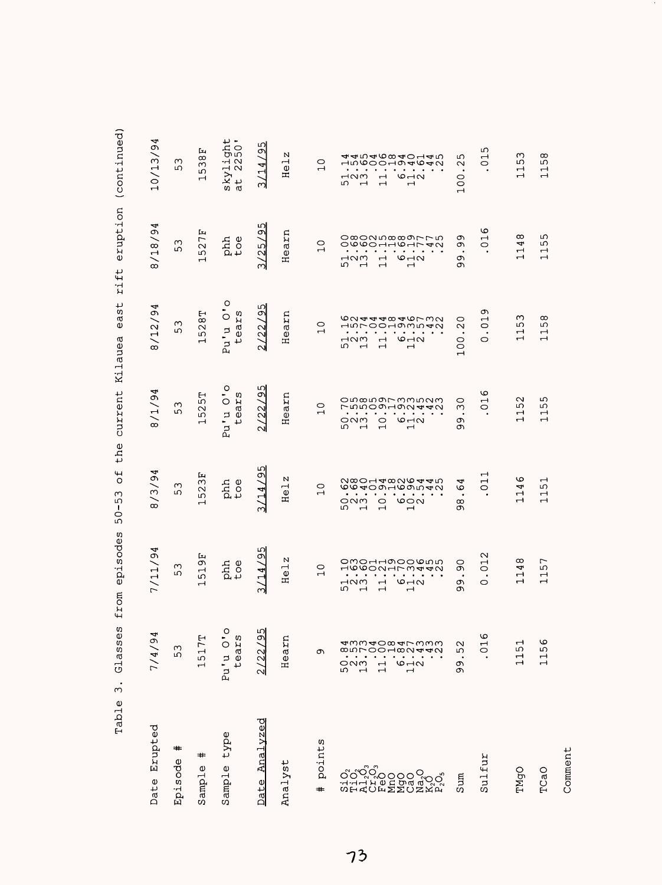Table 3. Glasses from episodes 50-53 of the current Kilauea east rift eruption (continued)

| Date Erupted | 7/4/94 | 7/11/94 | 8/3/94 | 8/1/94 | 8/12/94 | 8/18/94 | 10/13/94 |
|---|---|---|---|---|---|---|---|
| Episode # | 53 | 53 | 53 | 53 | 53 | 53 | 53 |
| Sample # | 1517T | 1519F | 1523F | 1525T | 1528T | 1527F | 1538F |
| Sample type | Pu'u O'o tears | phh toe | phh toe | Pu'u O'o tears | Pu'u O'o tears | phh toe | skylight at 2250' |
| Date Analyzed | 2/22/95 | 3/14/95 | 3/14/95 | 2/22/95 | 2/22/95 | 3/25/95 | 3/14/95 |
| Analyst | Hearn | Helz | Helz | Hearn | Hearn | Hearn | Helz |
| # points | 9 | 10 | 10 | 10 | 10 | 10 | 10 |
| $SiO_2$ | 50.84 | 51.10 | 50.62 | 50.70 | 51.16 | 51.00 | 51.14 |
| $TiO_2$ | 2.53 | 2.63 | 2.68 | 2.55 | 2.52 | 2.68 | 2.54 |
| $Al_2O_3$ | 13.73 | 13.60 | 13.40 | 13.58 | 13.74 | 13.60 | 13.65 |
| $Cr_2O_3$ | .04 | .01 | .01 | .05 | .04 | .02 | .04 |
| FeO | 11.00 | 11.21 | 10.94 | 10.99 | 11.04 | 11.15 | 11.06 |
| MnO | .18 | .19 | .18 | .17 | .18 | .18 | .18 |
| MgO | 6.84 | 6.70 | 6.62 | 6.93 | 6.94 | 6.68 | 6.94 |
| CaO | 11.27 | 11.30 | 10.96 | 11.23 | 11.36 | 11.19 | 11.40 |
| $Na_2O$ | 2.43 | 2.46 | 2.54 | 2.45 | 2.57 | 2.77 | 2.61 |
| $K_2O$ | .43 | .45 | .44 | .42 | .43 | .47 | .44 |
| $P_2O_5$ | .23 | .25 | .25 | .23 | .22 | .25 | .25 |
| Sum | 99.52 | 99.90 | 98.64 | 99.30 | 100.20 | 99.99 | 100.25 |
| Sulfur | .016 | 0.012 | .011 | .016 | 0.019 | .016 | .015 |
| TMgO | 1151 | 1148 | 1146 | 1152 | 1153 | 1148 | 1153 |
| TCaO | 1156 | 1157 | 1151 | 1155 | 1158 | 1155 | 1158 |
| Comment | | | | | | | |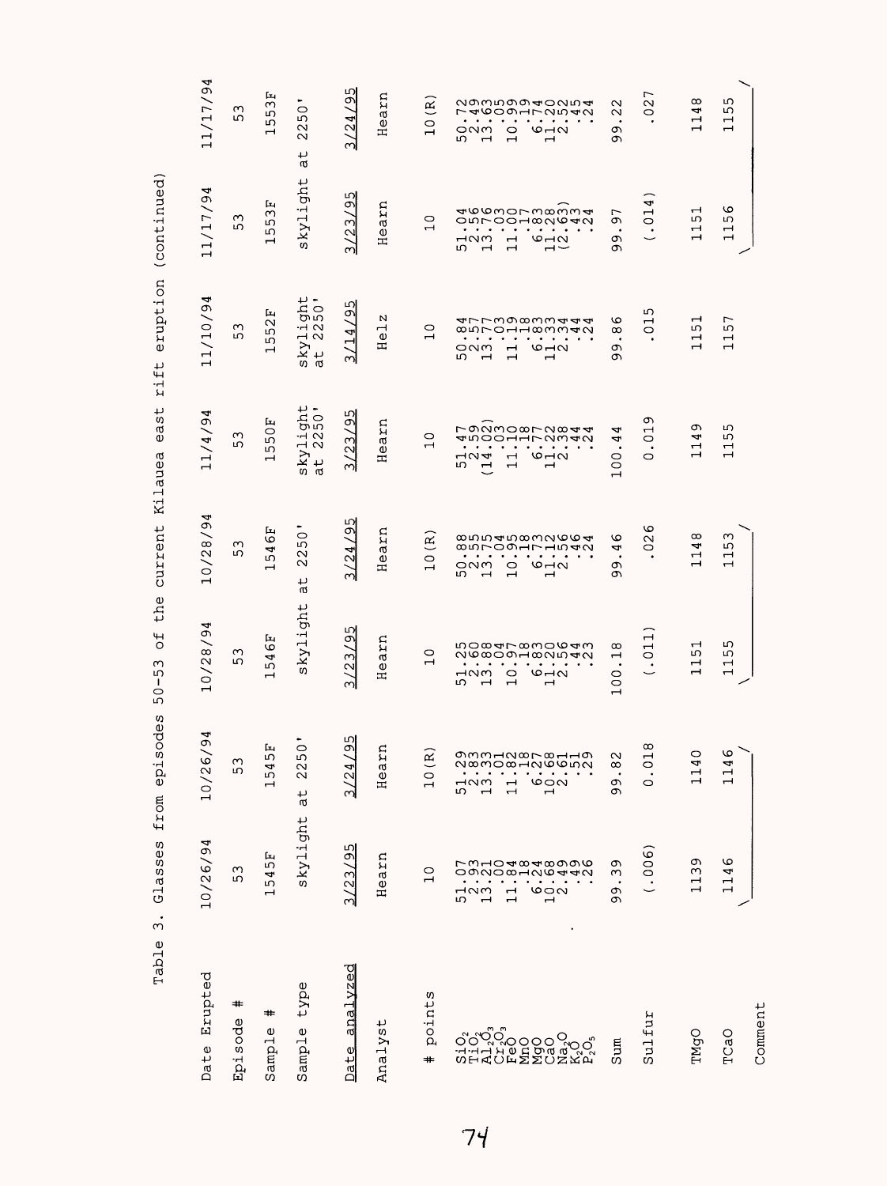Table 3. Glasses from episodes 50-53 of the current Kilauea east rift eruption (continued)

| Date Erupted | 10/26/94 | 10/26/94 | 10/28/94 | 10/28/94 | 11/4/94 | 11/10/94 | 11/17/94 | 11/17/94 |
|---|---|---|---|---|---|---|---|---|
| Episode # | 53 | 53 | 53 | 53 | 53 | 53 | 53 | 53 |
| Sample # | 1545F | 1545F | 1546F | 1546F | 1550F | 1552F | 1553F | 1553F |
| Sample type | skylight at 2250' | | skylight at 2250' | | skylight at 2250' | skylight at 2250' | skylight at 2250' | |
| Date analyzed | 3/23/95 | 3/24/95 | 3/23/95 | 3/24/95 | 3/23/95 | 3/14/95 | 3/23/95 | 3/24/95 |
| Analyst | Hearn | Hearn | Hearn | Hearn | Hearn | Helz | Hearn | Hearn |
| # points | 10 | 10(R) | 10 | 10(R) | 10 | 10 | 10 | 10(R) |
| $SiO_2$ | 51.07 | 51.29 | 51.25 | 50.88 | 51.47 | 50.84 | 51.04 | 50.72 |
| $TiO_2$ | 2.93 | 2.83 | 2.60 | 2.55 | 2.59 | 2.57 | 2.56 | 2.49 |
| $Al_2O_3$ | 13.21 | 13.33 | 13.88 | 13.75 | (14.02) | 13.77 | 13.76 | 13.63 |
| $Cr_2O_3$ | .00 | .01 | .04 | .04 | .03 | .03 | .03 | .05 |
| FeO | 11.84 | 11.82 | 10.97 | 10.95 | 11.10 | 11.19 | 11.00 | 10.99 |
| MnO | .18 | .18 | .18 | .18 | .18 | .18 | .17 | .19 |
| MgO | 6.24 | 6.27 | 6.83 | 6.73 | 6.77 | 6.83 | 6.83 | 6.74 |
| CaO | 10.68 | 10.68 | 11.20 | 11.12 | 11.22 | 11.33 | 11.28 | 11.20 |
| $Na_2O$ | 2.49 | 2.61 | 2.56 | 2.56 | 2.38 | 2.34 | (2.63) | 2.52 |
| $K_2O$ | .49 | .51 | .44 | .46 | .44 | .44 | .43 | .45 |
| $P_2O_5$ | .26 | .29 | .23 | .24 | .24 | .24 | .24 | .24 |
| Sum | 99.39 | 99.82 | 100.18 | 99.46 | 100.44 | 99.86 | 99.97 | 99.22 |
| Sulfur | (.006) | 0.018 | (.011) | .026 | 0.019 | .015 | (.014) | .027 |
| TMgO | 1139 | 1140 | 1151 | 1148 | 1149 | 1151 | 1151 | 1148 |
| TCaO | 1146 | 1146 | 1155 | 1153 | 1155 | 1157 | 1156 | 1155 |
| Comment | | | | | | | | |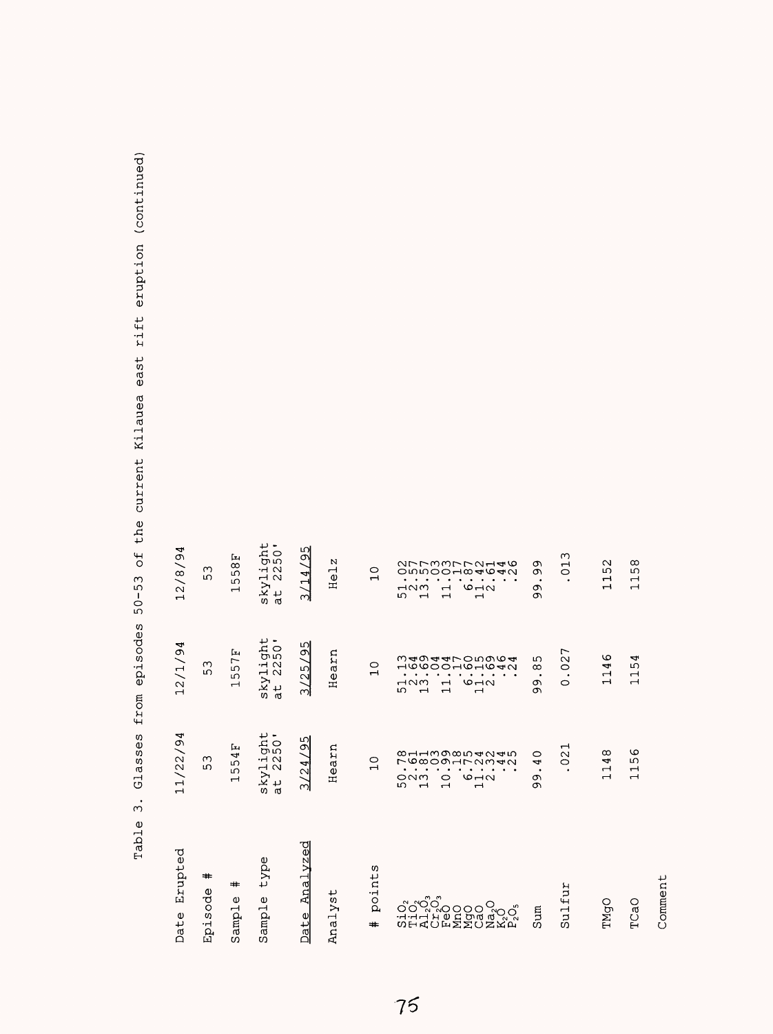Table 3. Glasses from episodes 50-53 of the current Kilauea east rift eruption (continued)

| | | | |
|---|---|---|---|
| Date Erupted | 11/22/94 | 12/1/94 | 12/8/94 |
| Episode # | 53 | 53 | 53 |
| Sample # | 1554F | 1557F | 1558F |
| Sample type | skylight at 2250' | skylight at 2250' | skylight at 2250' |
| Date Analyzed | 3/24/95 | 3/25/95 | 3/14/95 |
| Analyst | Hearn | Hearn | Helz |
| # points | 10 | 10 | 10 |
| $SiO_2$ | 50.78 | 51.13 | 51.02 |
| $TiO_2$ | 2.61 | 2.64 | 2.57 |
| $Al_2O_3$ | 13.81 | 13.69 | 13.57 |
| $Cr_2O_3$ | .03 | .04 | .03 |
| FeO | 10.99 | 11.04 | 11.03 |
| MnO | .18 | .17 | .17 |
| MgO | 6.75 | 6.60 | 6.87 |
| CaO | 11.24 | 11.15 | 11.42 |
| $Na_2O$ | 2.32 | 2.69 | 2.61 |
| $K_2O$ | .44 | .46 | .44 |
| $P_2O_5$ | .25 | .24 | .26 |
| Sum | 99.40 | 99.85 | 99.99 |
| Sulfur | .021 | 0.027 | .013 |
| TMgO | 1148 | 1146 | 1152 |
| TCaO | 1156 | 1154 | 1158 |
| Comment | | | |